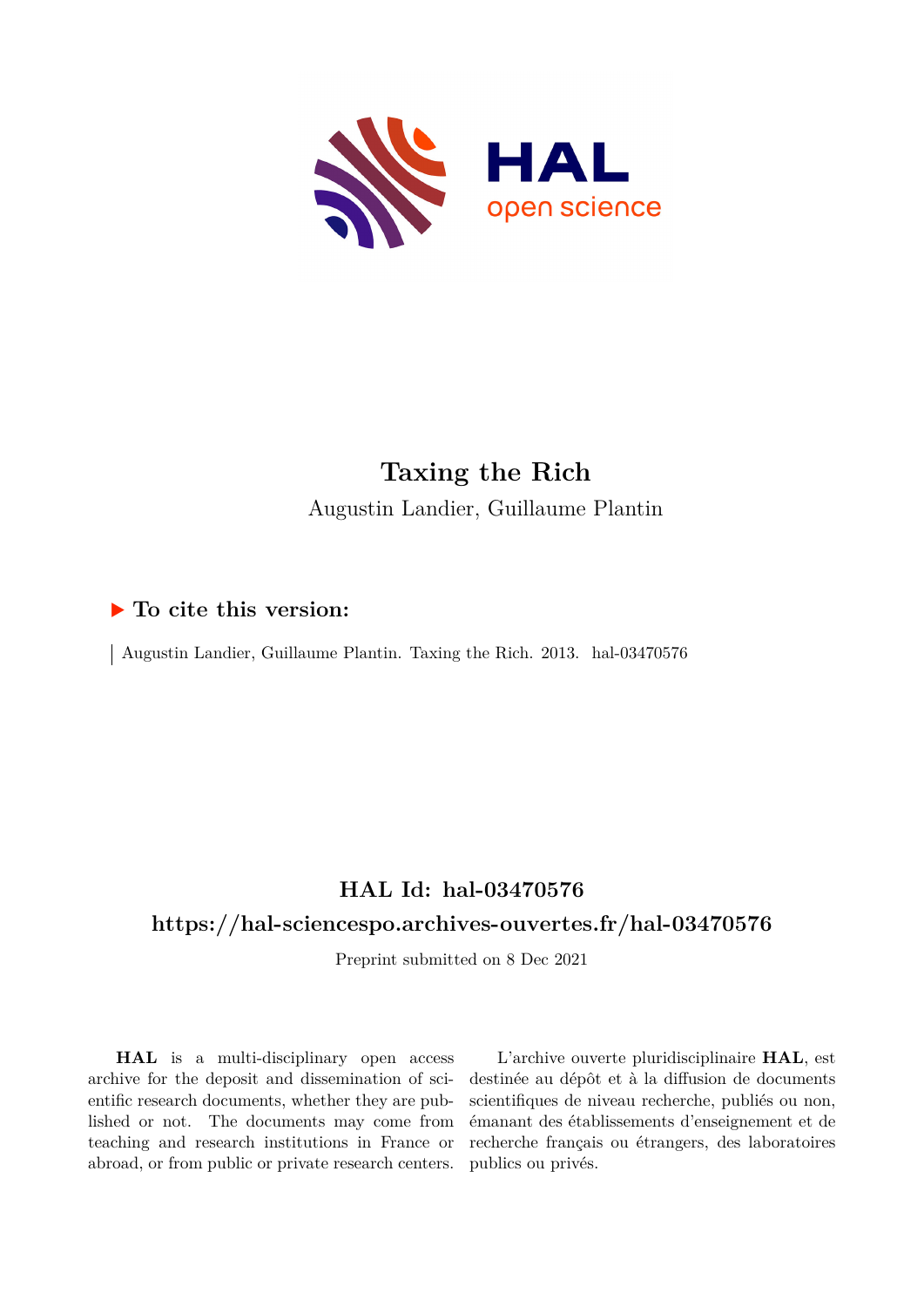# Taxing the Rich

Augustin Landier, Guillaume Plantin

## ▶ To cite this version:

Augustin Landier, Guillaume Plantin. Taxing the Rich. 2013. hal-03470576

## HAL Id: hal-03470576

## https://hal-sciencespo.archives-ouvertes.fr/hal-03470576

Preprint submitted on 8 Dec 2021

**HAL** is a multi-disciplinary open access archive for the deposit and dissemination of scientific research documents, whether they are published or not. The documents may come from teaching and research institutions in France or abroad, or from public or private research centers.

L'archive ouverte pluridisciplinaire **HAL**, est destinée au dépôt et à la diffusion de documents scientifiques de niveau recherche, publiés ou non, émanant des établissements d'enseignement et de recherche français ou étrangers, des laboratoires publics ou privés.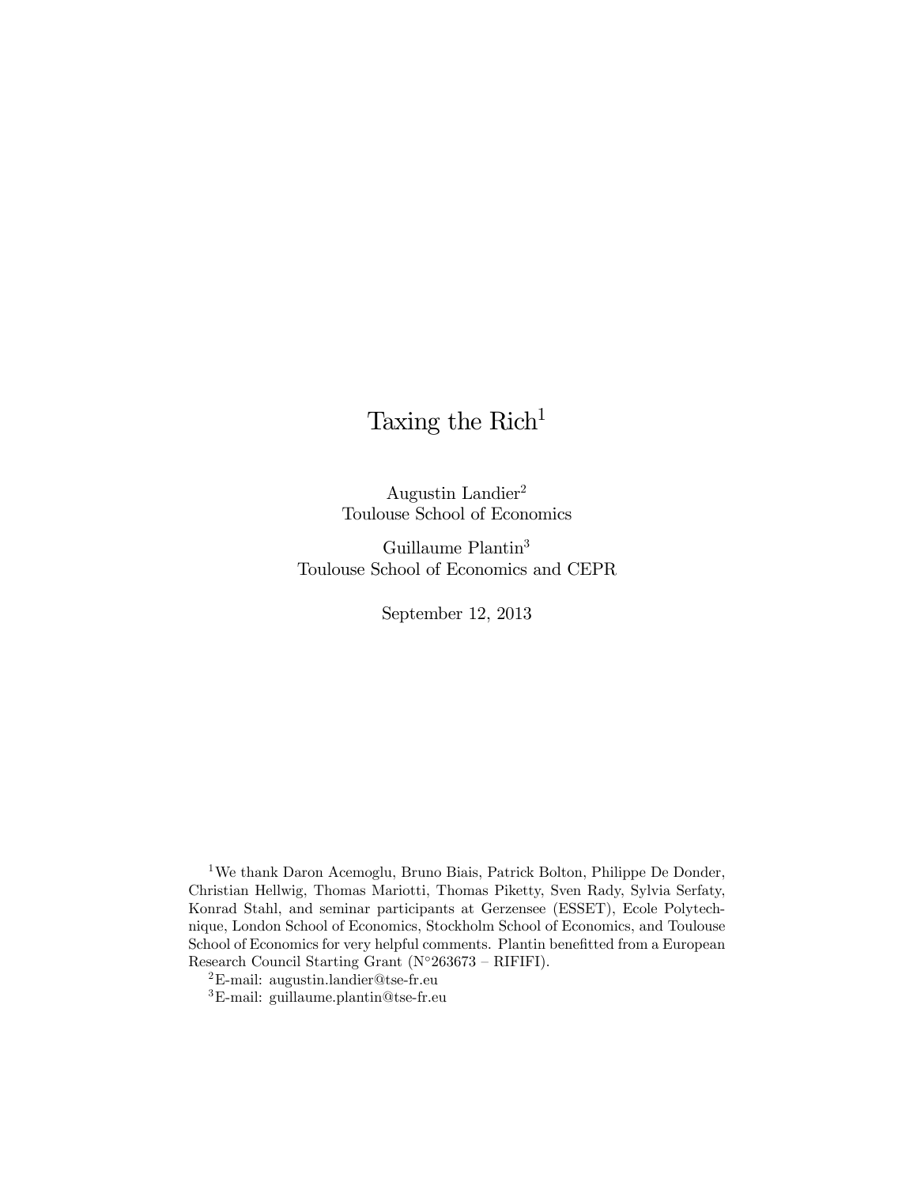# Taxing the Rich[1]

Augustin Landier[2]
Toulouse School of Economics

Guillaume Plantin[3]
Toulouse School of Economics and CEPR

September 12, 2013

[1] We thank Daron Acemoglu, Bruno Biais, Patrick Bolton, Philippe De Donder, Christian Hellwig, Thomas Mariotti, Thomas Piketty, Sven Rady, Sylvia Serfaty, Konrad Stahl, and seminar participants at Gerzensee (ESSET), Ecole Polytechnique, London School of Economics, Stockholm School of Economics, and Toulouse School of Economics for very helpful comments. Plantin benefitted from a European Research Council Starting Grant (N°263673 – RIFIFI).

[2] E-mail: augustin.landier@tse-fr.eu

[3] E-mail: guillaume.plantin@tse-fr.eu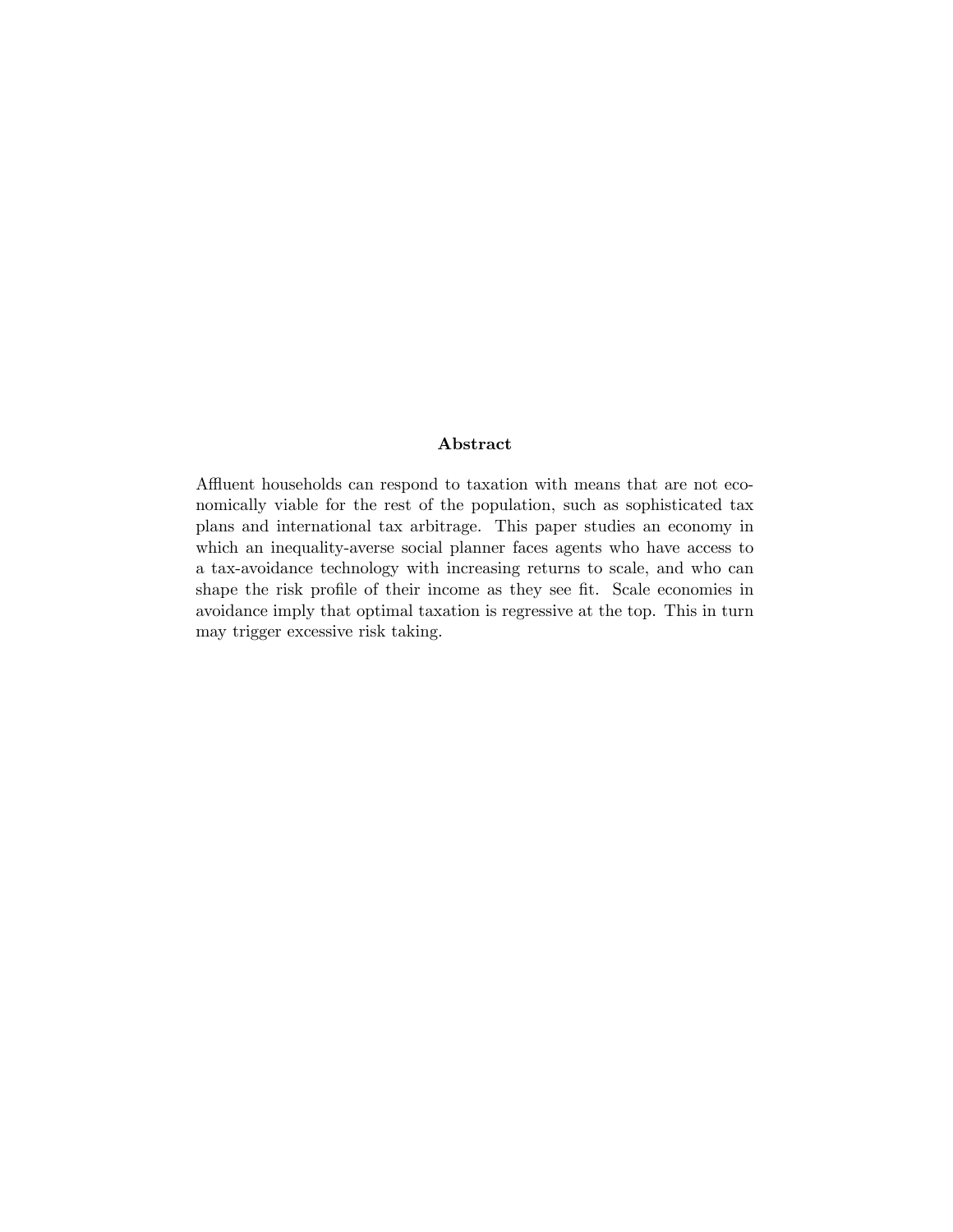### Abstract

Affluent households can respond to taxation with means that are not economically viable for the rest of the population, such as sophisticated tax plans and international tax arbitrage. This paper studies an economy in which an inequality-averse social planner faces agents who have access to a tax-avoidance technology with increasing returns to scale, and who can shape the risk profile of their income as they see fit. Scale economies in avoidance imply that optimal taxation is regressive at the top. This in turn may trigger excessive risk taking.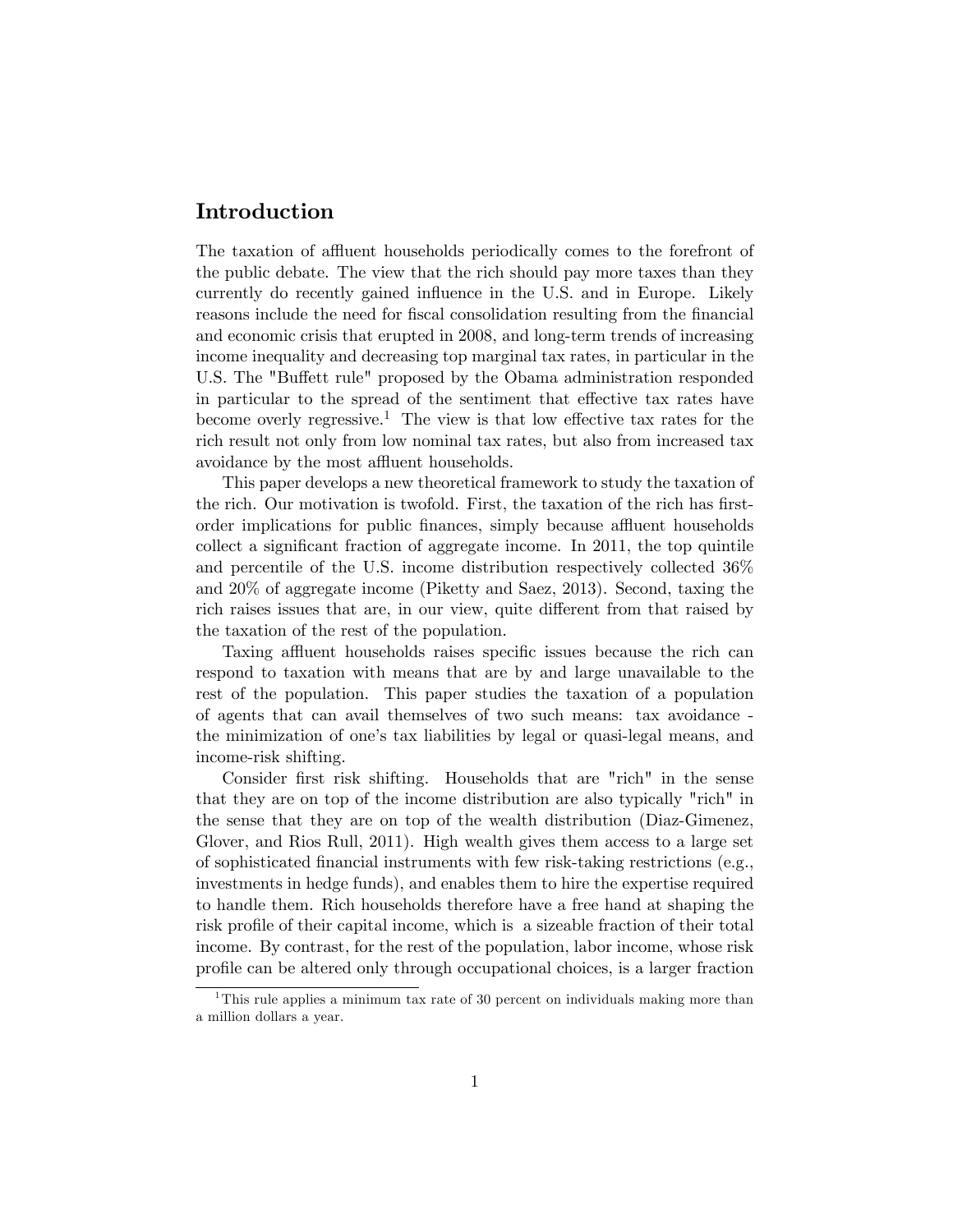## Introduction

The taxation of affluent households periodically comes to the forefront of the public debate. The view that the rich should pay more taxes than they currently do recently gained influence in the U.S. and in Europe. Likely reasons include the need for fiscal consolidation resulting from the financial and economic crisis that erupted in 2008, and long-term trends of increasing income inequality and decreasing top marginal tax rates, in particular in the U.S. The "Buffett rule" proposed by the Obama administration responded in particular to the spread of the sentiment that effective tax rates have become overly regressive.[1] The view is that low effective tax rates for the rich result not only from low nominal tax rates, but also from increased tax avoidance by the most affluent households.

This paper develops a new theoretical framework to study the taxation of the rich. Our motivation is twofold. First, the taxation of the rich has first-order implications for public finances, simply because affluent households collect a significant fraction of aggregate income. In 2011, the top quintile and percentile of the U.S. income distribution respectively collected 36% and 20% of aggregate income (Piketty and Saez, 2013). Second, taxing the rich raises issues that are, in our view, quite different from that raised by the taxation of the rest of the population.

Taxing affluent households raises specific issues because the rich can respond to taxation with means that are by and large unavailable to the rest of the population. This paper studies the taxation of a population of agents that can avail themselves of two such means: tax avoidance - the minimization of one's tax liabilities by legal or quasi-legal means, and income-risk shifting.

Consider first risk shifting. Households that are "rich" in the sense that they are on top of the income distribution are also typically "rich" in the sense that they are on top of the wealth distribution (Diaz-Gimenez, Glover, and Rios Rull, 2011). High wealth gives them access to a large set of sophisticated financial instruments with few risk-taking restrictions (e.g., investments in hedge funds), and enables them to hire the expertise required to handle them. Rich households therefore have a free hand at shaping the risk profile of their capital income, which is a sizeable fraction of their total income. By contrast, for the rest of the population, labor income, whose risk profile can be altered only through occupational choices, is a larger fraction

[1] This rule applies a minimum tax rate of 30 percent on individuals making more than a million dollars a year.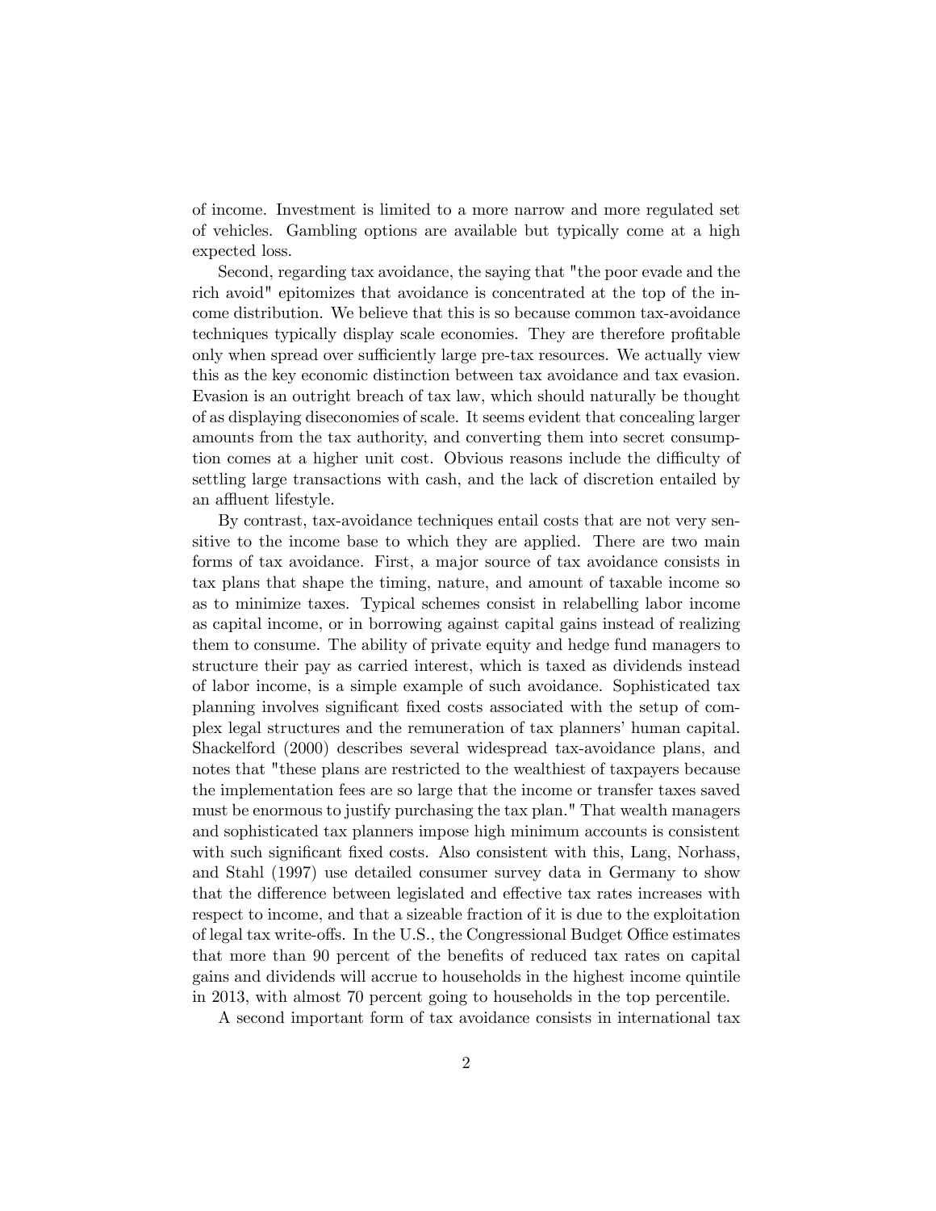of income. Investment is limited to a more narrow and more regulated set of vehicles. Gambling options are available but typically come at a high expected loss.

Second, regarding tax avoidance, the saying that "the poor evade and the rich avoid" epitomizes that avoidance is concentrated at the top of the income distribution. We believe that this is so because common tax-avoidance techniques typically display scale economies. They are therefore profitable only when spread over sufficiently large pre-tax resources. We actually view this as the key economic distinction between tax avoidance and tax evasion. Evasion is an outright breach of tax law, which should naturally be thought of as displaying diseconomies of scale. It seems evident that concealing larger amounts from the tax authority, and converting them into secret consumption comes at a higher unit cost. Obvious reasons include the difficulty of settling large transactions with cash, and the lack of discretion entailed by an affluent lifestyle.

By contrast, tax-avoidance techniques entail costs that are not very sensitive to the income base to which they are applied. There are two main forms of tax avoidance. First, a major source of tax avoidance consists in tax plans that shape the timing, nature, and amount of taxable income so as to minimize taxes. Typical schemes consist in relabelling labor income as capital income, or in borrowing against capital gains instead of realizing them to consume. The ability of private equity and hedge fund managers to structure their pay as carried interest, which is taxed as dividends instead of labor income, is a simple example of such avoidance. Sophisticated tax planning involves significant fixed costs associated with the setup of complex legal structures and the remuneration of tax planners' human capital. Shackelford (2000) describes several widespread tax-avoidance plans, and notes that "these plans are restricted to the wealthiest of taxpayers because the implementation fees are so large that the income or transfer taxes saved must be enormous to justify purchasing the tax plan." That wealth managers and sophisticated tax planners impose high minimum accounts is consistent with such significant fixed costs. Also consistent with this, Lang, Norhass, and Stahl (1997) use detailed consumer survey data in Germany to show that the difference between legislated and effective tax rates increases with respect to income, and that a sizeable fraction of it is due to the exploitation of legal tax write-offs. In the U.S., the Congressional Budget Office estimates that more than 90 percent of the benefits of reduced tax rates on capital gains and dividends will accrue to households in the highest income quintile in 2013, with almost 70 percent going to households in the top percentile.

A second important form of tax avoidance consists in international tax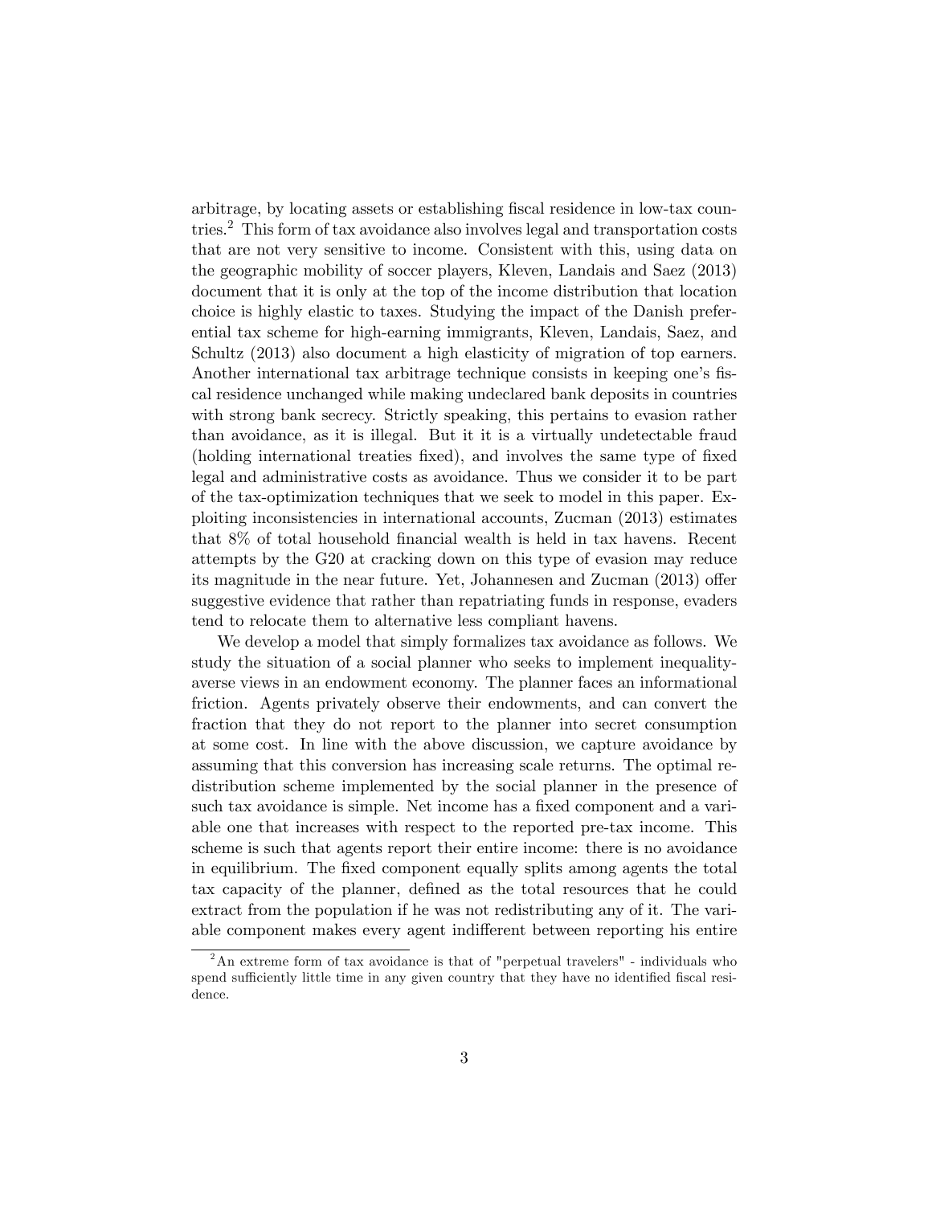arbitrage, by locating assets or establishing fiscal residence in low-tax countries.[2] This form of tax avoidance also involves legal and transportation costs that are not very sensitive to income. Consistent with this, using data on the geographic mobility of soccer players, Kleven, Landais and Saez (2013) document that it is only at the top of the income distribution that location choice is highly elastic to taxes. Studying the impact of the Danish preferential tax scheme for high-earning immigrants, Kleven, Landais, Saez, and Schultz (2013) also document a high elasticity of migration of top earners. Another international tax arbitrage technique consists in keeping one's fiscal residence unchanged while making undeclared bank deposits in countries with strong bank secrecy. Strictly speaking, this pertains to evasion rather than avoidance, as it is illegal. But it it is a virtually undetectable fraud (holding international treaties fixed), and involves the same type of fixed legal and administrative costs as avoidance. Thus we consider it to be part of the tax-optimization techniques that we seek to model in this paper. Exploiting inconsistencies in international accounts, Zucman (2013) estimates that 8% of total household financial wealth is held in tax havens. Recent attempts by the G20 at cracking down on this type of evasion may reduce its magnitude in the near future. Yet, Johannesen and Zucman (2013) offer suggestive evidence that rather than repatriating funds in response, evaders tend to relocate them to alternative less compliant havens.

We develop a model that simply formalizes tax avoidance as follows. We study the situation of a social planner who seeks to implement inequality-averse views in an endowment economy. The planner faces an informational friction. Agents privately observe their endowments, and can convert the fraction that they do not report to the planner into secret consumption at some cost. In line with the above discussion, we capture avoidance by assuming that this conversion has increasing scale returns. The optimal redistribution scheme implemented by the social planner in the presence of such tax avoidance is simple. Net income has a fixed component and a variable one that increases with respect to the reported pre-tax income. This scheme is such that agents report their entire income: there is no avoidance in equilibrium. The fixed component equally splits among agents the total tax capacity of the planner, defined as the total resources that he could extract from the population if he was not redistributing any of it. The variable component makes every agent indifferent between reporting his entire

[2] An extreme form of tax avoidance is that of "perpetual travelers" - individuals who spend sufficiently little time in any given country that they have no identified fiscal residence.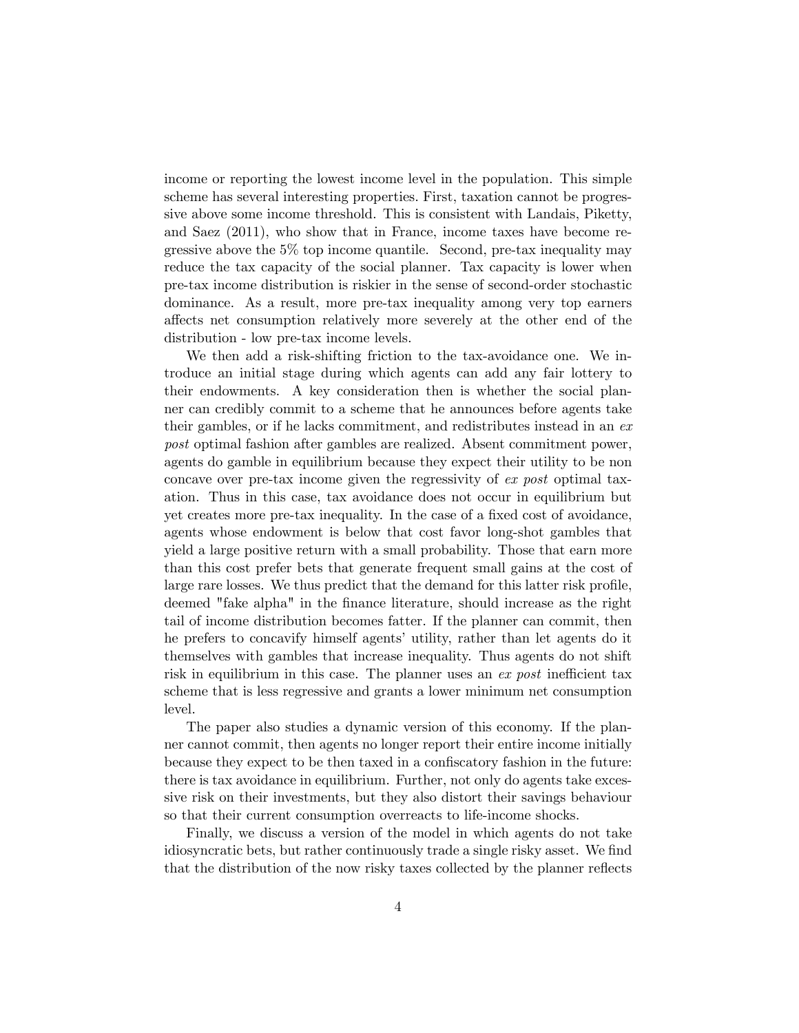income or reporting the lowest income level in the population. This simple scheme has several interesting properties. First, taxation cannot be progressive above some income threshold. This is consistent with Landais, Piketty, and Saez (2011), who show that in France, income taxes have become regressive above the 5% top income quantile. Second, pre-tax inequality may reduce the tax capacity of the social planner. Tax capacity is lower when pre-tax income distribution is riskier in the sense of second-order stochastic dominance. As a result, more pre-tax inequality among very top earners affects net consumption relatively more severely at the other end of the distribution - low pre-tax income levels.

We then add a risk-shifting friction to the tax-avoidance one. We introduce an initial stage during which agents can add any fair lottery to their endowments. A key consideration then is whether the social planner can credibly commit to a scheme that he announces before agents take their gambles, or if he lacks commitment, and redistributes instead in an *ex post* optimal fashion after gambles are realized. Absent commitment power, agents do gamble in equilibrium because they expect their utility to be non concave over pre-tax income given the regressivity of *ex post* optimal taxation. Thus in this case, tax avoidance does not occur in equilibrium but yet creates more pre-tax inequality. In the case of a fixed cost of avoidance, agents whose endowment is below that cost favor long-shot gambles that yield a large positive return with a small probability. Those that earn more than this cost prefer bets that generate frequent small gains at the cost of large rare losses. We thus predict that the demand for this latter risk profile, deemed "fake alpha" in the finance literature, should increase as the right tail of income distribution becomes fatter. If the planner can commit, then he prefers to concavify himself agents' utility, rather than let agents do it themselves with gambles that increase inequality. Thus agents do not shift risk in equilibrium in this case. The planner uses an *ex post* inefficient tax scheme that is less regressive and grants a lower minimum net consumption level.

The paper also studies a dynamic version of this economy. If the planner cannot commit, then agents no longer report their entire income initially because they expect to be then taxed in a confiscatory fashion in the future: there is tax avoidance in equilibrium. Further, not only do agents take excessive risk on their investments, but they also distort their savings behaviour so that their current consumption overreacts to life-income shocks.

Finally, we discuss a version of the model in which agents do not take idiosyncratic bets, but rather continuously trade a single risky asset. We find that the distribution of the now risky taxes collected by the planner reflects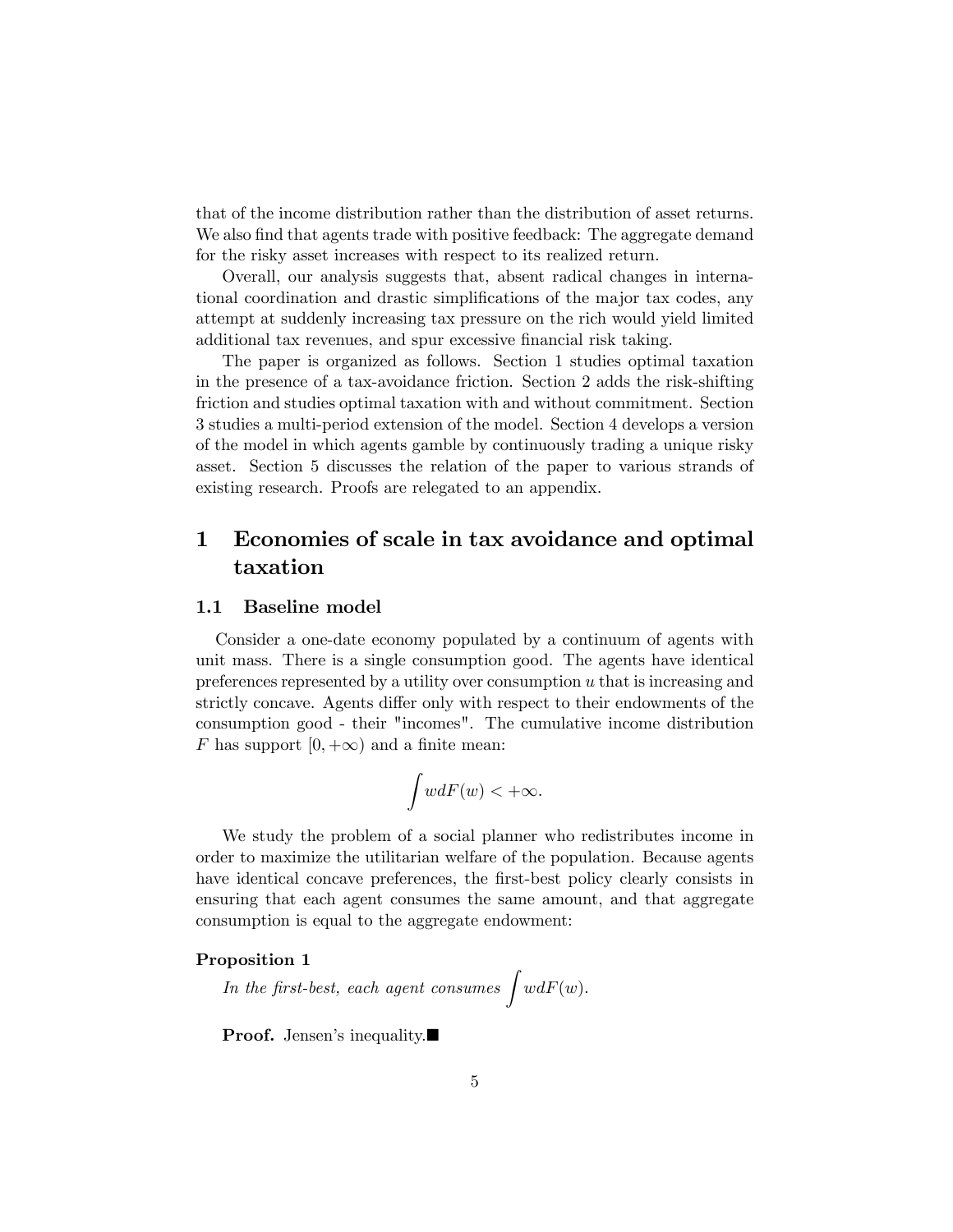that of the income distribution rather than the distribution of asset returns. We also find that agents trade with positive feedback: The aggregate demand for the risky asset increases with respect to its realized return.

Overall, our analysis suggests that, absent radical changes in international coordination and drastic simplifications of the major tax codes, any attempt at suddenly increasing tax pressure on the rich would yield limited additional tax revenues, and spur excessive financial risk taking.

The paper is organized as follows. Section 1 studies optimal taxation in the presence of a tax-avoidance friction. Section 2 adds the risk-shifting friction and studies optimal taxation with and without commitment. Section 3 studies a multi-period extension of the model. Section 4 develops a version of the model in which agents gamble by continuously trading a unique risky asset. Section 5 discusses the relation of the paper to various strands of existing research. Proofs are relegated to an appendix.

# 1 Economies of scale in tax avoidance and optimal taxation

## 1.1 Baseline model

Consider a one-date economy populated by a continuum of agents with unit mass. There is a single consumption good. The agents have identical preferences represented by a utility over consumption $u$ that is increasing and strictly concave. Agents differ only with respect to their endowments of the consumption good - their "incomes". The cumulative income distribution $F$ has support $[0, +\infty)$ and a finite mean:

$$\int w dF(w) < +\infty.$$

We study the problem of a social planner who redistributes income in order to maximize the utilitarian welfare of the population. Because agents have identical concave preferences, the first-best policy clearly consists in ensuring that each agent consumes the same amount, and that aggregate consumption is equal to the aggregate endowment:

**Proposition 1**

*In the first-best, each agent consumes* $\int w dF(w)$.

**Proof.** Jensen's inequality.■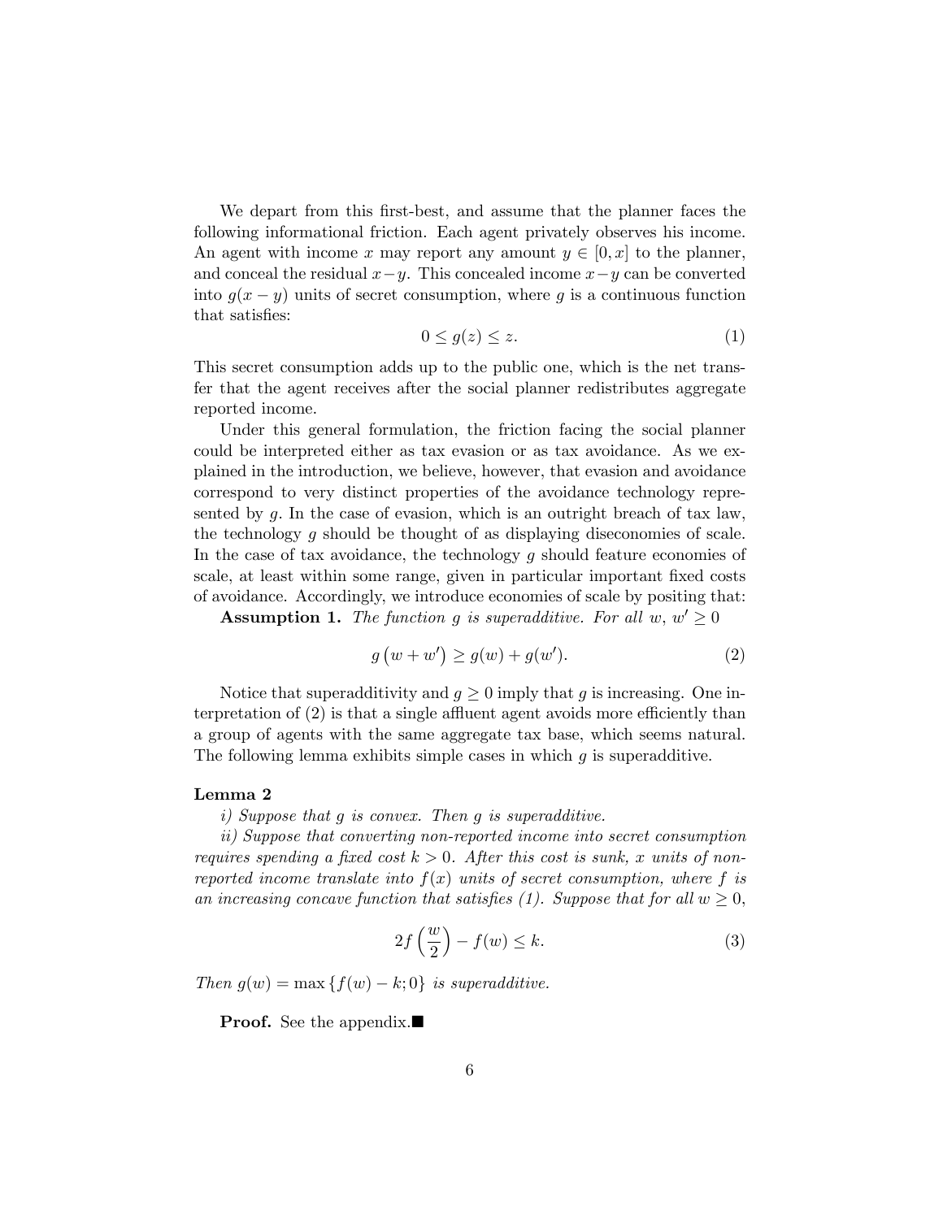We depart from this first-best, and assume that the planner faces the following informational friction. Each agent privately observes his income. An agent with income $x$ may report any amount $y \in [0, x]$ to the planner, and conceal the residual $x - y$. This concealed income $x - y$ can be converted into $g(x - y)$ units of secret consumption, where $g$ is a continuous function that satisfies:

$$0 \leq g(z) \leq z. \tag{1}$$

This secret consumption adds up to the public one, which is the net transfer that the agent receives after the social planner redistributes aggregate reported income.

Under this general formulation, the friction facing the social planner could be interpreted either as tax evasion or as tax avoidance. As we explained in the introduction, we believe, however, that evasion and avoidance correspond to very distinct properties of the avoidance technology represented by $g$. In the case of evasion, which is an outright breach of tax law, the technology $g$ should be thought of as displaying diseconomies of scale. In the case of tax avoidance, the technology $g$ should feature economies of scale, at least within some range, given in particular important fixed costs of avoidance. Accordingly, we introduce economies of scale by positing that:

**Assumption 1.** *The function $g$ is superadditive. For all $w$, $w' \geq 0$*

$$g\left(w + w'\right) \geq g(w) + g(w'). \tag{2}$$

Notice that superadditivity and $g \geq 0$ imply that $g$ is increasing. One interpretation of (2) is that a single affluent agent avoids more efficiently than a group of agents with the same aggregate tax base, which seems natural. The following lemma exhibits simple cases in which $g$ is superadditive.

**Lemma 2**

*i) Suppose that $g$ is convex. Then $g$ is superadditive.*

*ii) Suppose that converting non-reported income into secret consumption requires spending a fixed cost $k > 0$. After this cost is sunk, $x$ units of non-reported income translate into $f(x)$ units of secret consumption, where $f$ is an increasing concave function that satisfies (1). Suppose that for all $w \geq 0$,*

$$2f\left(\frac{w}{2}\right) - f(w) \leq k. \tag{3}$$

*Then $g(w) = \max\left\{f(w) - k; 0\right\}$ is superadditive.*

**Proof.** See the appendix.■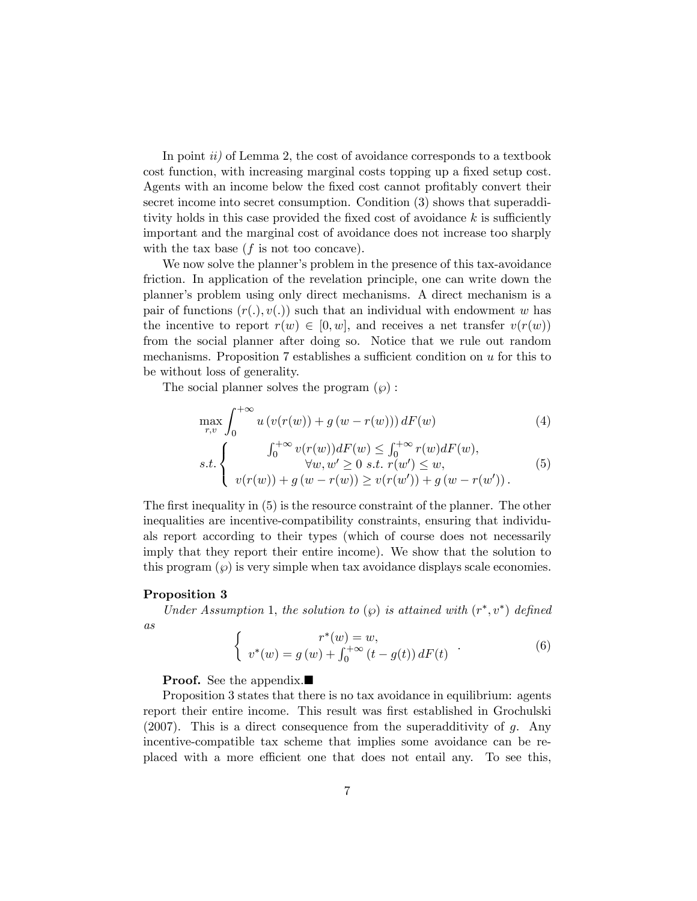In point *ii)* of Lemma 2, the cost of avoidance corresponds to a textbook cost function, with increasing marginal costs topping up a fixed setup cost. Agents with an income below the fixed cost cannot profitably convert their secret income into secret consumption. Condition (3) shows that superadditivity holds in this case provided the fixed cost of avoidance $k$ is sufficiently important and the marginal cost of avoidance does not increase too sharply with the tax base ($f$ is not too concave).

We now solve the planner's problem in the presence of this tax-avoidance friction. In application of the revelation principle, one can write down the planner's problem using only direct mechanisms. A direct mechanism is a pair of functions $(r(.), v(.))$ such that an individual with endowment $w$ has the incentive to report $r(w) \in [0, w]$, and receives a net transfer $v(r(w))$ from the social planner after doing so. Notice that we rule out random mechanisms. Proposition 7 establishes a sufficient condition on $u$ for this to be without loss of generality.

The social planner solves the program $(\wp)$ :

$$\max_{r,v} \int_0^{+\infty} u\left(v(r(w)) + g\left(w - r(w)\right)\right) dF(w) \tag{4}$$

$$s.t. \begin{cases} \int_0^{+\infty} v(r(w)) dF(w) \leq \int_0^{+\infty} r(w) dF(w), \\ \forall w, w' \geq 0 \ s.t. \ r(w') \leq w, \\ v(r(w)) + g\left(w - r(w)\right) \geq v(r(w')) + g\left(w - r(w')\right). \end{cases} \tag{5}$$

The first inequality in (5) is the resource constraint of the planner. The other inequalities are incentive-compatibility constraints, ensuring that individuals report according to their types (which of course does not necessarily imply that they report their entire income). We show that the solution to this program $(\wp)$ is very simple when tax avoidance displays scale economies.

**Proposition 3**

*Under Assumption* 1, *the solution to* $(\wp)$ *is attained with* $(r^*, v^*)$ *defined as*

$$\begin{cases} r^*(w) = w, \\ v^*(w) = g\left(w\right) + \int_0^{+\infty} \left(t - g(t)\right) dF(t) \end{cases}. \tag{6}$$

**Proof.** See the appendix.■

Proposition 3 states that there is no tax avoidance in equilibrium: agents report their entire income. This result was first established in Grochulski (2007). This is a direct consequence from the superadditivity of $g$. Any incentive-compatible tax scheme that implies some avoidance can be replaced with a more efficient one that does not entail any. To see this,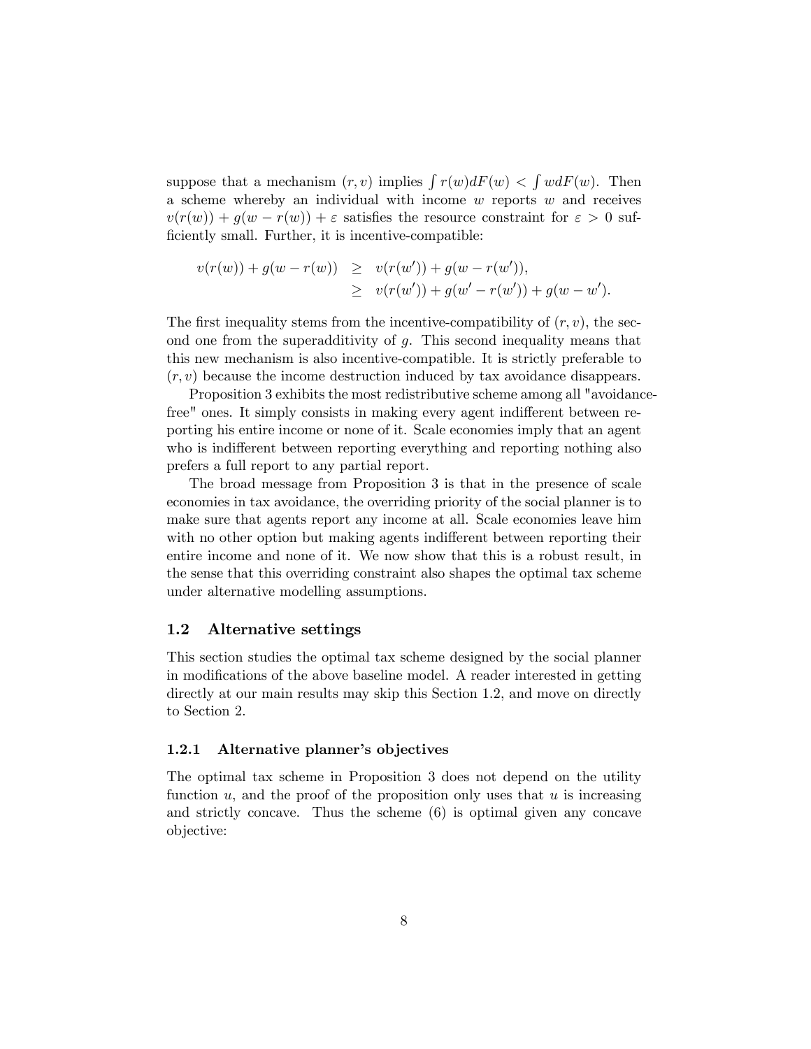suppose that a mechanism $(r, v)$ implies $\int r(w)dF(w) < \int w dF(w)$. Then a scheme whereby an individual with income $w$ reports $w$ and receives $v(r(w)) + g(w - r(w)) + \varepsilon$ satisfies the resource constraint for $\varepsilon > 0$ sufficiently small. Further, it is incentive-compatible:

$$
\begin{aligned}
v(r(w)) + g(w - r(w)) &\geq v(r(w')) + g(w - r(w')), \\
&\geq v(r(w')) + g(w' - r(w')) + g(w - w').
\end{aligned}
$$

The first inequality stems from the incentive-compatibility of $(r, v)$, the second one from the superadditivity of $g$. This second inequality means that this new mechanism is also incentive-compatible. It is strictly preferable to $(r, v)$ because the income destruction induced by tax avoidance disappears.

Proposition 3 exhibits the most redistributive scheme among all "avoidance-free" ones. It simply consists in making every agent indifferent between reporting his entire income or none of it. Scale economies imply that an agent who is indifferent between reporting everything and reporting nothing also prefers a full report to any partial report.

The broad message from Proposition 3 is that in the presence of scale economies in tax avoidance, the overriding priority of the social planner is to make sure that agents report any income at all. Scale economies leave him with no other option but making agents indifferent between reporting their entire income and none of it. We now show that this is a robust result, in the sense that this overriding constraint also shapes the optimal tax scheme under alternative modelling assumptions.

## 1.2 Alternative settings

This section studies the optimal tax scheme designed by the social planner in modifications of the above baseline model. A reader interested in getting directly at our main results may skip this Section 1.2, and move on directly to Section 2.

### 1.2.1 Alternative planner's objectives

The optimal tax scheme in Proposition 3 does not depend on the utility function $u$, and the proof of the proposition only uses that $u$ is increasing and strictly concave. Thus the scheme (6) is optimal given any concave objective: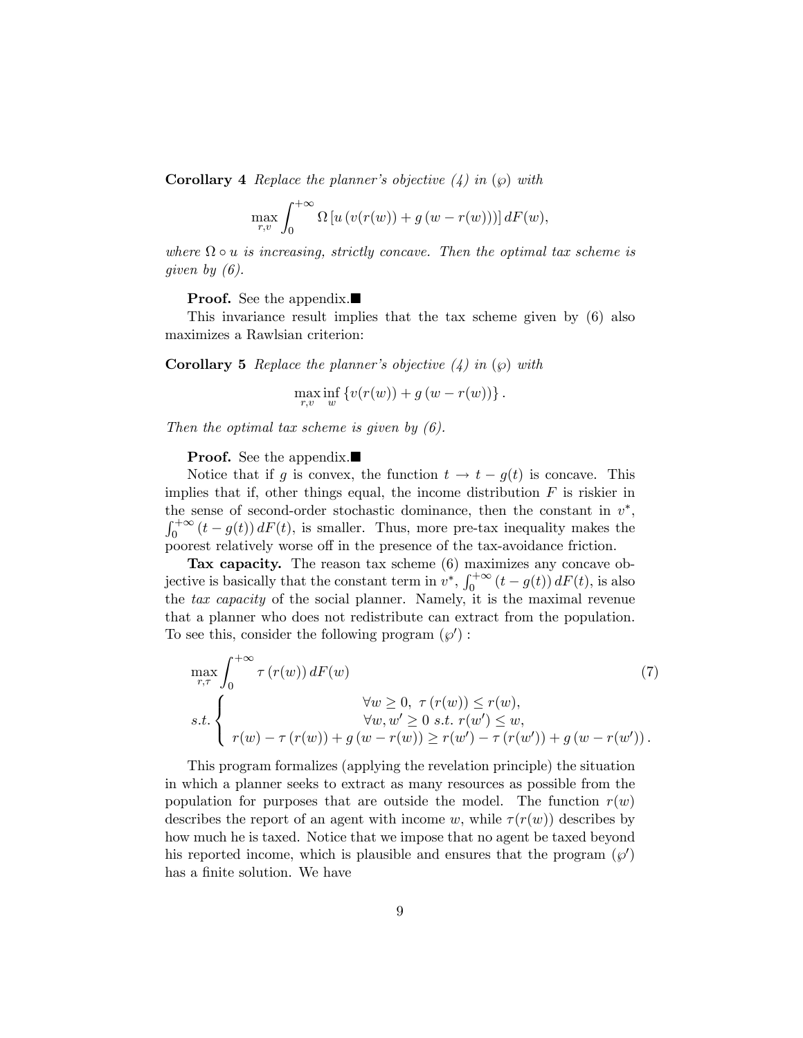**Corollary 4** *Replace the planner's objective (4) in ($\wp$) with*

$$\max_{r,v} \int_0^{+\infty} \Omega \left[ u \left( v(r(w)) + g\left(w - r(w)\right)\right)\right] dF(w),$$

*where $\Omega \circ u$ is increasing, strictly concave. Then the optimal tax scheme is given by (6).*

**Proof.** See the appendix.■

This invariance result implies that the tax scheme given by (6) also maximizes a Rawlsian criterion:

**Corollary 5** *Replace the planner's objective (4) in ($\wp$) with*

$$\max_{r,v} \inf_{w} \left\{ v(r(w)) + g\left(w - r(w)\right)\right\}.$$

*Then the optimal tax scheme is given by (6).*

**Proof.** See the appendix.■

Notice that if $g$ is convex, the function $t \to t - g(t)$ is concave. This implies that if, other things equal, the income distribution $F$ is riskier in the sense of second-order stochastic dominance, then the constant in $v^*$, $\int_0^{+\infty} (t - g(t))\, dF(t)$, is smaller. Thus, more pre-tax inequality makes the poorest relatively worse off in the presence of the tax-avoidance friction.

**Tax capacity.** The reason tax scheme (6) maximizes any concave objective is basically that the constant term in $v^*$, $\int_0^{+\infty} (t - g(t))\, dF(t)$, is also the *tax capacity* of the social planner. Namely, it is the maximal revenue that a planner who does not redistribute can extract from the population. To see this, consider the following program ($\wp'$) :

$$\max_{r,\tau} \int_0^{+\infty} \tau\left(r(w)\right) dF(w) \tag{7}$$
$$s.t. \begin{cases} \forall w \geq 0,\ \tau\left(r(w)\right) \leq r(w), \\ \forall w, w' \geq 0 \ s.t. \ r(w') \leq w, \\ r(w) - \tau\left(r(w)\right) + g\left(w - r(w)\right) \geq r(w') - \tau\left(r(w')\right) + g\left(w - r(w')\right). \end{cases}$$

This program formalizes (applying the revelation principle) the situation in which a planner seeks to extract as many resources as possible from the population for purposes that are outside the model. The function $r(w)$ describes the report of an agent with income $w$, while $\tau(r(w))$ describes by how much he is taxed. Notice that we impose that no agent be taxed beyond his reported income, which is plausible and ensures that the program ($\wp'$) has a finite solution. We have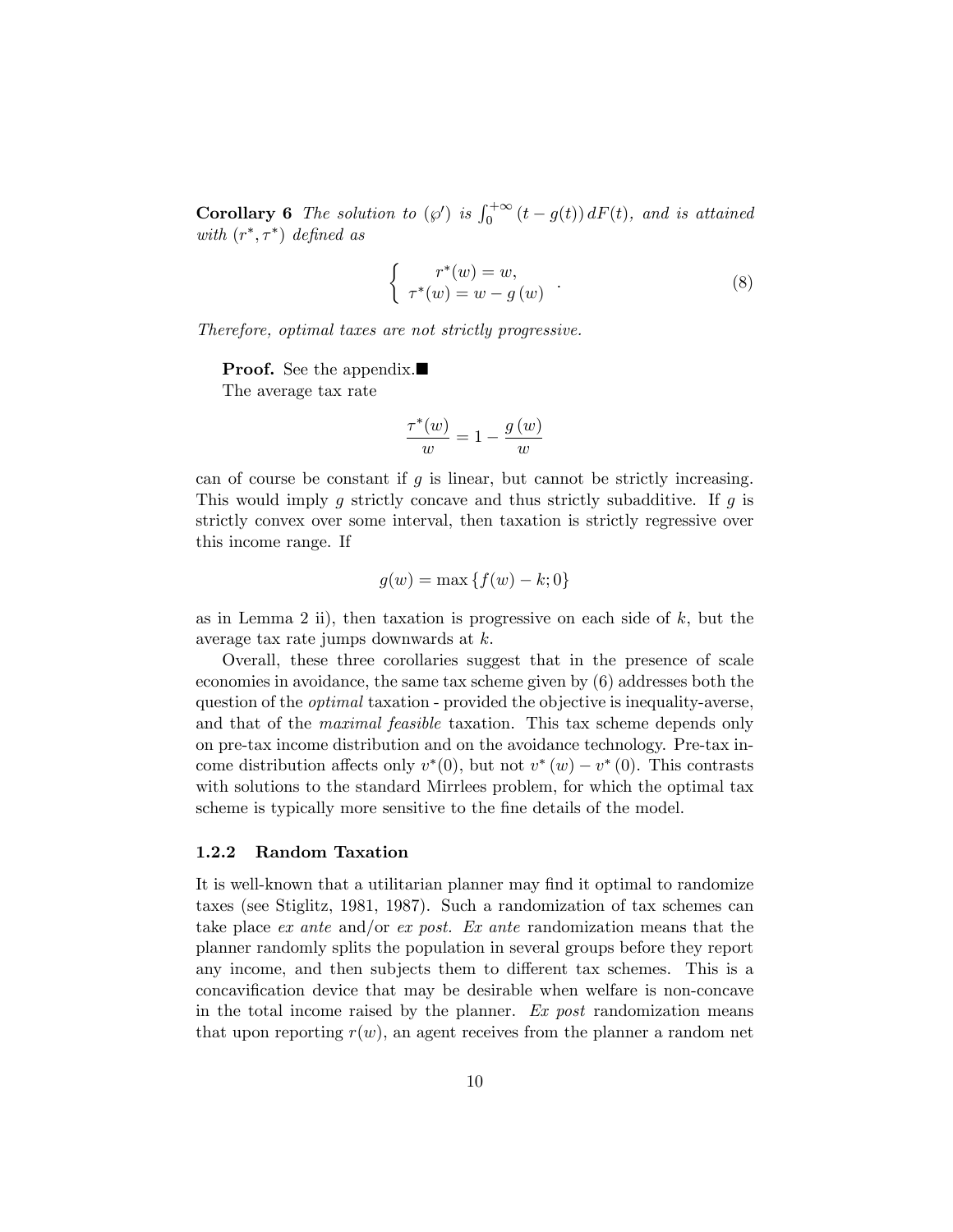**Corollary 6** *The solution to* $(\wp')$ *is* $\int_0^{+\infty} (t - g(t))\, dF(t)$*, and is attained with* $(r^*, \tau^*)$ *defined as*

$$\left\{ \begin{array}{c} r^*(w) = w, \\ \tau^*(w) = w - g(w) \end{array} \right. . \tag{8}$$

*Therefore, optimal taxes are not strictly progressive.*

**Proof.** See the appendix.■

The average tax rate

$$\frac{\tau^*(w)}{w} = 1 - \frac{g(w)}{w}$$

can of course be constant if $g$ is linear, but cannot be strictly increasing. This would imply $g$ strictly concave and thus strictly subadditive. If $g$ is strictly convex over some interval, then taxation is strictly regressive over this income range. If

$$g(w) = \max\{f(w) - k; 0\}$$

as in Lemma 2 ii), then taxation is progressive on each side of $k$, but the average tax rate jumps downwards at $k$.

Overall, these three corollaries suggest that in the presence of scale economies in avoidance, the same tax scheme given by (6) addresses both the question of the *optimal* taxation - provided the objective is inequality-averse, and that of the *maximal feasible* taxation. This tax scheme depends only on pre-tax income distribution and on the avoidance technology. Pre-tax income distribution affects only $v^*(0)$, but not $v^*(w) - v^*(0)$. This contrasts with solutions to the standard Mirrlees problem, for which the optimal tax scheme is typically more sensitive to the fine details of the model.

### 1.2.2 Random Taxation

It is well-known that a utilitarian planner may find it optimal to randomize taxes (see Stiglitz, 1981, 1987). Such a randomization of tax schemes can take place *ex ante* and/or *ex post*. *Ex ante* randomization means that the planner randomly splits the population in several groups before they report any income, and then subjects them to different tax schemes. This is a concavification device that may be desirable when welfare is non-concave in the total income raised by the planner. *Ex post* randomization means that upon reporting $r(w)$, an agent receives from the planner a random net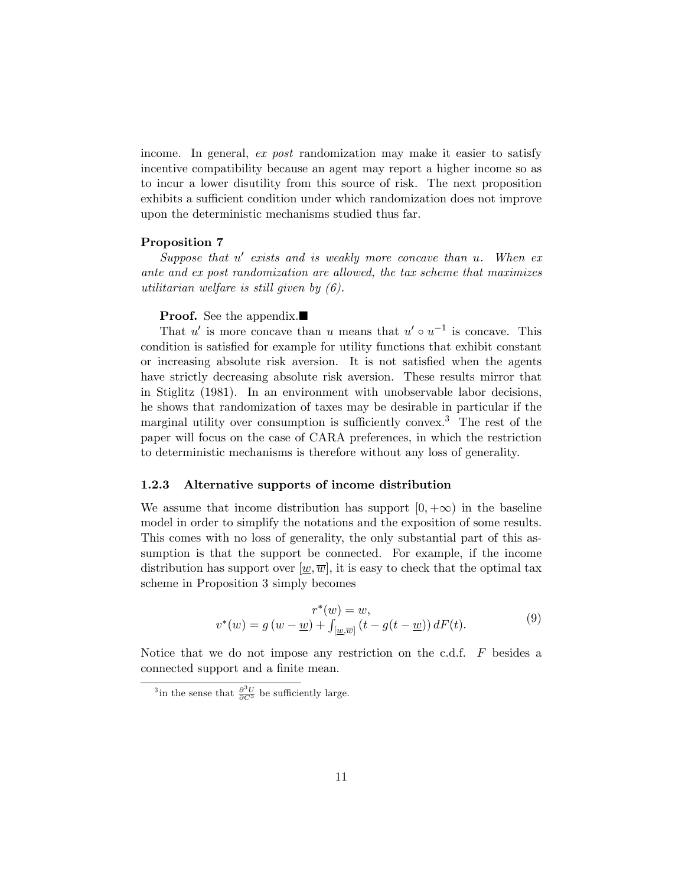income. In general, *ex post* randomization may make it easier to satisfy incentive compatibility because an agent may report a higher income so as to incur a lower disutility from this source of risk. The next proposition exhibits a sufficient condition under which randomization does not improve upon the deterministic mechanisms studied thus far.

**Proposition 7**

*Suppose that $u'$ exists and is weakly more concave than $u$. When ex ante and ex post randomization are allowed, the tax scheme that maximizes utilitarian welfare is still given by (6).*

**Proof.** See the appendix.■

That $u'$ is more concave than $u$ means that $u' \circ u^{-1}$ is concave. This condition is satisfied for example for utility functions that exhibit constant or increasing absolute risk aversion. It is not satisfied when the agents have strictly decreasing absolute risk aversion. These results mirror that in Stiglitz (1981). In an environment with unobservable labor decisions, he shows that randomization of taxes may be desirable in particular if the marginal utility over consumption is sufficiently convex.[3] The rest of the paper will focus on the case of CARA preferences, in which the restriction to deterministic mechanisms is therefore without any loss of generality.

### 1.2.3 Alternative supports of income distribution

We assume that income distribution has support $[0, +\infty)$ in the baseline model in order to simplify the notations and the exposition of some results. This comes with no loss of generality, the only substantial part of this assumption is that the support be connected. For example, if the income distribution has support over $[\underline{w}, \overline{w}]$, it is easy to check that the optimal tax scheme in Proposition 3 simply becomes

$$r^*(w) = w, \\ v^*(w) = g(w - \underline{w}) + \int_{[\underline{w}, \overline{w}]} (t - g(t - \underline{w}))\, dF(t). \tag{9}$$

Notice that we do not impose any restriction on the c.d.f. $F$ besides a connected support and a finite mean.

---

[3] in the sense that $\frac{\partial^3 U}{\partial C^3}$ be sufficiently large.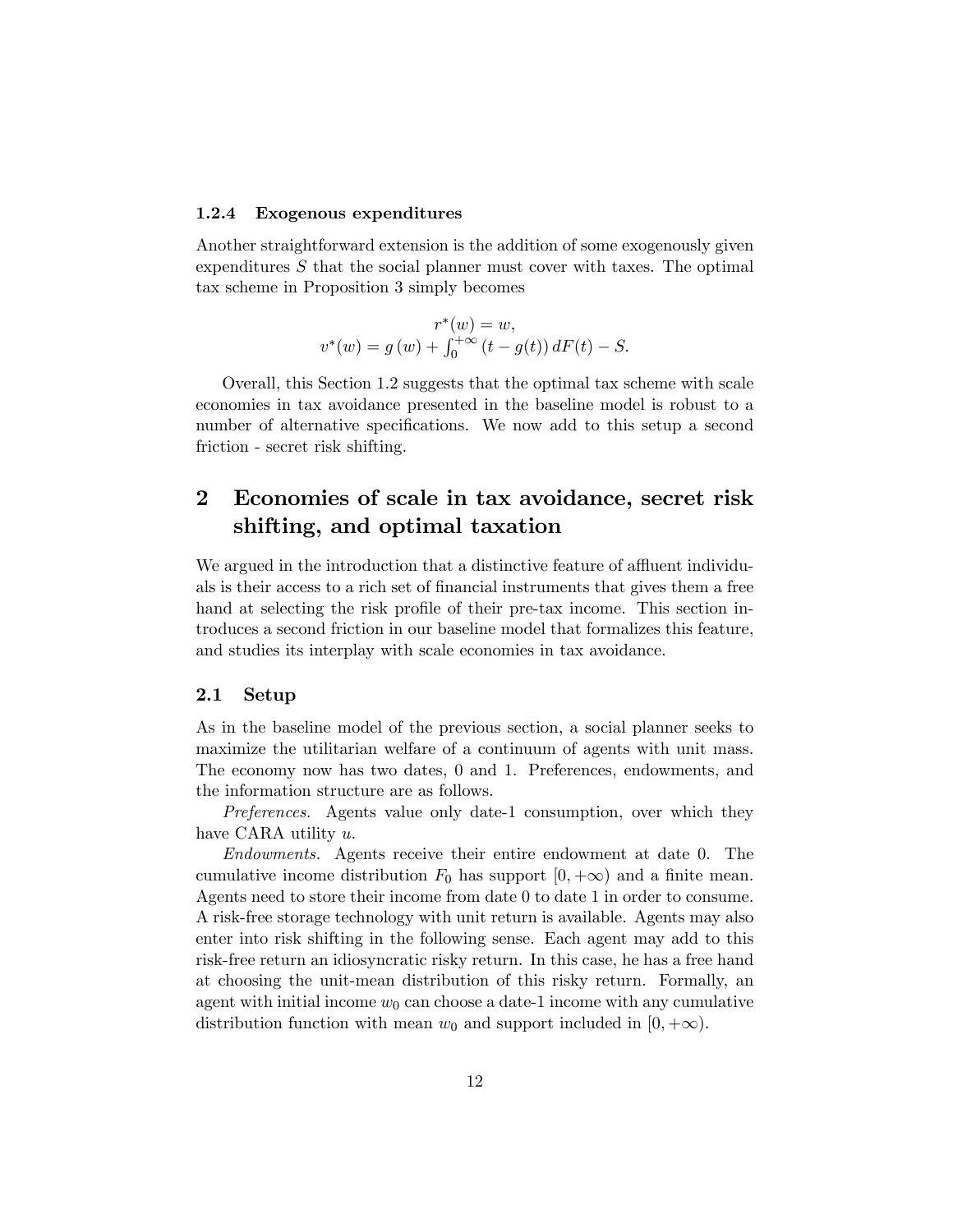### 1.2.4 Exogenous expenditures

Another straightforward extension is the addition of some exogenously given expenditures $S$ that the social planner must cover with taxes. The optimal tax scheme in Proposition 3 simply becomes

$$
\begin{gathered}
r^*(w) = w, \\
v^*(w) = g\left(w\right) + \int_0^{+\infty} \left(t - g(t)\right) dF(t) - S.
\end{gathered}
$$

Overall, this Section 1.2 suggests that the optimal tax scheme with scale economies in tax avoidance presented in the baseline model is robust to a number of alternative specifications. We now add to this setup a second friction - secret risk shifting.

# 2 Economies of scale in tax avoidance, secret risk shifting, and optimal taxation

We argued in the introduction that a distinctive feature of affluent individuals is their access to a rich set of financial instruments that gives them a free hand at selecting the risk profile of their pre-tax income. This section introduces a second friction in our baseline model that formalizes this feature, and studies its interplay with scale economies in tax avoidance.

## 2.1 Setup

As in the baseline model of the previous section, a social planner seeks to maximize the utilitarian welfare of a continuum of agents with unit mass. The economy now has two dates, 0 and 1. Preferences, endowments, and the information structure are as follows.

*Preferences.* Agents value only date-1 consumption, over which they have CARA utility $u$.

*Endowments.* Agents receive their entire endowment at date 0. The cumulative income distribution $F_0$ has support $[0, +\infty)$ and a finite mean. Agents need to store their income from date 0 to date 1 in order to consume. A risk-free storage technology with unit return is available. Agents may also enter into risk shifting in the following sense. Each agent may add to this risk-free return an idiosyncratic risky return. In this case, he has a free hand at choosing the unit-mean distribution of this risky return. Formally, an agent with initial income $w_0$ can choose a date-1 income with any cumulative distribution function with mean $w_0$ and support included in $[0, +\infty)$.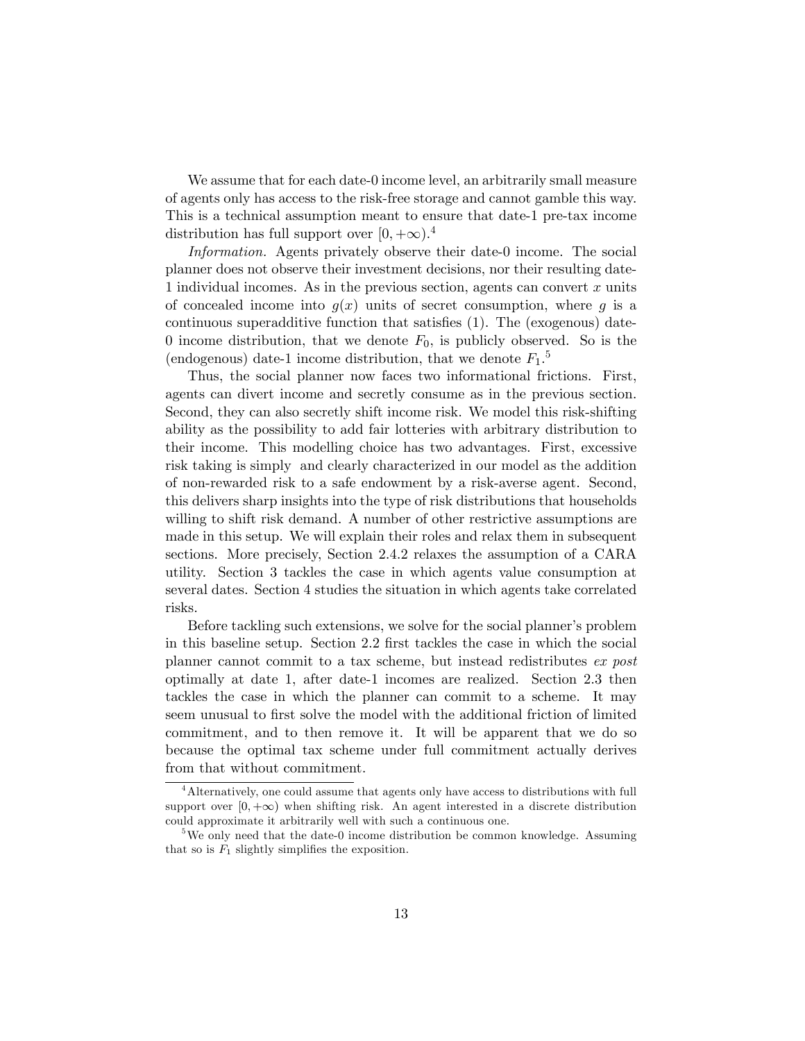We assume that for each date-0 income level, an arbitrarily small measure of agents only has access to the risk-free storage and cannot gamble this way. This is a technical assumption meant to ensure that date-1 pre-tax income distribution has full support over $[0, +\infty)$.[4]

*Information.* Agents privately observe their date-0 income. The social planner does not observe their investment decisions, nor their resulting date-1 individual incomes. As in the previous section, agents can convert $x$ units of concealed income into $g(x)$ units of secret consumption, where $g$ is a continuous superadditive function that satisfies (1). The (exogenous) date-0 income distribution, that we denote $F_0$, is publicly observed. So is the (endogenous) date-1 income distribution, that we denote $F_1$.[5]

Thus, the social planner now faces two informational frictions. First, agents can divert income and secretly consume as in the previous section. Second, they can also secretly shift income risk. We model this risk-shifting ability as the possibility to add fair lotteries with arbitrary distribution to their income. This modelling choice has two advantages. First, excessive risk taking is simply and clearly characterized in our model as the addition of non-rewarded risk to a safe endowment by a risk-averse agent. Second, this delivers sharp insights into the type of risk distributions that households willing to shift risk demand. A number of other restrictive assumptions are made in this setup. We will explain their roles and relax them in subsequent sections. More precisely, Section 2.4.2 relaxes the assumption of a CARA utility. Section 3 tackles the case in which agents value consumption at several dates. Section 4 studies the situation in which agents take correlated risks.

Before tackling such extensions, we solve for the social planner's problem in this baseline setup. Section 2.2 first tackles the case in which the social planner cannot commit to a tax scheme, but instead redistributes *ex post* optimally at date 1, after date-1 incomes are realized. Section 2.3 then tackles the case in which the planner can commit to a scheme. It may seem unusual to first solve the model with the additional friction of limited commitment, and to then remove it. It will be apparent that we do so because the optimal tax scheme under full commitment actually derives from that without commitment.

[4] Alternatively, one could assume that agents only have access to distributions with full support over $[0, +\infty)$ when shifting risk. An agent interested in a discrete distribution could approximate it arbitrarily well with such a continuous one.

[5] We only need that the date-0 income distribution be common knowledge. Assuming that so is $F_1$ slightly simplifies the exposition.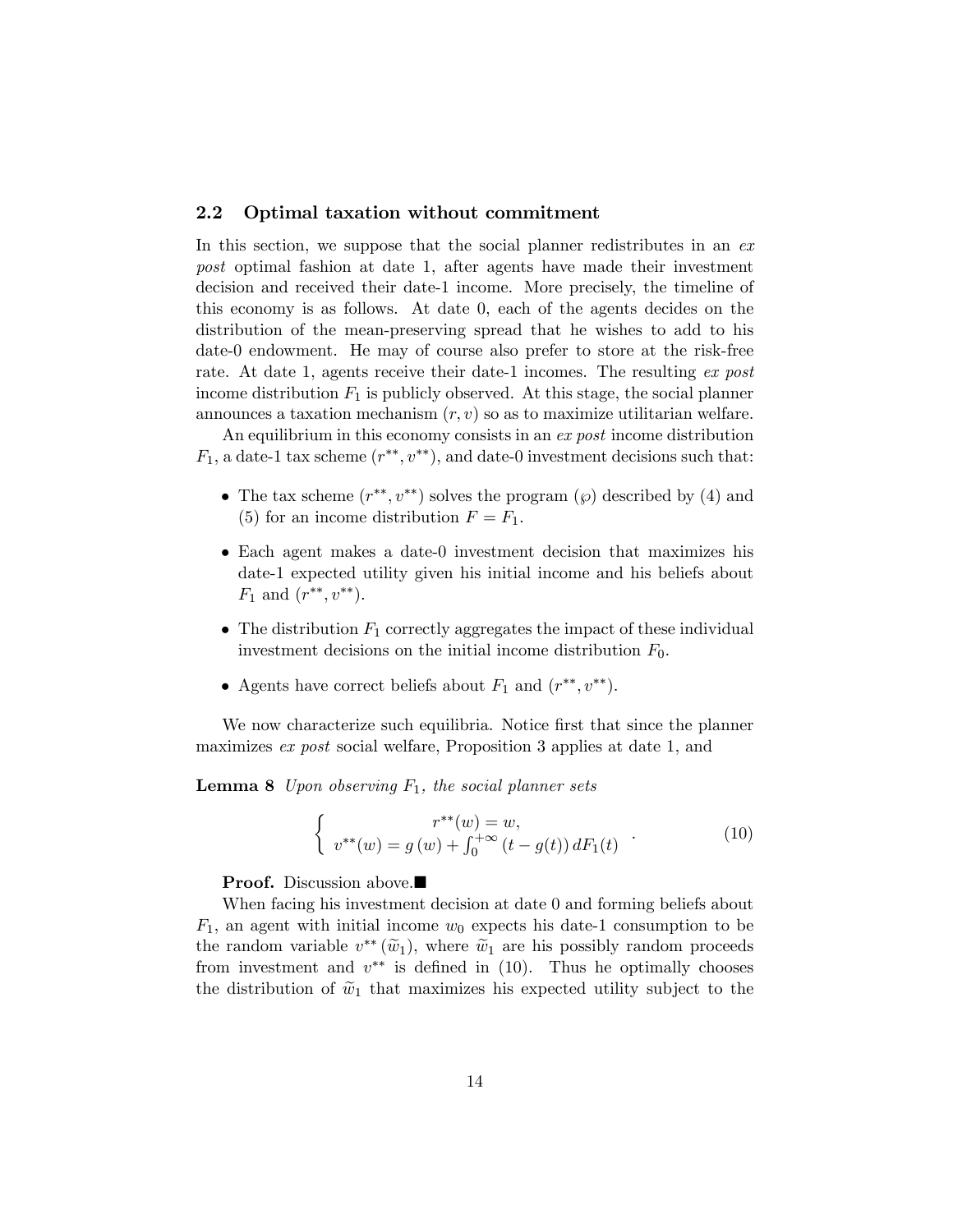### 2.2 Optimal taxation without commitment

In this section, we suppose that the social planner redistributes in an *ex post* optimal fashion at date 1, after agents have made their investment decision and received their date-1 income. More precisely, the timeline of this economy is as follows. At date 0, each of the agents decides on the distribution of the mean-preserving spread that he wishes to add to his date-0 endowment. He may of course also prefer to store at the risk-free rate. At date 1, agents receive their date-1 incomes. The resulting *ex post* income distribution $F_1$ is publicly observed. At this stage, the social planner announces a taxation mechanism $(r, v)$ so as to maximize utilitarian welfare.

An equilibrium in this economy consists in an *ex post* income distribution $F_1$, a date-1 tax scheme $(r^{**}, v^{**})$, and date-0 investment decisions such that:

- The tax scheme $(r^{**}, v^{**})$ solves the program $(\wp)$ described by (4) and (5) for an income distribution $F = F_1$.
- Each agent makes a date-0 investment decision that maximizes his date-1 expected utility given his initial income and his beliefs about $F_1$ and $(r^{**}, v^{**})$.
- The distribution $F_1$ correctly aggregates the impact of these individual investment decisions on the initial income distribution $F_0$.
- Agents have correct beliefs about $F_1$ and $(r^{**}, v^{**})$.

We now characterize such equilibria. Notice first that since the planner maximizes *ex post* social welfare, Proposition 3 applies at date 1, and

**Lemma 8** *Upon observing $F_1$, the social planner sets*

$$\left\{ \begin{array}{c} r^{**}(w) = w, \\ v^{**}(w) = g\left(w\right) + \int_0^{+\infty} \left(t - g(t)\right) dF_1(t) \end{array} \right. . \tag{10}$$

**Proof.** Discussion above.■

When facing his investment decision at date 0 and forming beliefs about $F_1$, an agent with initial income $w_0$ expects his date-1 consumption to be the random variable $v^{**}\left(\widetilde{w}_1\right)$, where $\widetilde{w}_1$ are his possibly random proceeds from investment and $v^{**}$ is defined in (10). Thus he optimally chooses the distribution of $\widetilde{w}_1$ that maximizes his expected utility subject to the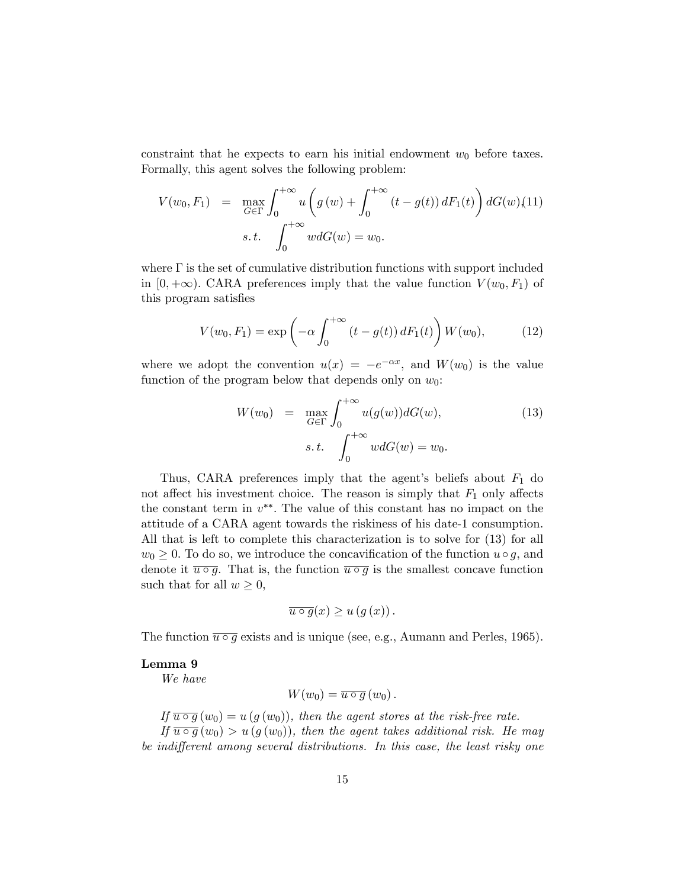constraint that he expects to earn his initial endowment $w_0$ before taxes. Formally, this agent solves the following problem:

$$
\begin{aligned}
V(w_0, F_1) &= \max_{G \in \Gamma} \int_0^{+\infty} u\left(g(w) + \int_0^{+\infty} (t - g(t))\, dF_1(t)\right) dG(w), \quad (11)\\
&\quad s.t. \quad \int_0^{+\infty} w dG(w) = w_0.
\end{aligned}
$$

where $\Gamma$ is the set of cumulative distribution functions with support included in $[0, +\infty)$. CARA preferences imply that the value function $V(w_0, F_1)$ of this program satisfies

$$
V(w_0, F_1) = \exp\left(-\alpha \int_0^{+\infty} (t - g(t))\, dF_1(t)\right) W(w_0), \quad (12)
$$

where we adopt the convention $u(x) = -e^{-\alpha x}$, and $W(w_0)$ is the value function of the program below that depends only on $w_0$:

$$
\begin{aligned}
W(w_0) &= \max_{G \in \Gamma} \int_0^{+\infty} u(g(w)) dG(w), \quad (13)\\
&\quad s.t. \quad \int_0^{+\infty} w dG(w) = w_0.
\end{aligned}
$$

Thus, CARA preferences imply that the agent's beliefs about $F_1$ do not affect his investment choice. The reason is simply that $F_1$ only affects the constant term in $v^{**}$. The value of this constant has no impact on the attitude of a CARA agent towards the riskiness of his date-1 consumption. All that is left to complete this characterization is to solve for (13) for all $w_0 \geq 0$. To do so, we introduce the concavification of the function $u \circ g$, and denote it $\overline{u \circ g}$. That is, the function $\overline{u \circ g}$ is the smallest concave function such that for all $w \geq 0$,

$$
\overline{u \circ g}(x) \geq u(g(x)).
$$

The function $\overline{u \circ g}$ exists and is unique (see, e.g., Aumann and Perles, 1965).

**Lemma 9**

*We have*

$$
W(w_0) = \overline{u \circ g}(w_0).
$$

*If $\overline{u \circ g}(w_0) = u(g(w_0))$, then the agent stores at the risk-free rate.*

*If $\overline{u \circ g}(w_0) > u(g(w_0))$, then the agent takes additional risk. He may be indifferent among several distributions. In this case, the least risky one*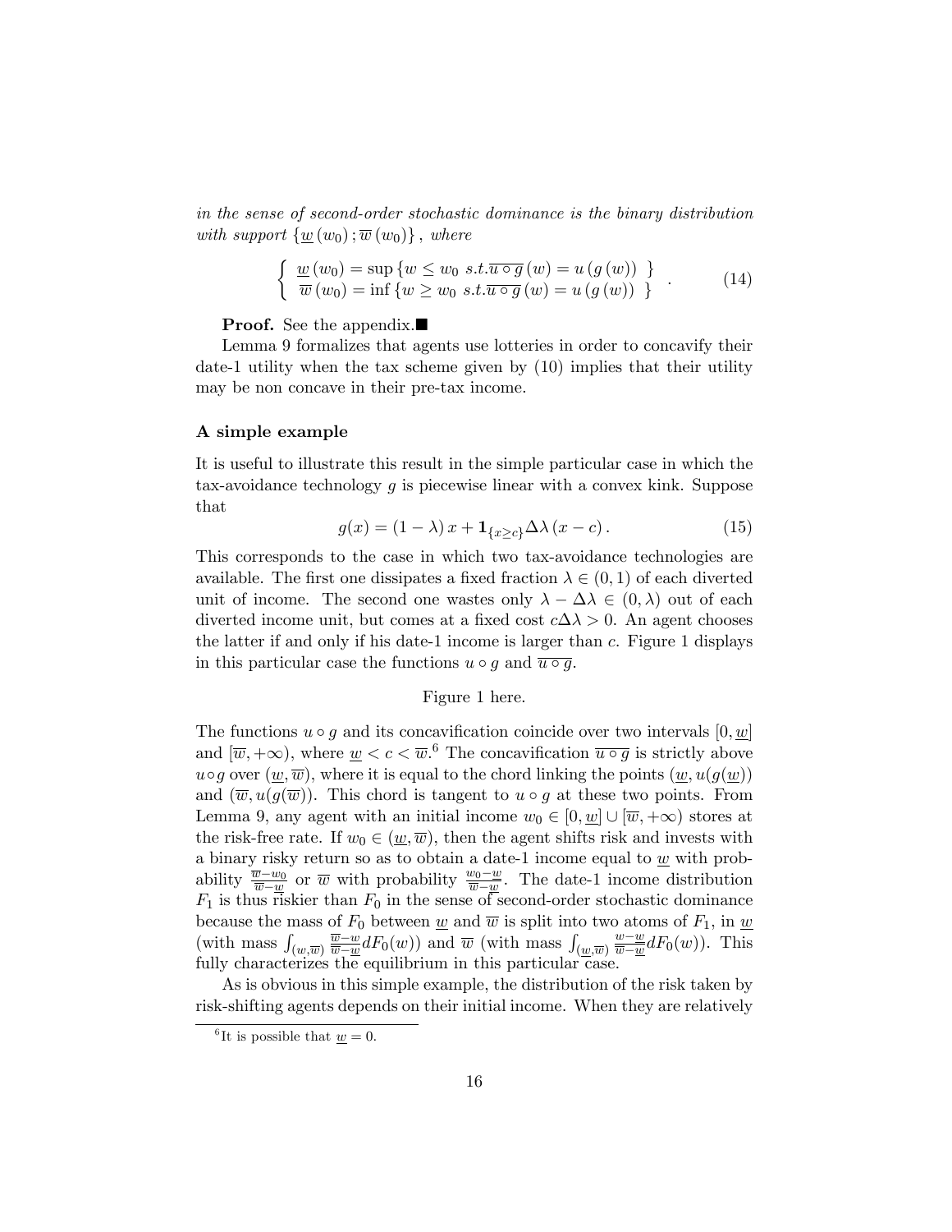*in the sense of second-order stochastic dominance is the binary distribution with support* $\{\underline{w}(w_0); \overline{w}(w_0)\}$*, where*

$$\begin{cases} \underline{w}(w_0) = \sup\{w \leq w_0 \text{ s.t.} \overline{u \circ g}(w) = u(g(w))\} \\ \overline{w}(w_0) = \inf\{w \geq w_0 \text{ s.t.} \overline{u \circ g}(w) = u(g(w))\} \end{cases}. \tag{14}$$

**Proof.** See the appendix.■

Lemma 9 formalizes that agents use lotteries in order to concavify their date-1 utility when the tax scheme given by (10) implies that their utility may be non concave in their pre-tax income.

### A simple example

It is useful to illustrate this result in the simple particular case in which the tax-avoidance technology $g$ is piecewise linear with a convex kink. Suppose that

$$g(x) = (1 - \lambda)x + \mathbf{1}_{\{x \geq c\}}\Delta\lambda(x - c). \tag{15}$$

This corresponds to the case in which two tax-avoidance technologies are available. The first one dissipates a fixed fraction $\lambda \in (0, 1)$ of each diverted unit of income. The second one wastes only $\lambda - \Delta\lambda \in (0, \lambda)$ out of each diverted income unit, but comes at a fixed cost $c\Delta\lambda > 0$. An agent chooses the latter if and only if his date-1 income is larger than $c$. Figure 1 displays in this particular case the functions $u \circ g$ and $\overline{u \circ g}$.

Figure 1 here.

The functions $u \circ g$ and its concavification coincide over two intervals $[0, \underline{w}]$ and $[\overline{w}, +\infty)$, where $\underline{w} < c < \overline{w}$.[6] The concavification $\overline{u \circ g}$ is strictly above $u \circ g$ over $(\underline{w}, \overline{w})$, where it is equal to the chord linking the points $(\underline{w}, u(g(\underline{w}))$ and $(\overline{w}, u(g(\overline{w}))$. This chord is tangent to $u \circ g$ at these two points. From Lemma 9, any agent with an initial income $w_0 \in [0, \underline{w}] \cup [\overline{w}, +\infty)$ stores at the risk-free rate. If $w_0 \in (\underline{w}, \overline{w})$, then the agent shifts risk and invests with a binary risky return so as to obtain a date-1 income equal to $\underline{w}$ with probability $\frac{\overline{w} - w_0}{\overline{w} - \underline{w}}$ or $\overline{w}$ with probability $\frac{w_0 - \underline{w}}{\overline{w} - \underline{w}}$. The date-1 income distribution $F_1$ is thus riskier than $F_0$ in the sense of second-order stochastic dominance because the mass of $F_0$ between $\underline{w}$ and $\overline{w}$ is split into two atoms of $F_1$, in $\underline{w}$ (with mass $\int_{(\underline{w}, \overline{w})} \frac{\overline{w} - w}{\overline{w} - \underline{w}} dF_0(w)$) and $\overline{w}$ (with mass $\int_{(\underline{w}, \overline{w})} \frac{w - \underline{w}}{\overline{w} - \underline{w}} dF_0(w)$). This fully characterizes the equilibrium in this particular case.

As is obvious in this simple example, the distribution of the risk taken by risk-shifting agents depends on their initial income. When they are relatively

[6] It is possible that $\underline{w} = 0$.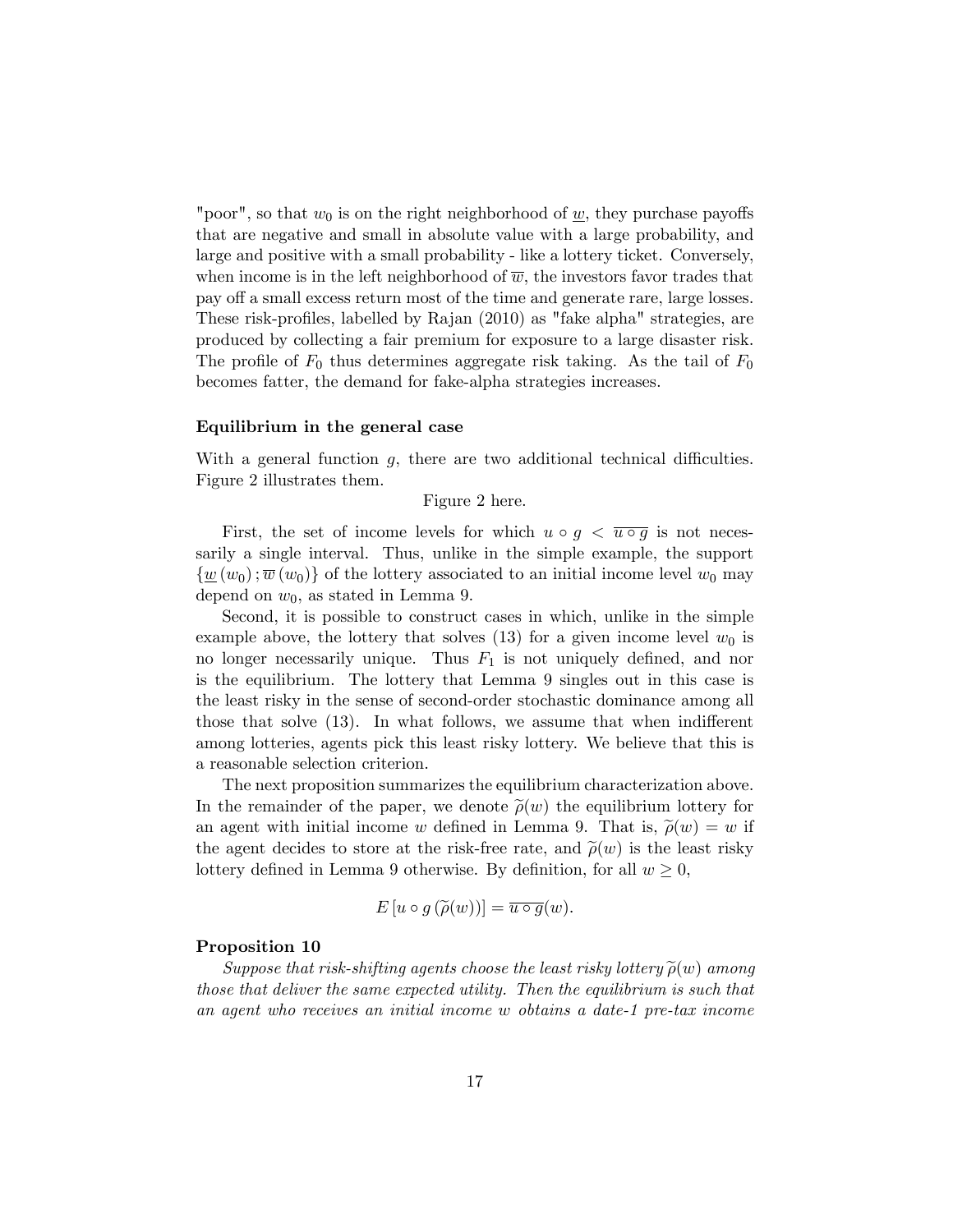"poor", so that $w_0$ is on the right neighborhood of $\underline{w}$, they purchase payoffs that are negative and small in absolute value with a large probability, and large and positive with a small probability - like a lottery ticket. Conversely, when income is in the left neighborhood of $\overline{w}$, the investors favor trades that pay off a small excess return most of the time and generate rare, large losses. These risk-profiles, labelled by Rajan (2010) as "fake alpha" strategies, are produced by collecting a fair premium for exposure to a large disaster risk. The profile of $F_0$ thus determines aggregate risk taking. As the tail of $F_0$ becomes fatter, the demand for fake-alpha strategies increases.

**Equilibrium in the general case**

With a general function $g$, there are two additional technical difficulties. Figure 2 illustrates them.

Figure 2 here.

First, the set of income levels for which $u \circ g < \overline{u \circ g}$ is not necessarily a single interval. Thus, unlike in the simple example, the support $\{\underline{w}(w_0) ; \overline{w}(w_0)\}$ of the lottery associated to an initial income level $w_0$ may depend on $w_0$, as stated in Lemma 9.

Second, it is possible to construct cases in which, unlike in the simple example above, the lottery that solves (13) for a given income level $w_0$ is no longer necessarily unique. Thus $F_1$ is not uniquely defined, and nor is the equilibrium. The lottery that Lemma 9 singles out in this case is the least risky in the sense of second-order stochastic dominance among all those that solve (13). In what follows, we assume that when indifferent among lotteries, agents pick this least risky lottery. We believe that this is a reasonable selection criterion.

The next proposition summarizes the equilibrium characterization above. In the remainder of the paper, we denote $\widetilde{\rho}(w)$ the equilibrium lottery for an agent with initial income $w$ defined in Lemma 9. That is, $\widetilde{\rho}(w) = w$ if the agent decides to store at the risk-free rate, and $\widetilde{\rho}(w)$ is the least risky lottery defined in Lemma 9 otherwise. By definition, for all $w \geq 0$,

$$E\left[u \circ g\left(\widetilde{\rho}(w)\right)\right] = \overline{u \circ g}(w).$$

**Proposition 10**

*Suppose that risk-shifting agents choose the least risky lottery $\widetilde{\rho}(w)$ among those that deliver the same expected utility. Then the equilibrium is such that an agent who receives an initial income $w$ obtains a date-1 pre-tax income*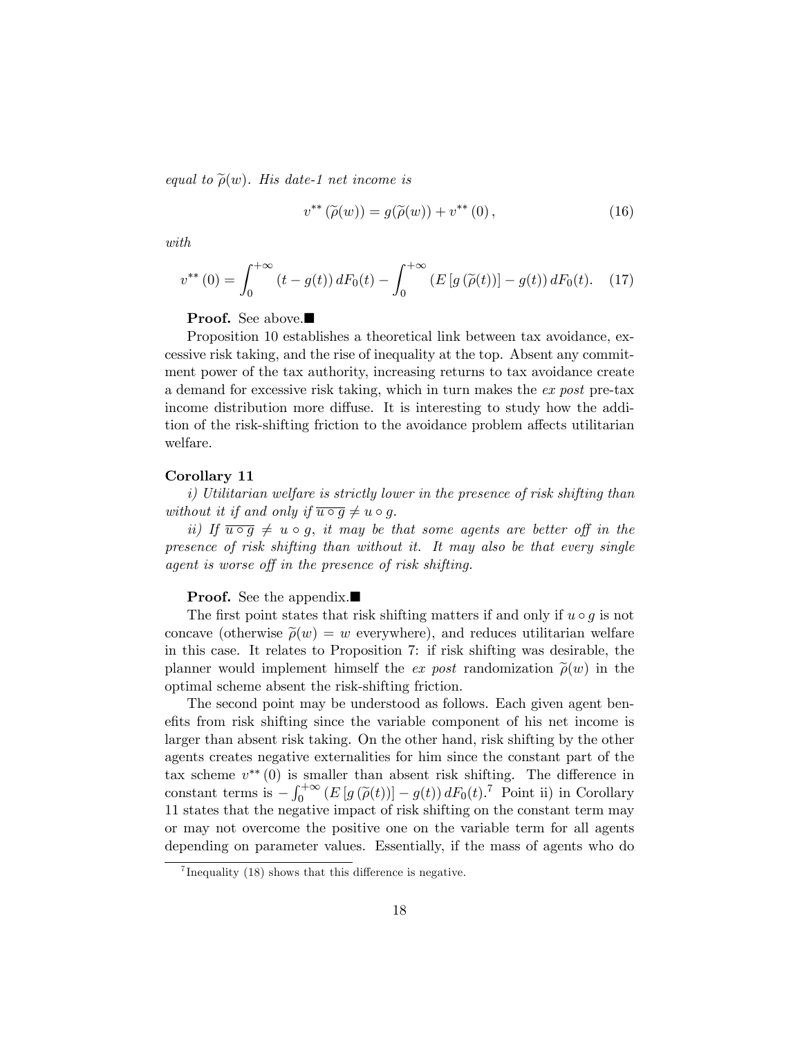*equal to $\widetilde{\rho}(w)$. His date-1 net income is*

$$v^{**}\left(\widetilde{\rho}(w)\right) = g(\widetilde{\rho}(w)) + v^{**}\left(0\right), \tag{16}$$

*with*

$$v^{**}\left(0\right) = \int_0^{+\infty} \left(t - g(t)\right) dF_0(t) - \int_0^{+\infty} \left(E\left[g\left(\widetilde{\rho}(t)\right)\right] - g(t)\right) dF_0(t). \tag{17}$$

**Proof.** See above.■

Proposition 10 establishes a theoretical link between tax avoidance, excessive risk taking, and the rise of inequality at the top. Absent any commitment power of the tax authority, increasing returns to tax avoidance create a demand for excessive risk taking, which in turn makes the *ex post* pre-tax income distribution more diffuse. It is interesting to study how the addition of the risk-shifting friction to the avoidance problem affects utilitarian welfare.

**Corollary 11**

*i) Utilitarian welfare is strictly lower in the presence of risk shifting than without it if and only if $\overline{u \circ g} \neq u \circ g$.*

*ii) If $\overline{u \circ g} \neq u \circ g$, it may be that some agents are better off in the presence of risk shifting than without it. It may also be that every single agent is worse off in the presence of risk shifting.*

**Proof.** See the appendix.■

The first point states that risk shifting matters if and only if $u \circ g$ is not concave (otherwise $\widetilde{\rho}(w) = w$ everywhere), and reduces utilitarian welfare in this case. It relates to Proposition 7: if risk shifting was desirable, the planner would implement himself the *ex post* randomization $\widetilde{\rho}(w)$ in the optimal scheme absent the risk-shifting friction.

The second point may be understood as follows. Each given agent benefits from risk shifting since the variable component of his net income is larger than absent risk taking. On the other hand, risk shifting by the other agents creates negative externalities for him since the constant part of the tax scheme $v^{**}(0)$ is smaller than absent risk shifting. The difference in constant terms is $-\int_0^{+\infty} \left(E\left[g\left(\widetilde{\rho}(t)\right)\right] - g(t)\right) dF_0(t)$.[7] Point ii) in Corollary 11 states that the negative impact of risk shifting on the constant term may or may not overcome the positive one on the variable term for all agents depending on parameter values. Essentially, if the mass of agents who do

[7] Inequality (18) shows that this difference is negative.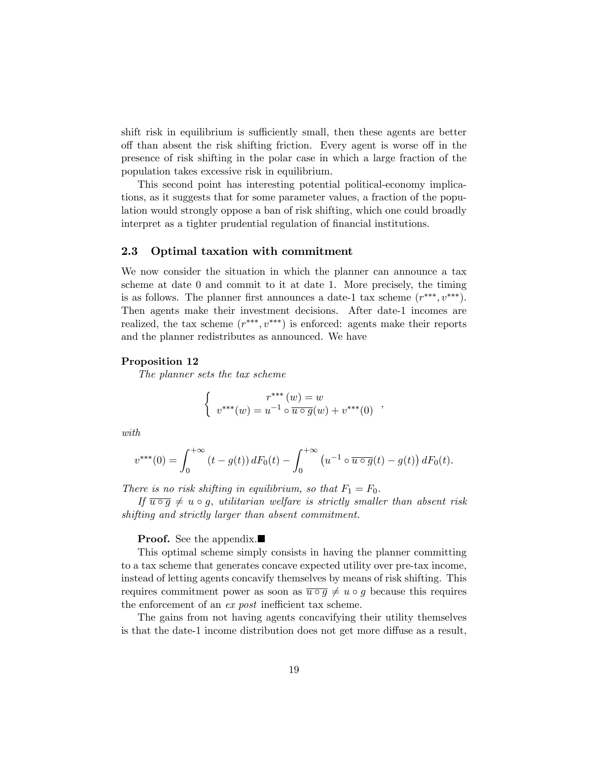shift risk in equilibrium is sufficiently small, then these agents are better off than absent the risk shifting friction. Every agent is worse off in the presence of risk shifting in the polar case in which a large fraction of the population takes excessive risk in equilibrium.

This second point has interesting potential political-economy implications, as it suggests that for some parameter values, a fraction of the population would strongly oppose a ban of risk shifting, which one could broadly interpret as a tighter prudential regulation of financial institutions.

### 2.3 Optimal taxation with commitment

We now consider the situation in which the planner can announce a tax scheme at date 0 and commit to it at date 1. More precisely, the timing is as follows. The planner first announces a date-1 tax scheme $(r^{***}, v^{***})$. Then agents make their investment decisions. After date-1 incomes are realized, the tax scheme $(r^{***}, v^{***})$ is enforced: agents make their reports and the planner redistributes as announced. We have

**Proposition 12**

*The planner sets the tax scheme*

$$\left\{ \begin{array}{c} r^{***}(w) = w \\ v^{***}(w) = u^{-1} \circ \overline{u \circ g}(w) + v^{***}(0) \end{array} \right. ,$$

*with*

$$v^{***}(0) = \int_0^{+\infty} (t - g(t))\, dF_0(t) - \int_0^{+\infty} \left(u^{-1} \circ \overline{u \circ g}(t) - g(t)\right) dF_0(t).$$

*There is no risk shifting in equilibrium, so that $F_1 = F_0$.*

*If $\overline{u \circ g} \neq u \circ g$, utilitarian welfare is strictly smaller than absent risk shifting and strictly larger than absent commitment.*

**Proof.** See the appendix.■

This optimal scheme simply consists in having the planner committing to a tax scheme that generates concave expected utility over pre-tax income, instead of letting agents concavify themselves by means of risk shifting. This requires commitment power as soon as $\overline{u \circ g} \neq u \circ g$ because this requires the enforcement of an *ex post* inefficient tax scheme.

The gains from not having agents concavifying their utility themselves is that the date-1 income distribution does not get more diffuse as a result,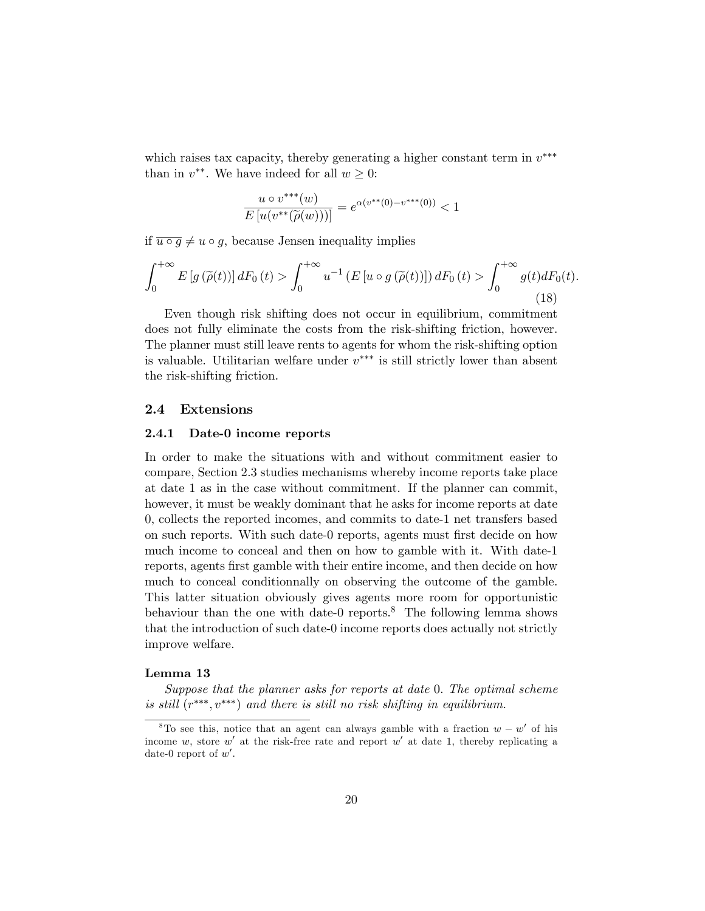which raises tax capacity, thereby generating a higher constant term in $v^{***}$ than in $v^{**}$. We have indeed for all $w \geq 0$:

$$\frac{u \circ v^{***}(w)}{E\left[u(v^{**}(\widetilde{\rho}(w)))\right]} = e^{\alpha(v^{**}(0) - v^{***}(0))} < 1$$

if $\overline{u \circ g} \neq u \circ g$, because Jensen inequality implies

$$\int_0^{+\infty} E\left[g\left(\widetilde{\rho}(t)\right)\right] dF_0\left(t\right) > \int_0^{+\infty} u^{-1}\left(E\left[u \circ g\left(\widetilde{\rho}(t)\right)\right]\right) dF_0\left(t\right) > \int_0^{+\infty} g(t) dF_0(t). \tag{18}$$

Even though risk shifting does not occur in equilibrium, commitment does not fully eliminate the costs from the risk-shifting friction, however. The planner must still leave rents to agents for whom the risk-shifting option is valuable. Utilitarian welfare under $v^{***}$ is still strictly lower than absent the risk-shifting friction.

## 2.4 Extensions

### 2.4.1 Date-0 income reports

In order to make the situations with and without commitment easier to compare, Section 2.3 studies mechanisms whereby income reports take place at date 1 as in the case without commitment. If the planner can commit, however, it must be weakly dominant that he asks for income reports at date 0, collects the reported incomes, and commits to date-1 net transfers based on such reports. With such date-0 reports, agents must first decide on how much income to conceal and then on how to gamble with it. With date-1 reports, agents first gamble with their entire income, and then decide on how much to conceal conditionnally on observing the outcome of the gamble. This latter situation obviously gives agents more room for opportunistic behaviour than the one with date-0 reports.[8] The following lemma shows that the introduction of such date-0 income reports does actually not strictly improve welfare.

**Lemma 13**

*Suppose that the planner asks for reports at date 0. The optimal scheme is still $(r^{***}, v^{***})$ and there is still no risk shifting in equilibrium.*

[8] To see this, notice that an agent can always gamble with a fraction $w - w'$ of his income $w$, store $w'$ at the risk-free rate and report $w'$ at date 1, thereby replicating a date-0 report of $w'$.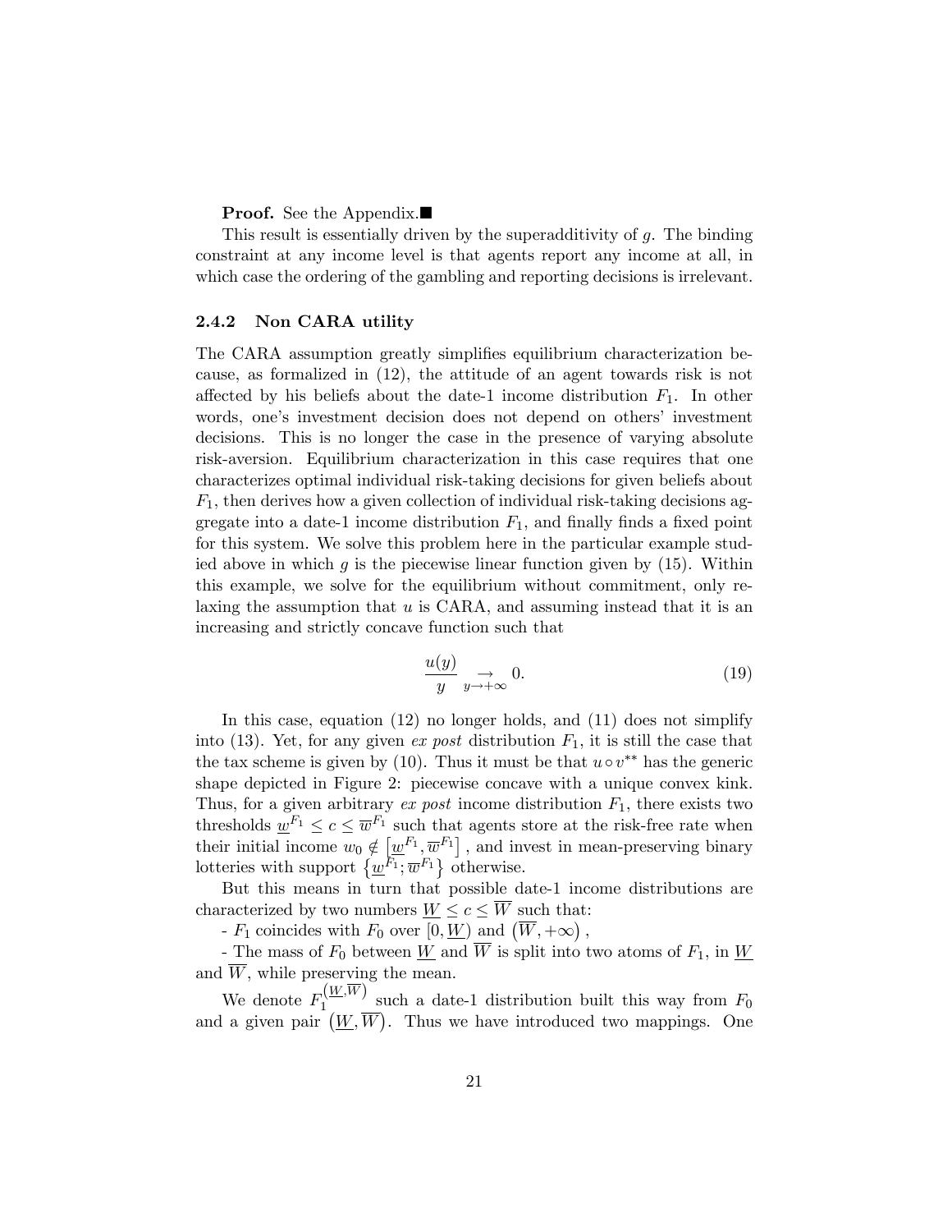**Proof.** See the Appendix.■

This result is essentially driven by the superadditivity of $g$. The binding constraint at any income level is that agents report any income at all, in which case the ordering of the gambling and reporting decisions is irrelevant.

### 2.4.2 Non CARA utility

The CARA assumption greatly simplifies equilibrium characterization because, as formalized in (12), the attitude of an agent towards risk is not affected by his beliefs about the date-1 income distribution $F_1$. In other words, one's investment decision does not depend on others' investment decisions. This is no longer the case in the presence of varying absolute risk-aversion. Equilibrium characterization in this case requires that one characterizes optimal individual risk-taking decisions for given beliefs about $F_1$, then derives how a given collection of individual risk-taking decisions aggregate into a date-1 income distribution $F_1$, and finally finds a fixed point for this system. We solve this problem here in the particular example studied above in which $g$ is the piecewise linear function given by (15). Within this example, we solve for the equilibrium without commitment, only relaxing the assumption that $u$ is CARA, and assuming instead that it is an increasing and strictly concave function such that

$$\frac{u(y)}{y} \underset{y \to +\infty}{\to} 0. \tag{19}$$

In this case, equation (12) no longer holds, and (11) does not simplify into (13). Yet, for any given *ex post* distribution $F_1$, it is still the case that the tax scheme is given by (10). Thus it must be that $u \circ v^{**}$ has the generic shape depicted in Figure 2: piecewise concave with a unique convex kink. Thus, for a given arbitrary *ex post* income distribution $F_1$, there exists two thresholds $\underline{w}^{F_1} \leq c \leq \overline{w}^{F_1}$ such that agents store at the risk-free rate when their initial income $w_0 \notin \left[\underline{w}^{F_1}, \overline{w}^{F_1}\right]$, and invest in mean-preserving binary lotteries with support $\left\{\underline{w}^{F_1}; \overline{w}^{F_1}\right\}$ otherwise.

But this means in turn that possible date-1 income distributions are characterized by two numbers $\underline{W} \leq c \leq \overline{W}$ such that:

- $F_1$ coincides with $F_0$ over $[0, \underline{W})$ and $\left(\overline{W}, +\infty\right)$,

- The mass of $F_0$ between $\underline{W}$ and $\overline{W}$ is split into two atoms of $F_1$, in $\underline{W}$ and $\overline{W}$, while preserving the mean.

We denote $F_1^{\left(\underline{W},\overline{W}\right)}$ such a date-1 distribution built this way from $F_0$ and a given pair $\left(\underline{W}, \overline{W}\right)$. Thus we have introduced two mappings. One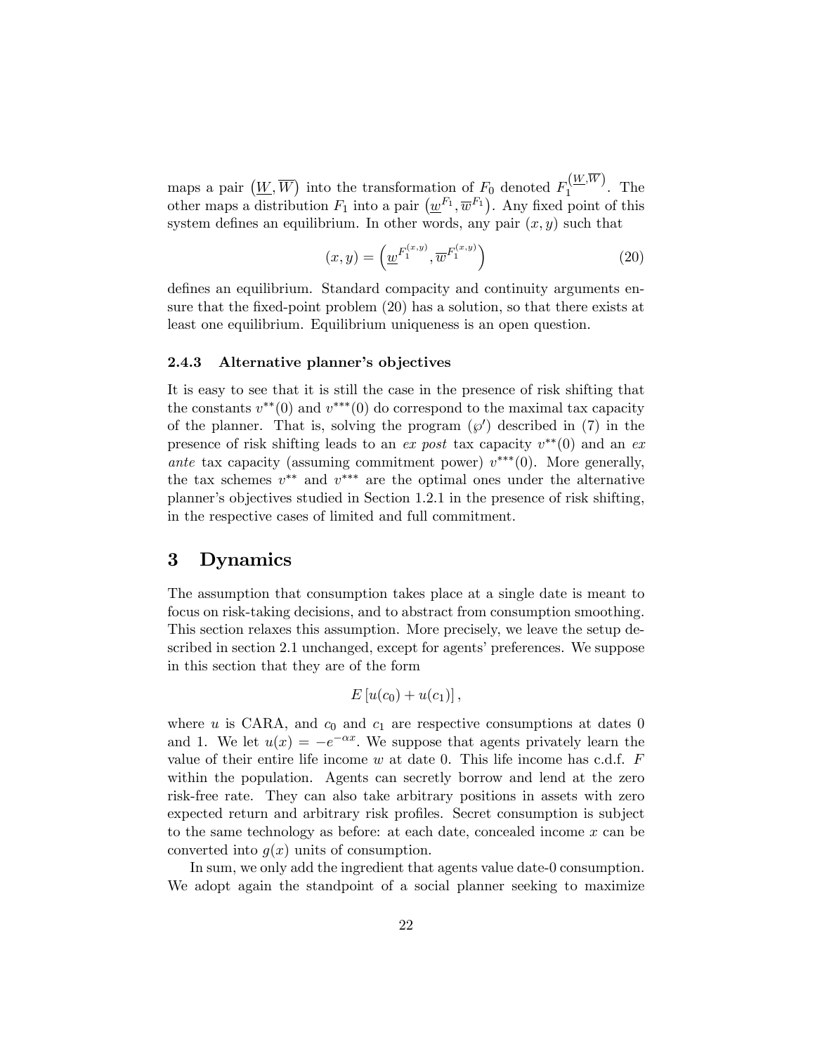maps a pair $(\underline{W}, \overline{W})$ into the transformation of $F_0$ denoted $F_1^{(\underline{W},\overline{W})}$. The other maps a distribution $F_1$ into a pair $(\underline{w}^{F_1}, \overline{w}^{F_1})$. Any fixed point of this system defines an equilibrium. In other words, any pair $(x, y)$ such that

$$(x, y) = \left(\underline{w}^{F_1^{(x,y)}}, \overline{w}^{F_1^{(x,y)}}\right) \tag{20}$$

defines an equilibrium. Standard compacity and continuity arguments ensure that the fixed-point problem (20) has a solution, so that there exists at least one equilibrium. Equilibrium uniqueness is an open question.

### 2.4.3 Alternative planner's objectives

It is easy to see that it is still the case in the presence of risk shifting that the constants $v^{**}(0)$ and $v^{***}(0)$ do correspond to the maximal tax capacity of the planner. That is, solving the program $(\wp')$ described in (7) in the presence of risk shifting leads to an *ex post* tax capacity $v^{**}(0)$ and an *ex ante* tax capacity (assuming commitment power) $v^{***}(0)$. More generally, the tax schemes $v^{**}$ and $v^{***}$ are the optimal ones under the alternative planner's objectives studied in Section 1.2.1 in the presence of risk shifting, in the respective cases of limited and full commitment.

# 3 Dynamics

The assumption that consumption takes place at a single date is meant to focus on risk-taking decisions, and to abstract from consumption smoothing. This section relaxes this assumption. More precisely, we leave the setup described in section 2.1 unchanged, except for agents' preferences. We suppose in this section that they are of the form

$$E\left[u(c_0) + u(c_1)\right],$$

where $u$ is CARA, and $c_0$ and $c_1$ are respective consumptions at dates 0 and 1. We let $u(x) = -e^{-\alpha x}$. We suppose that agents privately learn the value of their entire life income $w$ at date 0. This life income has c.d.f. $F$ within the population. Agents can secretly borrow and lend at the zero risk-free rate. They can also take arbitrary positions in assets with zero expected return and arbitrary risk profiles. Secret consumption is subject to the same technology as before: at each date, concealed income $x$ can be converted into $g(x)$ units of consumption.

In sum, we only add the ingredient that agents value date-0 consumption. We adopt again the standpoint of a social planner seeking to maximize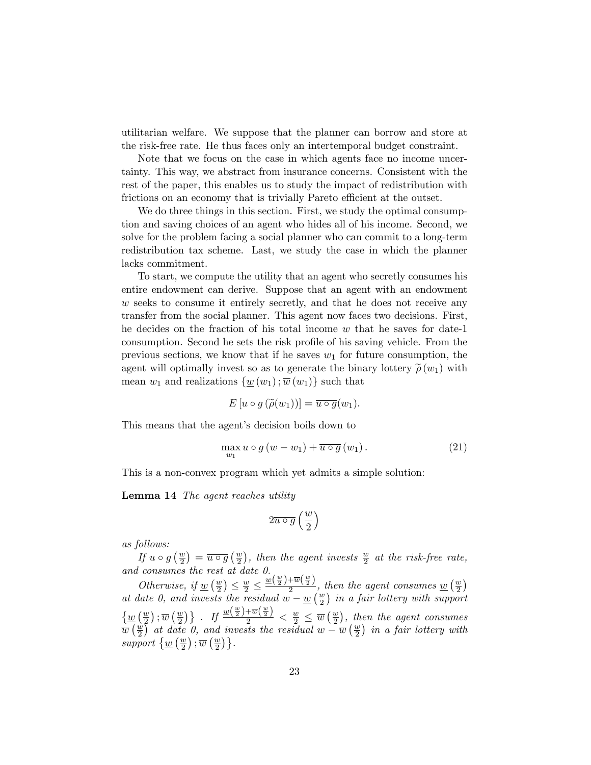utilitarian welfare. We suppose that the planner can borrow and store at the risk-free rate. He thus faces only an intertemporal budget constraint.

Note that we focus on the case in which agents face no income uncertainty. This way, we abstract from insurance concerns. Consistent with the rest of the paper, this enables us to study the impact of redistribution with frictions on an economy that is trivially Pareto efficient at the outset.

We do three things in this section. First, we study the optimal consumption and saving choices of an agent who hides all of his income. Second, we solve for the problem facing a social planner who can commit to a long-term redistribution tax scheme. Last, we study the case in which the planner lacks commitment.

To start, we compute the utility that an agent who secretly consumes his entire endowment can derive. Suppose that an agent with an endowment $w$ seeks to consume it entirely secretly, and that he does not receive any transfer from the social planner. This agent now faces two decisions. First, he decides on the fraction of his total income $w$ that he saves for date-1 consumption. Second he sets the risk profile of his saving vehicle. From the previous sections, we know that if he saves $w_1$ for future consumption, the agent will optimally invest so as to generate the binary lottery $\widetilde{\rho}(w_1)$ with mean $w_1$ and realizations $\{\underline{w}(w_1); \overline{w}(w_1)\}$ such that

$$E\left[u \circ g\left(\widetilde{\rho}(w_1)\right)\right] = \overline{u \circ g}(w_1).$$

This means that the agent's decision boils down to

$$\max_{w_1} u \circ g\left(w - w_1\right) + \overline{u \circ g}\left(w_1\right). \tag{21}$$

This is a non-convex program which yet admits a simple solution:

**Lemma 14** *The agent reaches utility*

$$2\overline{u \circ g}\left(\frac{w}{2}\right)$$

*as follows:*

*If $u \circ g\left(\frac{w}{2}\right) = \overline{u \circ g}\left(\frac{w}{2}\right)$, then the agent invests $\frac{w}{2}$ at the risk-free rate, and consumes the rest at date 0.*

*Otherwise, if $\underline{w}\left(\frac{w}{2}\right) \leq \frac{w}{2} \leq \frac{\underline{w}\left(\frac{w}{2}\right)+\overline{w}\left(\frac{w}{2}\right)}{2}$, then the agent consumes $\underline{w}\left(\frac{w}{2}\right)$ at date 0, and invests the residual $w - \underline{w}\left(\frac{w}{2}\right)$ in a fair lottery with support $\left\{\underline{w}\left(\frac{w}{2}\right); \overline{w}\left(\frac{w}{2}\right)\right\}$. If $\frac{\underline{w}\left(\frac{w}{2}\right)+\overline{w}\left(\frac{w}{2}\right)}{2} < \frac{w}{2} \leq \overline{w}\left(\frac{w}{2}\right)$, then the agent consumes $\overline{w}\left(\frac{w}{2}\right)$ at date 0, and invests the residual $w - \overline{w}\left(\frac{w}{2}\right)$ in a fair lottery with support $\left\{\underline{w}\left(\frac{w}{2}\right); \overline{w}\left(\frac{w}{2}\right)\right\}$.*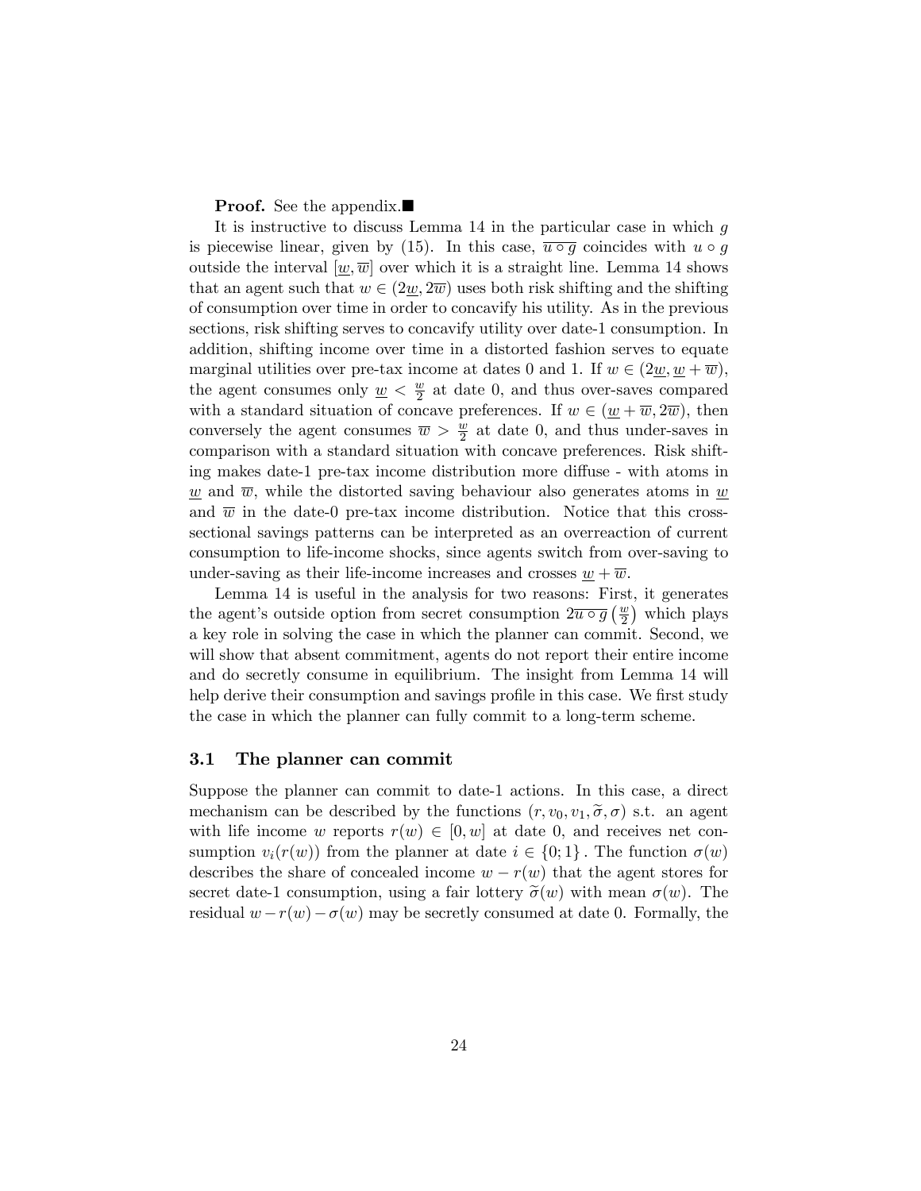**Proof.** See the appendix.■

It is instructive to discuss Lemma 14 in the particular case in which $g$ is piecewise linear, given by (15). In this case, $\overline{u \circ g}$ coincides with $u \circ g$ outside the interval $[\underline{w}, \overline{w}]$ over which it is a straight line. Lemma 14 shows that an agent such that $w \in (2\underline{w}, 2\overline{w})$ uses both risk shifting and the shifting of consumption over time in order to concavify his utility. As in the previous sections, risk shifting serves to concavify utility over date-1 consumption. In addition, shifting income over time in a distorted fashion serves to equate marginal utilities over pre-tax income at dates 0 and 1. If $w \in (2\underline{w}, \underline{w} + \overline{w})$, the agent consumes only $\underline{w} < \frac{w}{2}$ at date 0, and thus over-saves compared with a standard situation of concave preferences. If $w \in (\underline{w} + \overline{w}, 2\overline{w})$, then conversely the agent consumes $\overline{w} > \frac{w}{2}$ at date 0, and thus under-saves in comparison with a standard situation with concave preferences. Risk shifting makes date-1 pre-tax income distribution more diffuse - with atoms in $\underline{w}$ and $\overline{w}$, while the distorted saving behaviour also generates atoms in $\underline{w}$ and $\overline{w}$ in the date-0 pre-tax income distribution. Notice that this cross-sectional savings patterns can be interpreted as an overreaction of current consumption to life-income shocks, since agents switch from over-saving to under-saving as their life-income increases and crosses $\underline{w} + \overline{w}$.

Lemma 14 is useful in the analysis for two reasons: First, it generates the agent's outside option from secret consumption $2\overline{u \circ g}\left(\frac{w}{2}\right)$ which plays a key role in solving the case in which the planner can commit. Second, we will show that absent commitment, agents do not report their entire income and do secretly consume in equilibrium. The insight from Lemma 14 will help derive their consumption and savings profile in this case. We first study the case in which the planner can fully commit to a long-term scheme.

### 3.1 The planner can commit

Suppose the planner can commit to date-1 actions. In this case, a direct mechanism can be described by the functions $(r, v_0, v_1, \widetilde{\sigma}, \sigma)$ s.t. an agent with life income $w$ reports $r(w) \in [0, w]$ at date 0, and receives net consumption $v_i(r(w))$ from the planner at date $i \in \{0; 1\}$. The function $\sigma(w)$ describes the share of concealed income $w - r(w)$ that the agent stores for secret date-1 consumption, using a fair lottery $\widetilde{\sigma}(w)$ with mean $\sigma(w)$. The residual $w - r(w) - \sigma(w)$ may be secretly consumed at date 0. Formally, the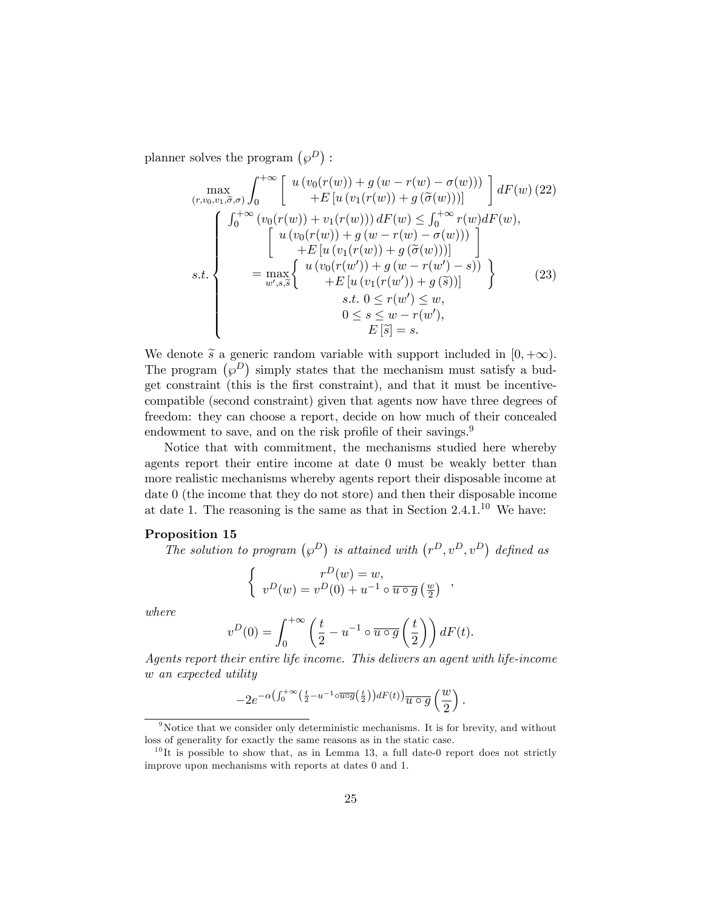planner solves the program $\left(\wp^D\right)$ :

$$\max_{(r,v_0,v_1,\widetilde{\sigma},\sigma)} \int_0^{+\infty} \left[ \begin{array}{c} u\left(v_0(r(w)) + g\left(w - r(w) - \sigma(w)\right)\right) \\ +E\left[u\left(v_1(r(w)) + g\left(\widetilde{\sigma}(w)\right)\right)\right] \end{array} \right] dF(w) \quad (22)$$

$$s.t. \left\{ \begin{array}{c} \int_0^{+\infty} \left(v_0(r(w)) + v_1(r(w))\right) dF(w) \leq \int_0^{+\infty} r(w) dF(w), \\ \left[ \begin{array}{c} u\left(v_0(r(w)) + g\left(w - r(w) - \sigma(w)\right)\right) \\ +E\left[u\left(v_1(r(w)) + g\left(\widetilde{\sigma}(w)\right)\right)\right] \end{array} \right] \\ = \max\limits_{w',s,\widetilde{s}} \left\{ \begin{array}{c} u\left(v_0(r(w')) + g\left(w - r(w') - s\right)\right) \\ +E\left[u\left(v_1(r(w')) + g\left(\widetilde{s}\right)\right)\right] \end{array} \right\} \\ s.t.\ 0 \leq r(w') \leq w, \\ 0 \leq s \leq w - r(w'), \\ E\left[\widetilde{s}\right] = s. \end{array} \right. \quad (23)$$

We denote $\widetilde{s}$ a generic random variable with support included in $[0, +\infty)$. The program $\left(\wp^D\right)$ simply states that the mechanism must satisfy a budget constraint (this is the first constraint), and that it must be incentive-compatible (second constraint) given that agents now have three degrees of freedom: they can choose a report, decide on how much of their concealed endowment to save, and on the risk profile of their savings.[9]

Notice that with commitment, the mechanisms studied here whereby agents report their entire income at date 0 must be weakly better than more realistic mechanisms whereby agents report their disposable income at date 0 (the income that they do not store) and then their disposable income at date 1. The reasoning is the same as that in Section 2.4.1.[10] We have:

**Proposition 15**

*The solution to program $\left(\wp^D\right)$ is attained with $\left(r^D, v^D, v^D\right)$ defined as*

$$\left\{ \begin{array}{c} r^D(w) = w, \\ v^D(w) = v^D(0) + u^{-1} \circ \overline{u \circ g}\left(\frac{w}{2}\right) \end{array} \right. ,$$

*where*

$$v^D(0) = \int_0^{+\infty} \left( \frac{t}{2} - u^{-1} \circ \overline{u \circ g}\left(\frac{t}{2}\right) \right) dF(t).$$

*Agents report their entire life income. This delivers an agent with life-income $w$ an expected utility*

$$-2e^{-\alpha\left(\int_0^{+\infty}\left(\frac{t}{2} - u^{-1}\circ\overline{u\circ g}\left(\frac{t}{2}\right)\right)dF(t)\right)}\overline{u \circ g}\left(\frac{w}{2}\right).$$

[9] Notice that we consider only deterministic mechanisms. It is for brevity, and without loss of generality for exactly the same reasons as in the static case.

[10] It is possible to show that, as in Lemma 13, a full date-0 report does not strictly improve upon mechanisms with reports at dates 0 and 1.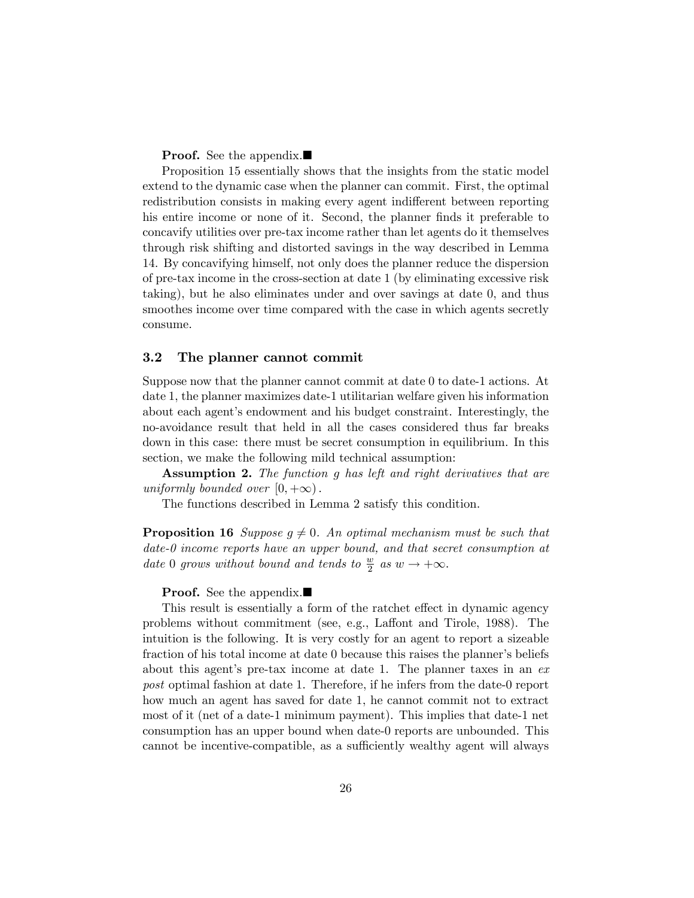**Proof.** See the appendix.■

Proposition 15 essentially shows that the insights from the static model extend to the dynamic case when the planner can commit. First, the optimal redistribution consists in making every agent indifferent between reporting his entire income or none of it. Second, the planner finds it preferable to concavify utilities over pre-tax income rather than let agents do it themselves through risk shifting and distorted savings in the way described in Lemma 14. By concavifying himself, not only does the planner reduce the dispersion of pre-tax income in the cross-section at date 1 (by eliminating excessive risk taking), but he also eliminates under and over savings at date 0, and thus smoothes income over time compared with the case in which agents secretly consume.

### 3.2 The planner cannot commit

Suppose now that the planner cannot commit at date 0 to date-1 actions. At date 1, the planner maximizes date-1 utilitarian welfare given his information about each agent's endowment and his budget constraint. Interestingly, the no-avoidance result that held in all the cases considered thus far breaks down in this case: there must be secret consumption in equilibrium. In this section, we make the following mild technical assumption:

**Assumption 2.** *The function $g$ has left and right derivatives that are uniformly bounded over $[0, +\infty)$.*

The functions described in Lemma 2 satisfy this condition.

**Proposition 16** *Suppose $g \neq 0$. An optimal mechanism must be such that date-0 income reports have an upper bound, and that secret consumption at date 0 grows without bound and tends to $\frac{w}{2}$ as $w \to +\infty$.*

**Proof.** See the appendix.■

This result is essentially a form of the ratchet effect in dynamic agency problems without commitment (see, e.g., Laffont and Tirole, 1988). The intuition is the following. It is very costly for an agent to report a sizeable fraction of his total income at date 0 because this raises the planner's beliefs about this agent's pre-tax income at date 1. The planner taxes in an *ex post* optimal fashion at date 1. Therefore, if he infers from the date-0 report how much an agent has saved for date 1, he cannot commit not to extract most of it (net of a date-1 minimum payment). This implies that date-1 net consumption has an upper bound when date-0 reports are unbounded. This cannot be incentive-compatible, as a sufficiently wealthy agent will always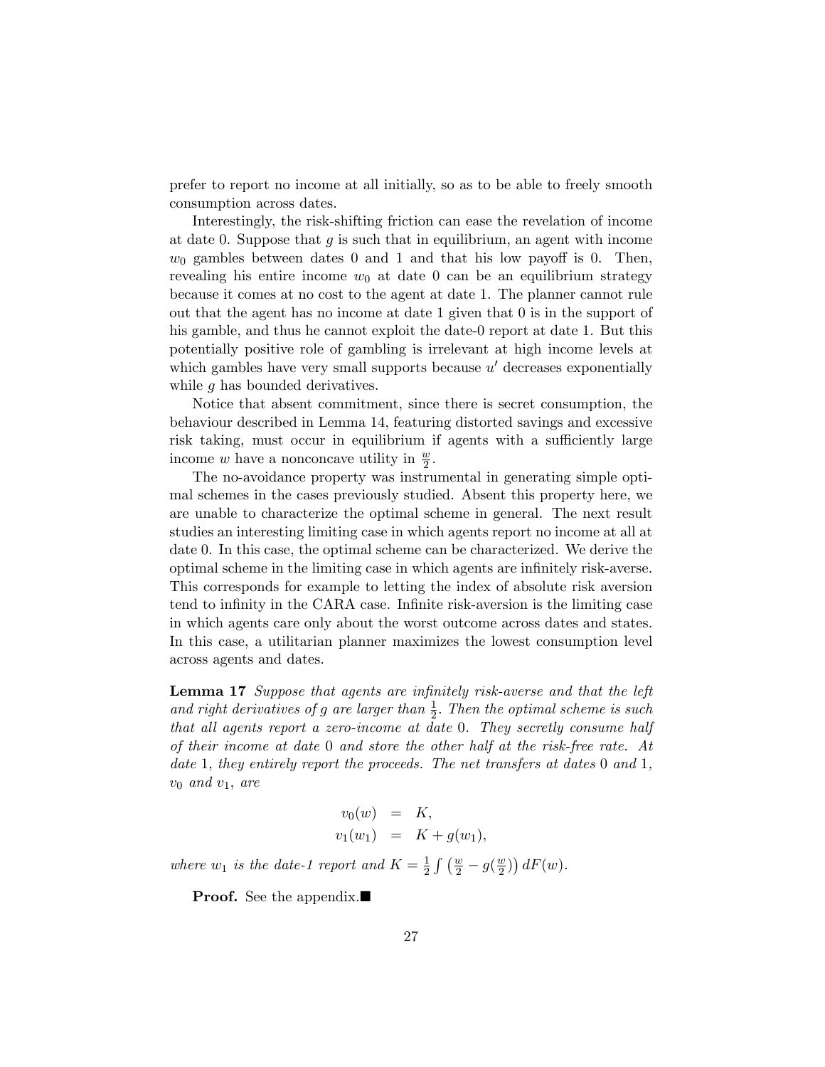prefer to report no income at all initially, so as to be able to freely smooth consumption across dates.

Interestingly, the risk-shifting friction can ease the revelation of income at date 0. Suppose that $g$ is such that in equilibrium, an agent with income $w_0$ gambles between dates 0 and 1 and that his low payoff is 0. Then, revealing his entire income $w_0$ at date 0 can be an equilibrium strategy because it comes at no cost to the agent at date 1. The planner cannot rule out that the agent has no income at date 1 given that 0 is in the support of his gamble, and thus he cannot exploit the date-0 report at date 1. But this potentially positive role of gambling is irrelevant at high income levels at which gambles have very small supports because $u'$ decreases exponentially while $g$ has bounded derivatives.

Notice that absent commitment, since there is secret consumption, the behaviour described in Lemma 14, featuring distorted savings and excessive risk taking, must occur in equilibrium if agents with a sufficiently large income $w$ have a nonconcave utility in $\frac{w}{2}$.

The no-avoidance property was instrumental in generating simple optimal schemes in the cases previously studied. Absent this property here, we are unable to characterize the optimal scheme in general. The next result studies an interesting limiting case in which agents report no income at all at date 0. In this case, the optimal scheme can be characterized. We derive the optimal scheme in the limiting case in which agents are infinitely risk-averse. This corresponds for example to letting the index of absolute risk aversion tend to infinity in the CARA case. Infinite risk-aversion is the limiting case in which agents care only about the worst outcome across dates and states. In this case, a utilitarian planner maximizes the lowest consumption level across agents and dates.

**Lemma 17** *Suppose that agents are infinitely risk-averse and that the left and right derivatives of $g$ are larger than $\frac{1}{2}$. Then the optimal scheme is such that all agents report a zero-income at date 0. They secretly consume half of their income at date 0 and store the other half at the risk-free rate. At date 1, they entirely report the proceeds. The net transfers at dates 0 and 1, $v_0$ and $v_1$, are*

$$
\begin{aligned}
v_0(w) &= K, \\
v_1(w_1) &= K + g(w_1),
\end{aligned}
$$

*where $w_1$ is the date-1 report and $K = \frac{1}{2}\int \left(\frac{w}{2} - g(\frac{w}{2})\right) dF(w)$.*

**Proof.** See the appendix.■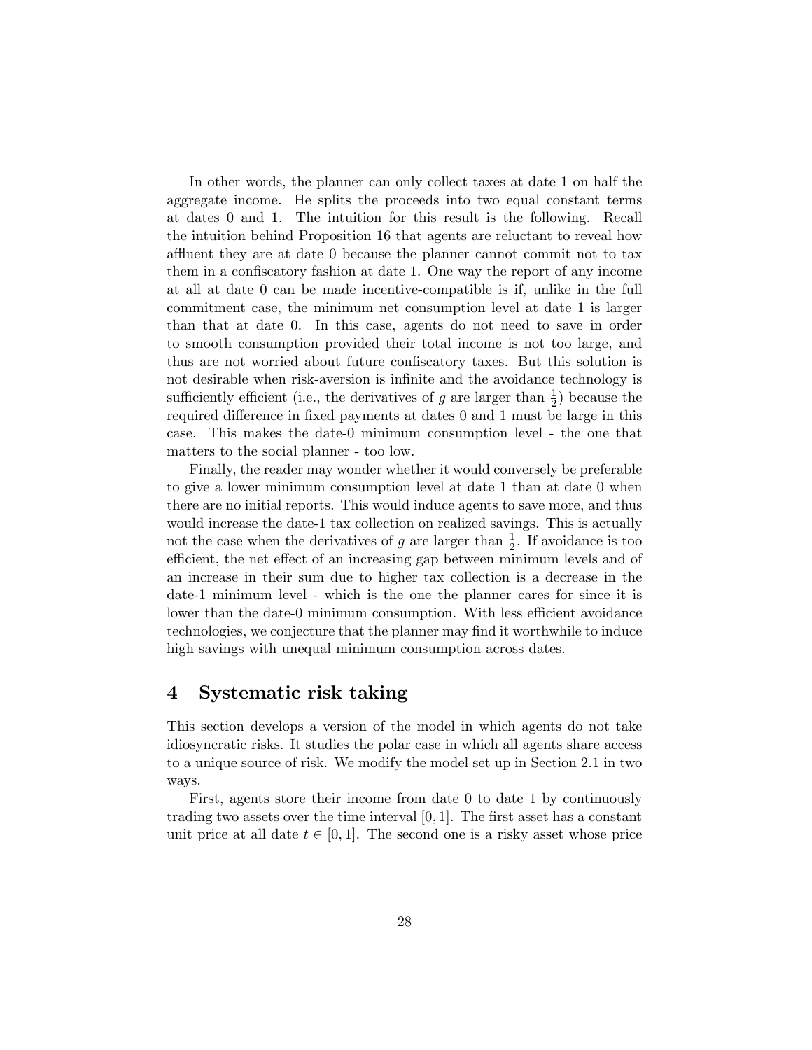In other words, the planner can only collect taxes at date 1 on half the aggregate income. He splits the proceeds into two equal constant terms at dates 0 and 1. The intuition for this result is the following. Recall the intuition behind Proposition 16 that agents are reluctant to reveal how affluent they are at date 0 because the planner cannot commit not to tax them in a confiscatory fashion at date 1. One way the report of any income at all at date 0 can be made incentive-compatible is if, unlike in the full commitment case, the minimum net consumption level at date 1 is larger than that at date 0. In this case, agents do not need to save in order to smooth consumption provided their total income is not too large, and thus are not worried about future confiscatory taxes. But this solution is not desirable when risk-aversion is infinite and the avoidance technology is sufficiently efficient (i.e., the derivatives of $g$ are larger than $\frac{1}{2}$) because the required difference in fixed payments at dates 0 and 1 must be large in this case. This makes the date-0 minimum consumption level - the one that matters to the social planner - too low.

Finally, the reader may wonder whether it would conversely be preferable to give a lower minimum consumption level at date 1 than at date 0 when there are no initial reports. This would induce agents to save more, and thus would increase the date-1 tax collection on realized savings. This is actually not the case when the derivatives of $g$ are larger than $\frac{1}{2}$. If avoidance is too efficient, the net effect of an increasing gap between minimum levels and of an increase in their sum due to higher tax collection is a decrease in the date-1 minimum level - which is the one the planner cares for since it is lower than the date-0 minimum consumption. With less efficient avoidance technologies, we conjecture that the planner may find it worthwhile to induce high savings with unequal minimum consumption across dates.

# 4 Systematic risk taking

This section develops a version of the model in which agents do not take idiosyncratic risks. It studies the polar case in which all agents share access to a unique source of risk. We modify the model set up in Section 2.1 in two ways.

First, agents store their income from date 0 to date 1 by continuously trading two assets over the time interval $[0, 1]$. The first asset has a constant unit price at all date $t \in [0, 1]$. The second one is a risky asset whose price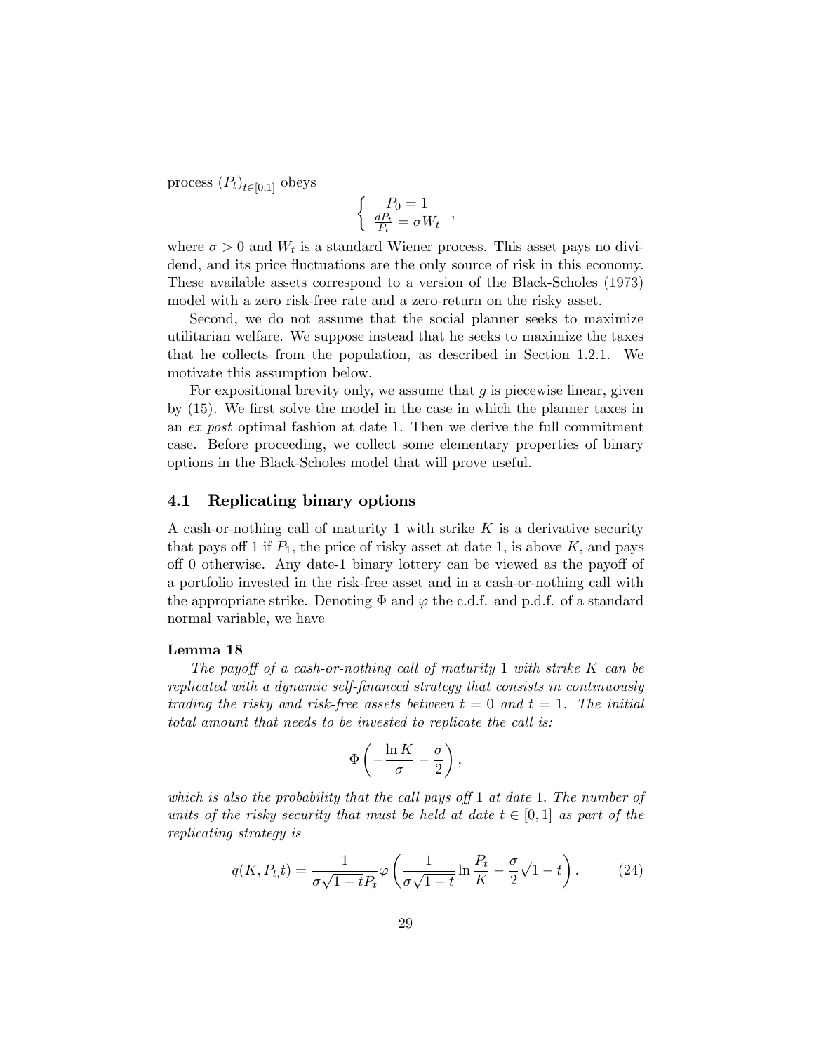process $(P_t)_{t\in[0,1]}$ obeys

$$\left\{ \begin{array}{c} P_0 = 1 \\ \frac{dP_t}{P_t} = \sigma W_t \end{array} \right. ,$$

where $\sigma > 0$ and $W_t$ is a standard Wiener process. This asset pays no dividend, and its price fluctuations are the only source of risk in this economy. These available assets correspond to a version of the Black-Scholes (1973) model with a zero risk-free rate and a zero-return on the risky asset.

Second, we do not assume that the social planner seeks to maximize utilitarian welfare. We suppose instead that he seeks to maximize the taxes that he collects from the population, as described in Section 1.2.1. We motivate this assumption below.

For expositional brevity only, we assume that $g$ is piecewise linear, given by (15). We first solve the model in the case in which the planner taxes in an *ex post* optimal fashion at date 1. Then we derive the full commitment case. Before proceeding, we collect some elementary properties of binary options in the Black-Scholes model that will prove useful.

## 4.1 Replicating binary options

A cash-or-nothing call of maturity 1 with strike $K$ is a derivative security that pays off 1 if $P_1$, the price of risky asset at date 1, is above $K$, and pays off 0 otherwise. Any date-1 binary lottery can be viewed as the payoff of a portfolio invested in the risk-free asset and in a cash-or-nothing call with the appropriate strike. Denoting $\Phi$ and $\varphi$ the c.d.f. and p.d.f. of a standard normal variable, we have

**Lemma 18**

*The payoff of a cash-or-nothing call of maturity* 1 *with strike* $K$ *can be replicated with a dynamic self-financed strategy that consists in continuously trading the risky and risk-free assets between* $t = 0$ *and* $t = 1$*. The initial total amount that needs to be invested to replicate the call is:*

$$\Phi\left(-\frac{\ln K}{\sigma} - \frac{\sigma}{2}\right),$$

*which is also the probability that the call pays off* 1 *at date* 1*. The number of units of the risky security that must be held at date* $t \in [0,1]$ *as part of the replicating strategy is*

$$q(K, P_{t,}t) = \frac{1}{\sigma\sqrt{1-t}P_t}\varphi\left(\frac{1}{\sigma\sqrt{1-t}}\ln\frac{P_t}{K} - \frac{\sigma}{2}\sqrt{1-t}\right). \tag{24}$$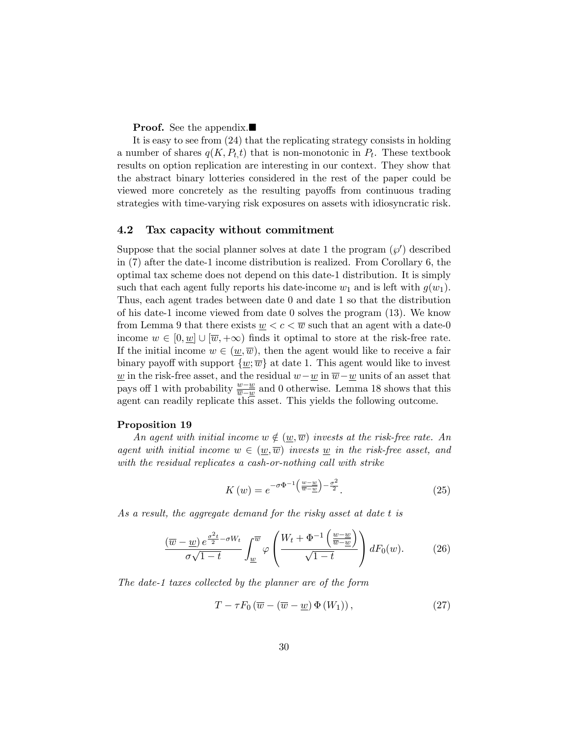**Proof.** See the appendix.■

It is easy to see from (24) that the replicating strategy consists in holding a number of shares $q(K, P_{t,}t)$ that is non-monotonic in $P_t$. These textbook results on option replication are interesting in our context. They show that the abstract binary lotteries considered in the rest of the paper could be viewed more concretely as the resulting payoffs from continuous trading strategies with time-varying risk exposures on assets with idiosyncratic risk.

### 4.2 Tax capacity without commitment

Suppose that the social planner solves at date 1 the program $(\wp')$ described in (7) after the date-1 income distribution is realized. From Corollary 6, the optimal tax scheme does not depend on this date-1 distribution. It is simply such that each agent fully reports his date-income $w_1$ and is left with $g(w_1)$. Thus, each agent trades between date 0 and date 1 so that the distribution of his date-1 income viewed from date 0 solves the program (13). We know from Lemma 9 that there exists $\underline{w} < c < \overline{w}$ such that an agent with a date-0 income $w \in [0, \underline{w}] \cup [\overline{w}, +\infty)$ finds it optimal to store at the risk-free rate. If the initial income $w \in (\underline{w}, \overline{w})$, then the agent would like to receive a fair binary payoff with support $\{\underline{w}; \overline{w}\}$ at date 1. This agent would like to invest $\underline{w}$ in the risk-free asset, and the residual $w - \underline{w}$ in $\overline{w} - \underline{w}$ units of an asset that pays off 1 with probability $\frac{w-\underline{w}}{\overline{w}-\underline{w}}$ and 0 otherwise. Lemma 18 shows that this agent can readily replicate this asset. This yields the following outcome.

**Proposition 19**

*An agent with initial income $w \notin (\underline{w}, \overline{w})$ invests at the risk-free rate. An agent with initial income $w \in (\underline{w}, \overline{w})$ invests $\underline{w}$ in the risk-free asset, and with the residual replicates a cash-or-nothing call with strike*

$$K(w) = e^{-\sigma\Phi^{-1}\left(\frac{w-\underline{w}}{\overline{w}-\underline{w}}\right)-\frac{\sigma^2}{2}}. \tag{25}$$

*As a result, the aggregate demand for the risky asset at date $t$ is*

$$\frac{(\overline{w}-\underline{w})\, e^{\frac{\sigma^2 t}{2}-\sigma W_t}}{\sigma\sqrt{1-t}} \int_{\underline{w}}^{\overline{w}} \varphi\left(\frac{W_t + \Phi^{-1}\left(\frac{w-\underline{w}}{\overline{w}-\underline{w}}\right)}{\sqrt{1-t}}\right) dF_0(w). \tag{26}$$

*The date-1 taxes collected by the planner are of the form*

$$T - \tau F_0\left(\overline{w} - (\overline{w}-\underline{w})\,\Phi(W_1)\right), \tag{27}$$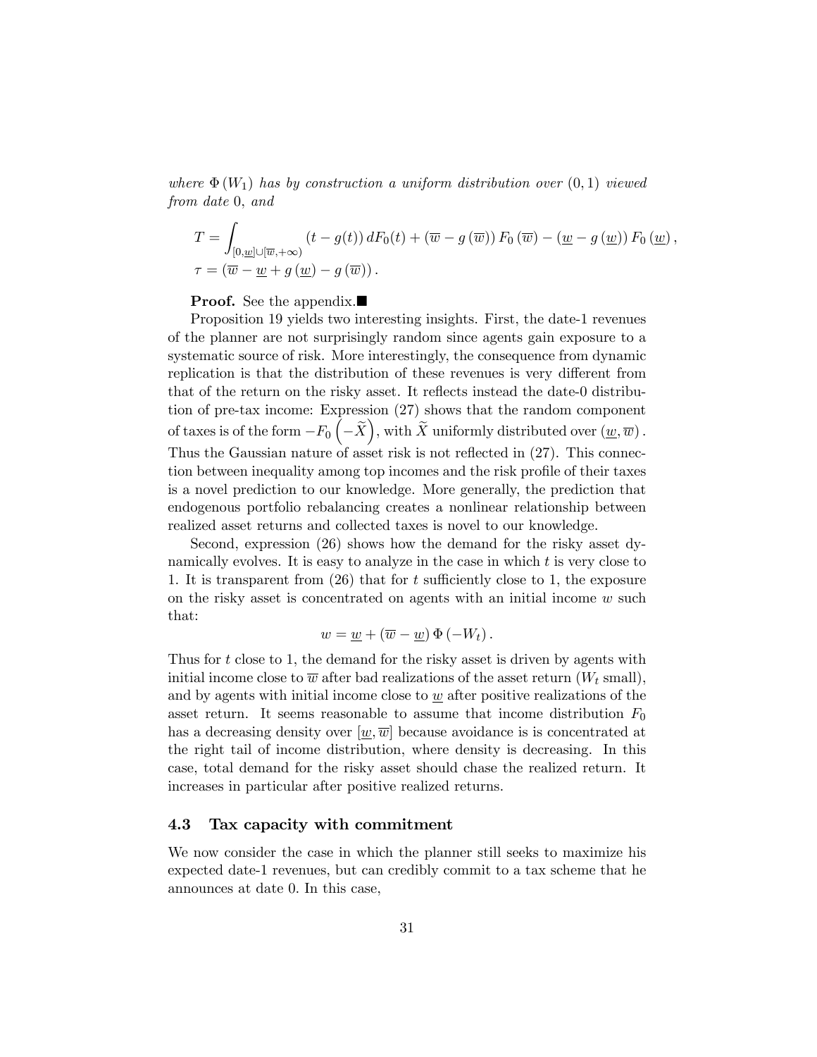*where $\Phi(W_1)$ has by construction a uniform distribution over $(0,1)$ viewed from date 0, and*

$$
\begin{aligned}
T &= \int_{[0,\underline{w}]\cup[\overline{w},+\infty)} (t-g(t))\, dF_0(t) + (\overline{w} - g(\overline{w}))\, F_0(\overline{w}) - (\underline{w} - g(\underline{w}))\, F_0(\underline{w}), \\
\tau &= (\overline{w} - \underline{w} + g(\underline{w}) - g(\overline{w})).
\end{aligned}
$$

**Proof.** See the appendix.■

Proposition 19 yields two interesting insights. First, the date-1 revenues of the planner are not surprisingly random since agents gain exposure to a systematic source of risk. More interestingly, the consequence from dynamic replication is that the distribution of these revenues is very different from that of the return on the risky asset. It reflects instead the date-0 distribution of pre-tax income: Expression (27) shows that the random component of taxes is of the form $-F_0\left(-\widetilde{X}\right)$, with $\widetilde{X}$ uniformly distributed over $(\underline{w}, \overline{w})$. Thus the Gaussian nature of asset risk is not reflected in (27). This connection between inequality among top incomes and the risk profile of their taxes is a novel prediction to our knowledge. More generally, the prediction that endogenous portfolio rebalancing creates a nonlinear relationship between realized asset returns and collected taxes is novel to our knowledge.

Second, expression (26) shows how the demand for the risky asset dynamically evolves. It is easy to analyze in the case in which $t$ is very close to 1. It is transparent from (26) that for $t$ sufficiently close to 1, the exposure on the risky asset is concentrated on agents with an initial income $w$ such that:

$$
w = \underline{w} + (\overline{w} - \underline{w})\, \Phi(-W_t).
$$

Thus for $t$ close to 1, the demand for the risky asset is driven by agents with initial income close to $\overline{w}$ after bad realizations of the asset return ($W_t$ small), and by agents with initial income close to $\underline{w}$ after positive realizations of the asset return. It seems reasonable to assume that income distribution $F_0$ has a decreasing density over $[\underline{w}, \overline{w}]$ because avoidance is is concentrated at the right tail of income distribution, where density is decreasing. In this case, total demand for the risky asset should chase the realized return. It increases in particular after positive realized returns.

### 4.3 Tax capacity with commitment

We now consider the case in which the planner still seeks to maximize his expected date-1 revenues, but can credibly commit to a tax scheme that he announces at date 0. In this case,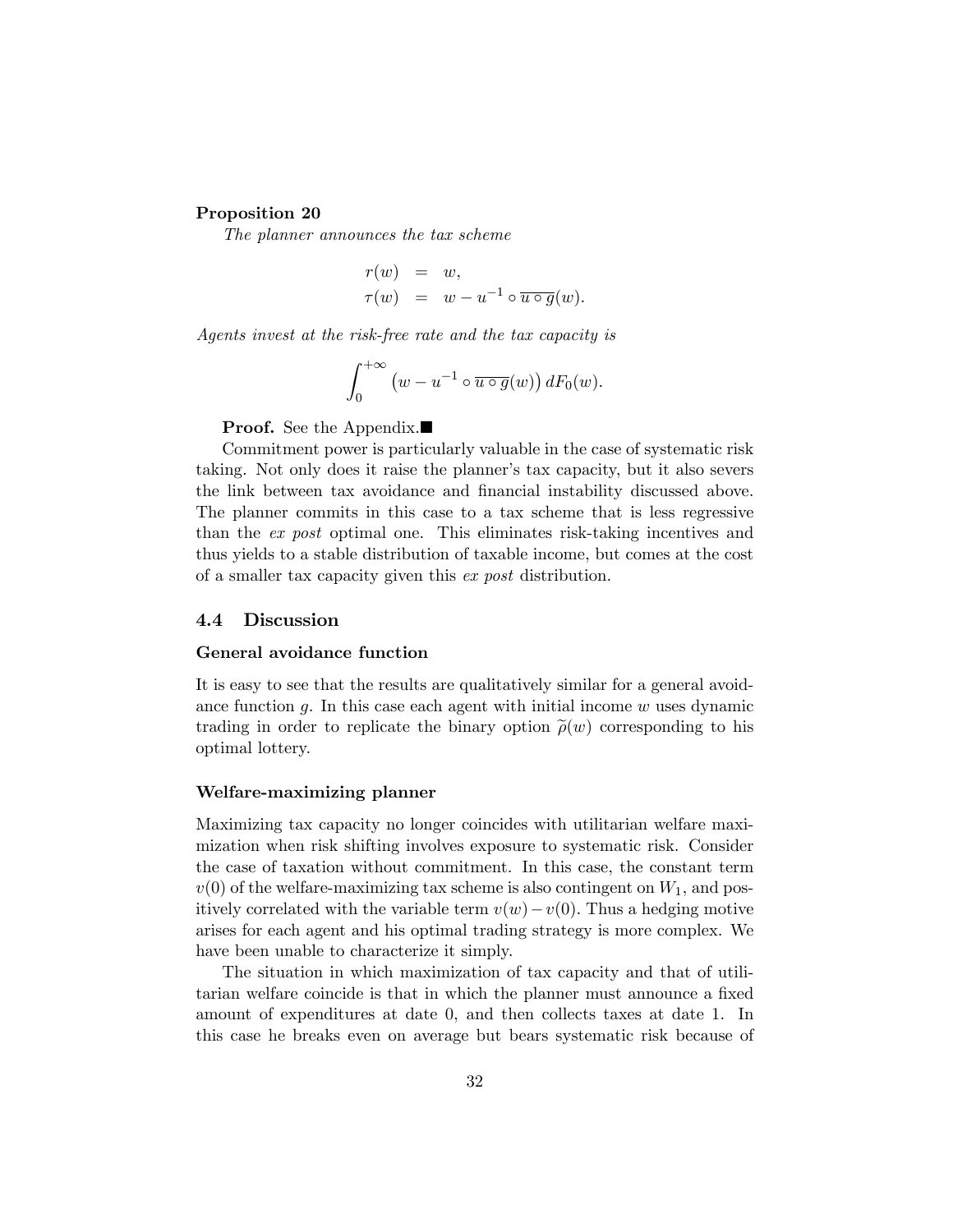**Proposition 20**

*The planner announces the tax scheme*

$$
\begin{aligned}
r(w) &= w, \\
\tau(w) &= w - u^{-1} \circ \overline{u \circ g}(w).
\end{aligned}
$$

*Agents invest at the risk-free rate and the tax capacity is*

$$
\int_0^{+\infty} \left( w - u^{-1} \circ \overline{u \circ g}(w) \right) dF_0(w).
$$

**Proof.** See the Appendix.■

Commitment power is particularly valuable in the case of systematic risk taking. Not only does it raise the planner's tax capacity, but it also severs the link between tax avoidance and financial instability discussed above. The planner commits in this case to a tax scheme that is less regressive than the *ex post* optimal one. This eliminates risk-taking incentives and thus yields to a stable distribution of taxable income, but comes at the cost of a smaller tax capacity given this *ex post* distribution.

## 4.4 Discussion

**General avoidance function**

It is easy to see that the results are qualitatively similar for a general avoidance function $g$. In this case each agent with initial income $w$ uses dynamic trading in order to replicate the binary option $\widetilde{\rho}(w)$ corresponding to his optimal lottery.

**Welfare-maximizing planner**

Maximizing tax capacity no longer coincides with utilitarian welfare maximization when risk shifting involves exposure to systematic risk. Consider the case of taxation without commitment. In this case, the constant term $v(0)$ of the welfare-maximizing tax scheme is also contingent on $W_1$, and positively correlated with the variable term $v(w) - v(0)$. Thus a hedging motive arises for each agent and his optimal trading strategy is more complex. We have been unable to characterize it simply.

The situation in which maximization of tax capacity and that of utilitarian welfare coincide is that in which the planner must announce a fixed amount of expenditures at date 0, and then collects taxes at date 1. In this case he breaks even on average but bears systematic risk because of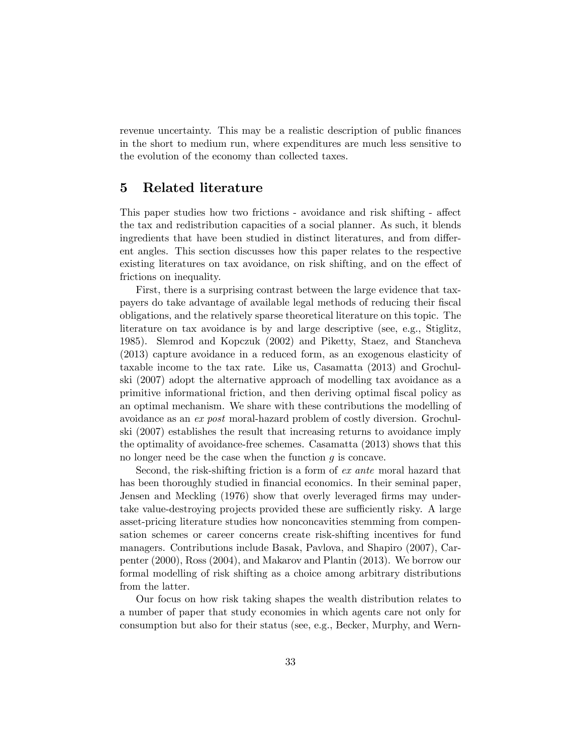revenue uncertainty. This may be a realistic description of public finances in the short to medium run, where expenditures are much less sensitive to the evolution of the economy than collected taxes.

## 5 Related literature

This paper studies how two frictions - avoidance and risk shifting - affect the tax and redistribution capacities of a social planner. As such, it blends ingredients that have been studied in distinct literatures, and from different angles. This section discusses how this paper relates to the respective existing literatures on tax avoidance, on risk shifting, and on the effect of frictions on inequality.

First, there is a surprising contrast between the large evidence that taxpayers do take advantage of available legal methods of reducing their fiscal obligations, and the relatively sparse theoretical literature on this topic. The literature on tax avoidance is by and large descriptive (see, e.g., Stiglitz, 1985). Slemrod and Kopczuk (2002) and Piketty, Staez, and Stancheva (2013) capture avoidance in a reduced form, as an exogenous elasticity of taxable income to the tax rate. Like us, Casamatta (2013) and Grochulski (2007) adopt the alternative approach of modelling tax avoidance as a primitive informational friction, and then deriving optimal fiscal policy as an optimal mechanism. We share with these contributions the modelling of avoidance as an *ex post* moral-hazard problem of costly diversion. Grochulski (2007) establishes the result that increasing returns to avoidance imply the optimality of avoidance-free schemes. Casamatta (2013) shows that this no longer need be the case when the function $g$ is concave.

Second, the risk-shifting friction is a form of *ex ante* moral hazard that has been thoroughly studied in financial economics. In their seminal paper, Jensen and Meckling (1976) show that overly leveraged firms may undertake value-destroying projects provided these are sufficiently risky. A large asset-pricing literature studies how nonconcavities stemming from compensation schemes or career concerns create risk-shifting incentives for fund managers. Contributions include Basak, Pavlova, and Shapiro (2007), Carpenter (2000), Ross (2004), and Makarov and Plantin (2013). We borrow our formal modelling of risk shifting as a choice among arbitrary distributions from the latter.

Our focus on how risk taking shapes the wealth distribution relates to a number of paper that study economies in which agents care not only for consumption but also for their status (see, e.g., Becker, Murphy, and Wern-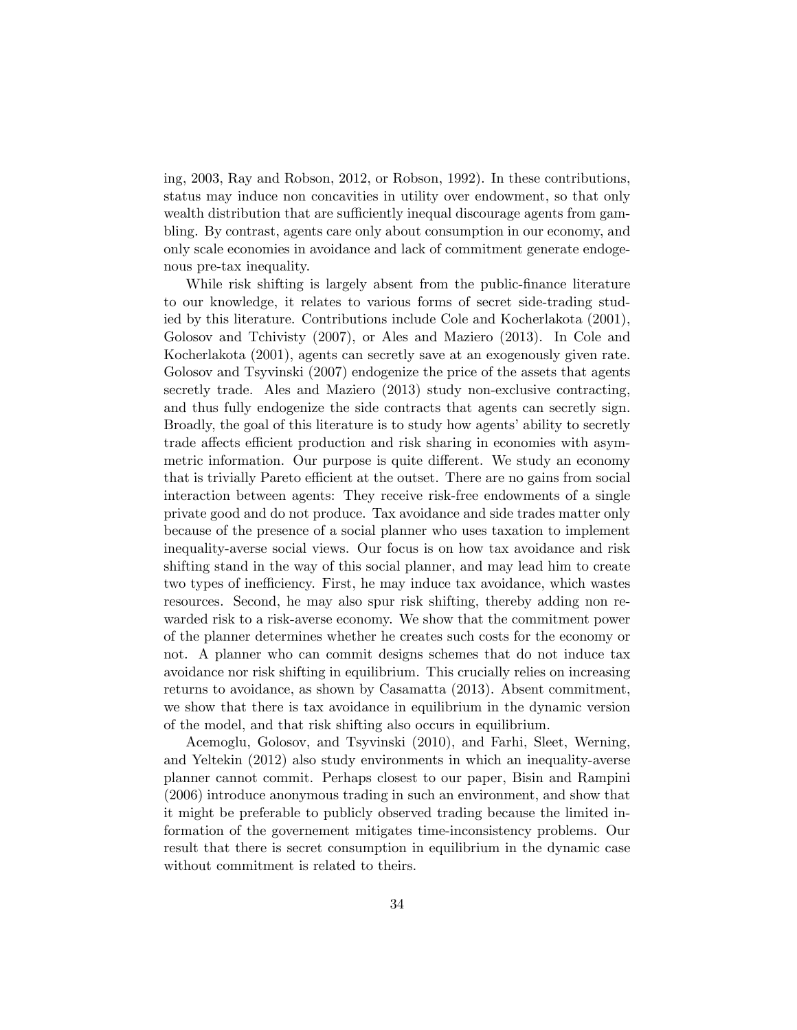ing, 2003, Ray and Robson, 2012, or Robson, 1992). In these contributions, status may induce non concavities in utility over endowment, so that only wealth distribution that are sufficiently inequal discourage agents from gambling. By contrast, agents care only about consumption in our economy, and only scale economies in avoidance and lack of commitment generate endogenous pre-tax inequality.

While risk shifting is largely absent from the public-finance literature to our knowledge, it relates to various forms of secret side-trading studied by this literature. Contributions include Cole and Kocherlakota (2001), Golosov and Tchivisty (2007), or Ales and Maziero (2013). In Cole and Kocherlakota (2001), agents can secretly save at an exogenously given rate. Golosov and Tsyvinski (2007) endogenize the price of the assets that agents secretly trade. Ales and Maziero (2013) study non-exclusive contracting, and thus fully endogenize the side contracts that agents can secretly sign. Broadly, the goal of this literature is to study how agents' ability to secretly trade affects efficient production and risk sharing in economies with asymmetric information. Our purpose is quite different. We study an economy that is trivially Pareto efficient at the outset. There are no gains from social interaction between agents: They receive risk-free endowments of a single private good and do not produce. Tax avoidance and side trades matter only because of the presence of a social planner who uses taxation to implement inequality-averse social views. Our focus is on how tax avoidance and risk shifting stand in the way of this social planner, and may lead him to create two types of inefficiency. First, he may induce tax avoidance, which wastes resources. Second, he may also spur risk shifting, thereby adding non rewarded risk to a risk-averse economy. We show that the commitment power of the planner determines whether he creates such costs for the economy or not. A planner who can commit designs schemes that do not induce tax avoidance nor risk shifting in equilibrium. This crucially relies on increasing returns to avoidance, as shown by Casamatta (2013). Absent commitment, we show that there is tax avoidance in equilibrium in the dynamic version of the model, and that risk shifting also occurs in equilibrium.

Acemoglu, Golosov, and Tsyvinski (2010), and Farhi, Sleet, Werning, and Yeltekin (2012) also study environments in which an inequality-averse planner cannot commit. Perhaps closest to our paper, Bisin and Rampini (2006) introduce anonymous trading in such an environment, and show that it might be preferable to publicly observed trading because the limited information of the governement mitigates time-inconsistency problems. Our result that there is secret consumption in equilibrium in the dynamic case without commitment is related to theirs.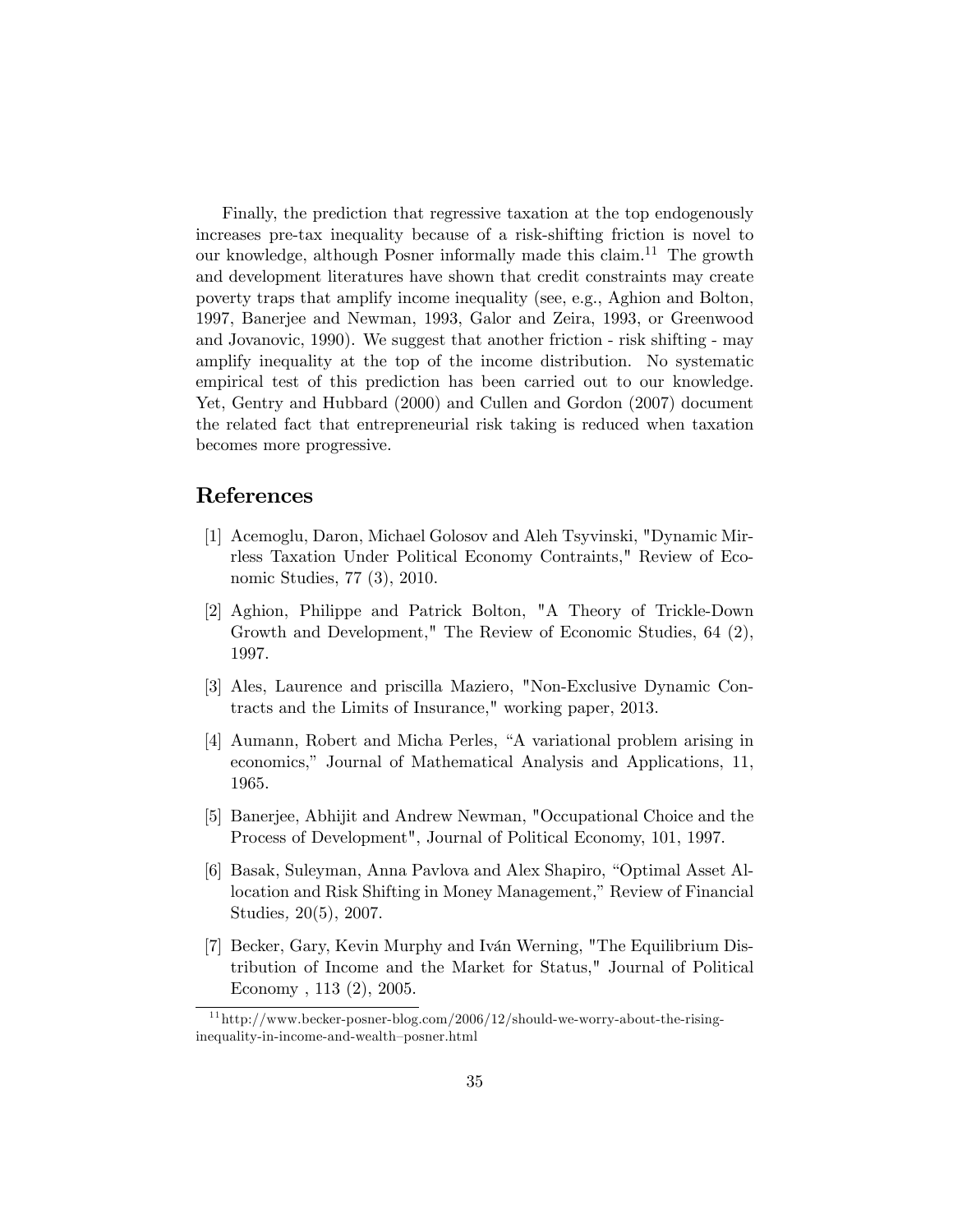Finally, the prediction that regressive taxation at the top endogenously increases pre-tax inequality because of a risk-shifting friction is novel to our knowledge, although Posner informally made this claim.[11] The growth and development literatures have shown that credit constraints may create poverty traps that amplify income inequality (see, e.g., Aghion and Bolton, 1997, Banerjee and Newman, 1993, Galor and Zeira, 1993, or Greenwood and Jovanovic, 1990). We suggest that another friction - risk shifting - may amplify inequality at the top of the income distribution. No systematic empirical test of this prediction has been carried out to our knowledge. Yet, Gentry and Hubbard (2000) and Cullen and Gordon (2007) document the related fact that entrepreneurial risk taking is reduced when taxation becomes more progressive.

## References

[1] Acemoglu, Daron, Michael Golosov and Aleh Tsyvinski, "Dynamic Mirrless Taxation Under Political Economy Contraints," Review of Economic Studies, 77 (3), 2010.

[2] Aghion, Philippe and Patrick Bolton, "A Theory of Trickle-Down Growth and Development," The Review of Economic Studies, 64 (2), 1997.

[3] Ales, Laurence and priscilla Maziero, "Non-Exclusive Dynamic Contracts and the Limits of Insurance," working paper, 2013.

[4] Aumann, Robert and Micha Perles, "A variational problem arising in economics," Journal of Mathematical Analysis and Applications, 11, 1965.

[5] Banerjee, Abhijit and Andrew Newman, "Occupational Choice and the Process of Development", Journal of Political Economy, 101, 1997.

[6] Basak, Suleyman, Anna Pavlova and Alex Shapiro, "Optimal Asset Allocation and Risk Shifting in Money Management," Review of Financial Studies, 20(5), 2007.

[7] Becker, Gary, Kevin Murphy and Iván Werning, "The Equilibrium Distribution of Income and the Market for Status," Journal of Political Economy , 113 (2), 2005.

[11] http://www.becker-posner-blog.com/2006/12/should-we-worry-about-the-rising-inequality-in-income-and-wealth–posner.html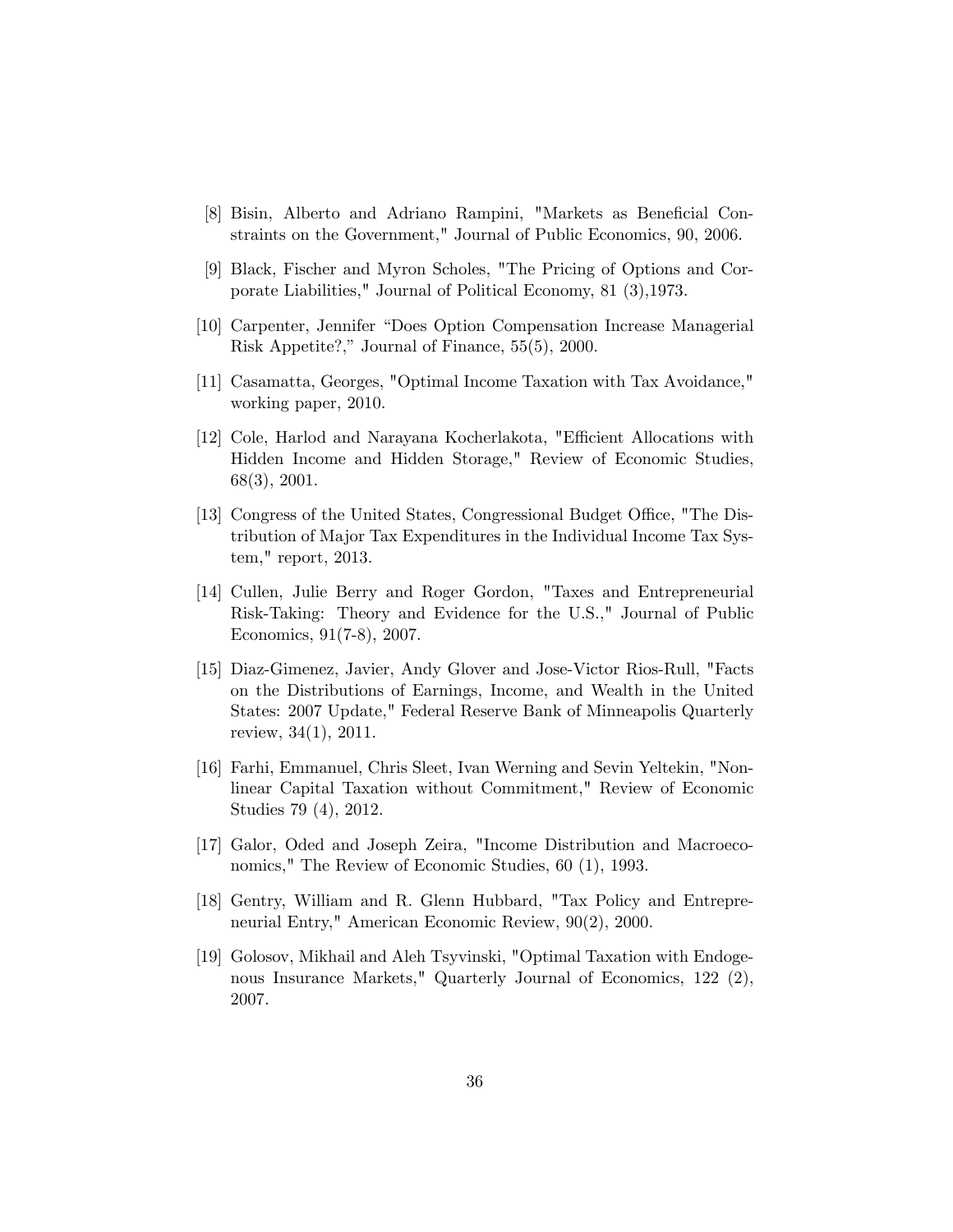[8] Bisin, Alberto and Adriano Rampini, "Markets as Beneficial Constraints on the Government," Journal of Public Economics, 90, 2006.

[9] Black, Fischer and Myron Scholes, "The Pricing of Options and Corporate Liabilities," Journal of Political Economy, 81 (3),1973.

[10] Carpenter, Jennifer "Does Option Compensation Increase Managerial Risk Appetite?," Journal of Finance, 55(5), 2000.

[11] Casamatta, Georges, "Optimal Income Taxation with Tax Avoidance," working paper, 2010.

[12] Cole, Harlod and Narayana Kocherlakota, "Efficient Allocations with Hidden Income and Hidden Storage," Review of Economic Studies, 68(3), 2001.

[13] Congress of the United States, Congressional Budget Office, "The Distribution of Major Tax Expenditures in the Individual Income Tax System," report, 2013.

[14] Cullen, Julie Berry and Roger Gordon, "Taxes and Entrepreneurial Risk-Taking: Theory and Evidence for the U.S.," Journal of Public Economics, 91(7-8), 2007.

[15] Diaz-Gimenez, Javier, Andy Glover and Jose-Victor Rios-Rull, "Facts on the Distributions of Earnings, Income, and Wealth in the United States: 2007 Update," Federal Reserve Bank of Minneapolis Quarterly review, 34(1), 2011.

[16] Farhi, Emmanuel, Chris Sleet, Ivan Werning and Sevin Yeltekin, "Nonlinear Capital Taxation without Commitment," Review of Economic Studies 79 (4), 2012.

[17] Galor, Oded and Joseph Zeira, "Income Distribution and Macroeconomics," The Review of Economic Studies, 60 (1), 1993.

[18] Gentry, William and R. Glenn Hubbard, "Tax Policy and Entrepreneurial Entry," American Economic Review, 90(2), 2000.

[19] Golosov, Mikhail and Aleh Tsyvinski, "Optimal Taxation with Endogenous Insurance Markets," Quarterly Journal of Economics, 122 (2), 2007.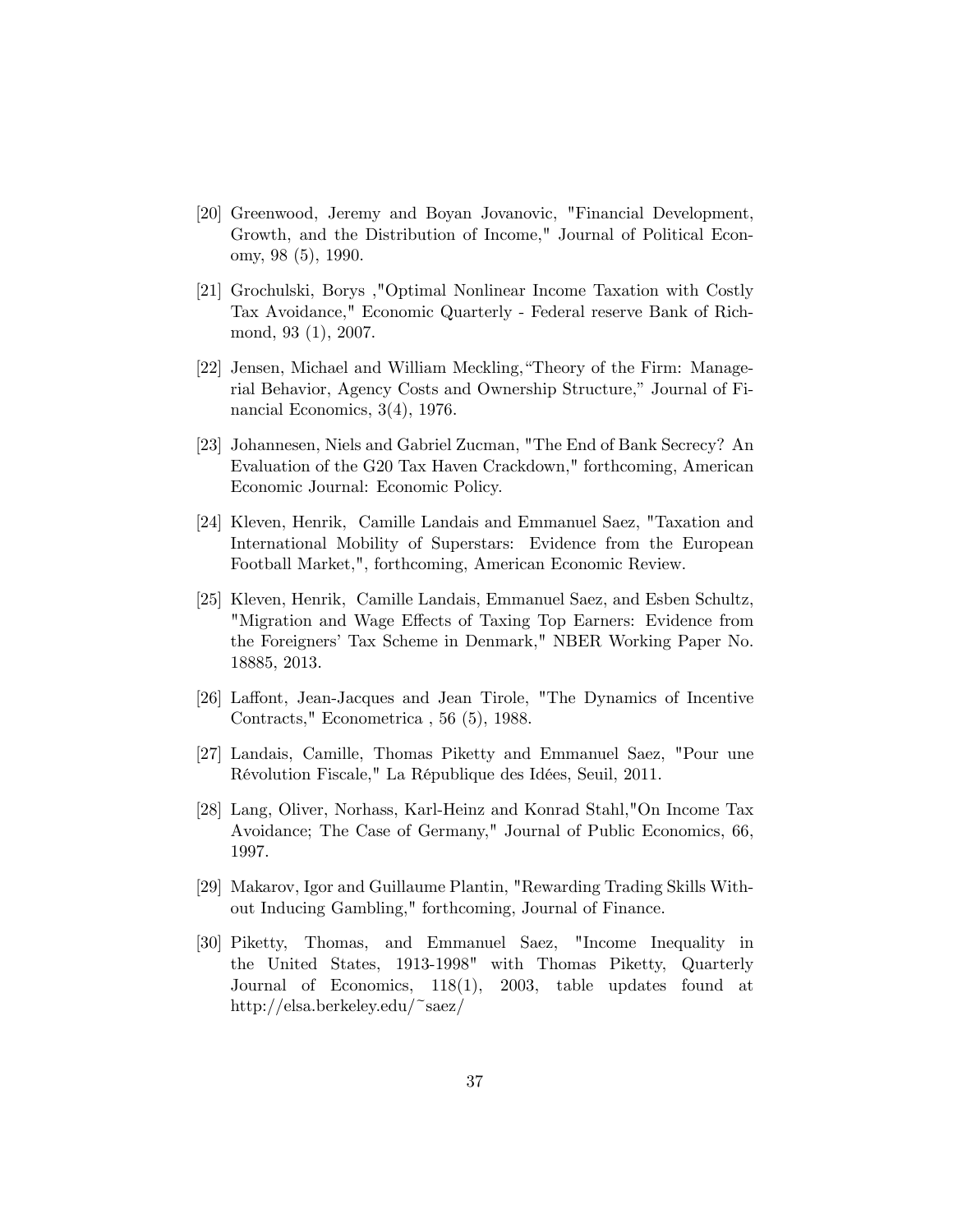[20] Greenwood, Jeremy and Boyan Jovanovic, "Financial Development, Growth, and the Distribution of Income," Journal of Political Economy, 98 (5), 1990.

[21] Grochulski, Borys ,"Optimal Nonlinear Income Taxation with Costly Tax Avoidance," Economic Quarterly - Federal reserve Bank of Richmond, 93 (1), 2007.

[22] Jensen, Michael and William Meckling,"Theory of the Firm: Managerial Behavior, Agency Costs and Ownership Structure," Journal of Financial Economics, 3(4), 1976.

[23] Johannesen, Niels and Gabriel Zucman, "The End of Bank Secrecy? An Evaluation of the G20 Tax Haven Crackdown," forthcoming, American Economic Journal: Economic Policy.

[24] Kleven, Henrik, Camille Landais and Emmanuel Saez, "Taxation and International Mobility of Superstars: Evidence from the European Football Market,", forthcoming, American Economic Review.

[25] Kleven, Henrik, Camille Landais, Emmanuel Saez, and Esben Schultz, "Migration and Wage Effects of Taxing Top Earners: Evidence from the Foreigners' Tax Scheme in Denmark," NBER Working Paper No. 18885, 2013.

[26] Laffont, Jean-Jacques and Jean Tirole, "The Dynamics of Incentive Contracts," Econometrica , 56 (5), 1988.

[27] Landais, Camille, Thomas Piketty and Emmanuel Saez, "Pour une Révolution Fiscale," La République des Idées, Seuil, 2011.

[28] Lang, Oliver, Norhass, Karl-Heinz and Konrad Stahl,"On Income Tax Avoidance; The Case of Germany," Journal of Public Economics, 66, 1997.

[29] Makarov, Igor and Guillaume Plantin, "Rewarding Trading Skills Without Inducing Gambling," forthcoming, Journal of Finance.

[30] Piketty, Thomas, and Emmanuel Saez, "Income Inequality in the United States, 1913-1998" with Thomas Piketty, Quarterly Journal of Economics, 118(1), 2003, table updates found at http://elsa.berkeley.edu/~saez/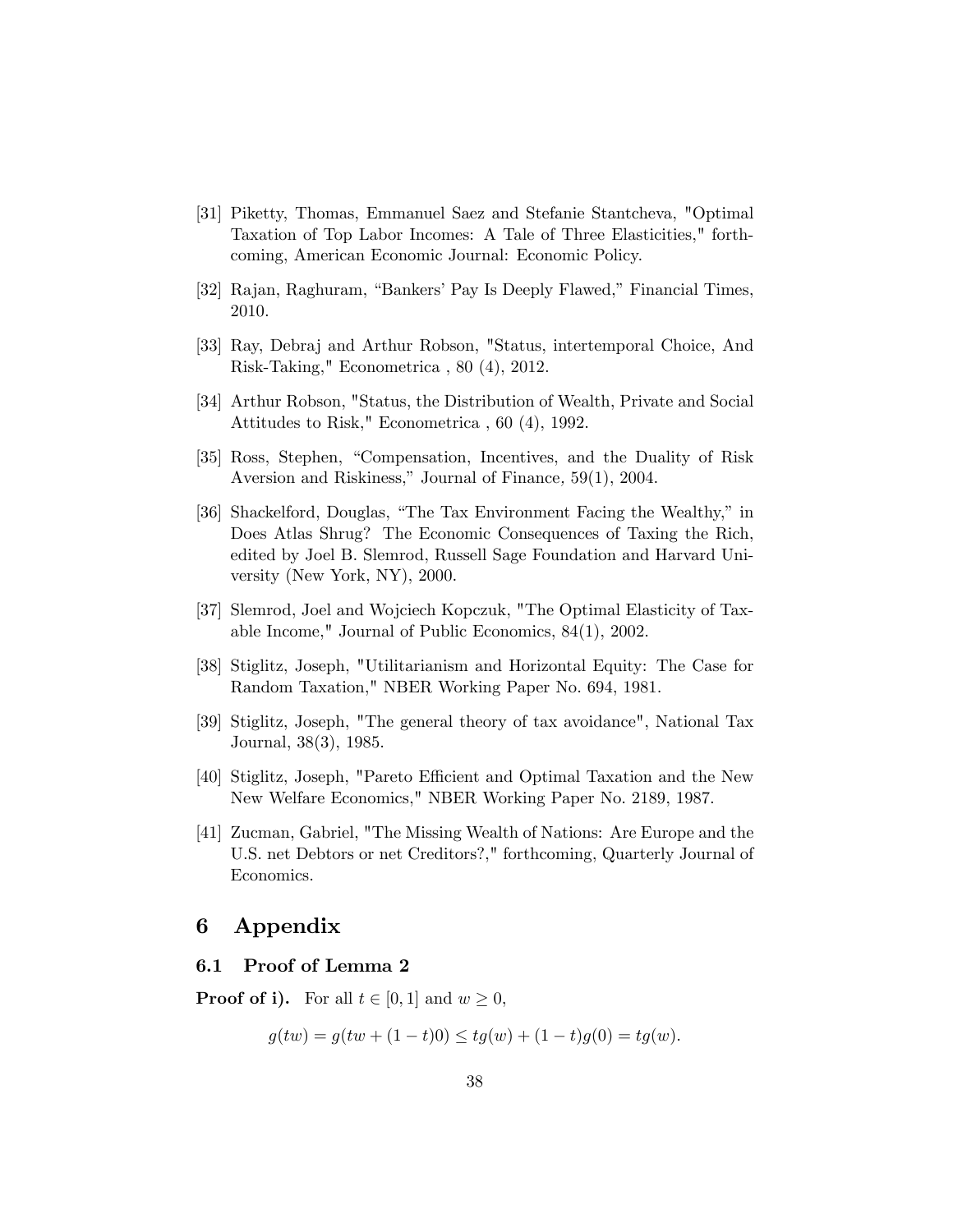[31] Piketty, Thomas, Emmanuel Saez and Stefanie Stantcheva, "Optimal Taxation of Top Labor Incomes: A Tale of Three Elasticities," forthcoming, American Economic Journal: Economic Policy.

[32] Rajan, Raghuram, "Bankers' Pay Is Deeply Flawed," Financial Times, 2010.

[33] Ray, Debraj and Arthur Robson, "Status, intertemporal Choice, And Risk-Taking," Econometrica , 80 (4), 2012.

[34] Arthur Robson, "Status, the Distribution of Wealth, Private and Social Attitudes to Risk," Econometrica , 60 (4), 1992.

[35] Ross, Stephen, "Compensation, Incentives, and the Duality of Risk Aversion and Riskiness," Journal of Finance, 59(1), 2004.

[36] Shackelford, Douglas, "The Tax Environment Facing the Wealthy," in Does Atlas Shrug? The Economic Consequences of Taxing the Rich, edited by Joel B. Slemrod, Russell Sage Foundation and Harvard University (New York, NY), 2000.

[37] Slemrod, Joel and Wojciech Kopczuk, "The Optimal Elasticity of Taxable Income," Journal of Public Economics, 84(1), 2002.

[38] Stiglitz, Joseph, "Utilitarianism and Horizontal Equity: The Case for Random Taxation," NBER Working Paper No. 694, 1981.

[39] Stiglitz, Joseph, "The general theory of tax avoidance", National Tax Journal, 38(3), 1985.

[40] Stiglitz, Joseph, "Pareto Efficient and Optimal Taxation and the New New Welfare Economics," NBER Working Paper No. 2189, 1987.

[41] Zucman, Gabriel, "The Missing Wealth of Nations: Are Europe and the U.S. net Debtors or net Creditors?," forthcoming, Quarterly Journal of Economics.

# 6 Appendix

## 6.1 Proof of Lemma 2

**Proof of i).** For all $t \in [0, 1]$ and $w \geq 0$,

$$g(tw) = g(tw + (1-t)0) \leq tg(w) + (1-t)g(0) = tg(w).$$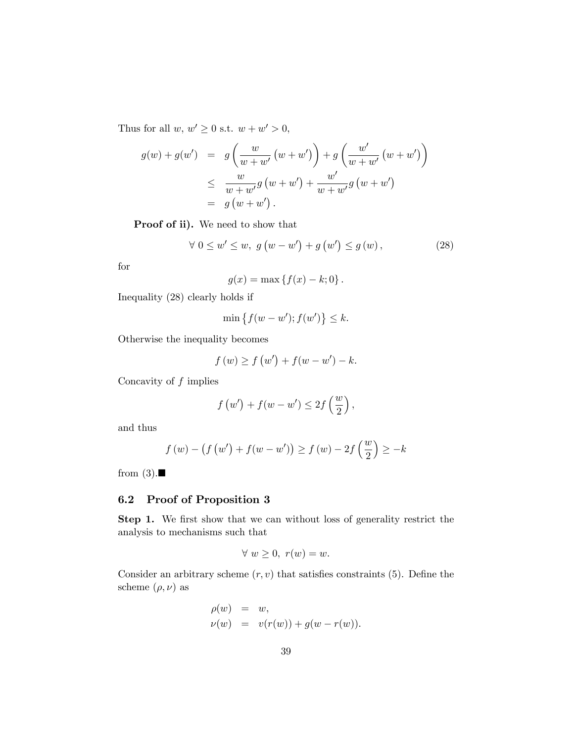Thus for all $w,\ w' \geq 0$ s.t. $w + w' > 0$,

$$
\begin{aligned}
g(w) + g(w') &= g\left(\frac{w}{w+w'}\left(w+w'\right)\right) + g\left(\frac{w'}{w+w'}\left(w+w'\right)\right) \\
&\leq \frac{w}{w+w'} g\left(w+w'\right) + \frac{w'}{w+w'} g\left(w+w'\right) \\
&= g\left(w+w'\right).
\end{aligned}
$$

**Proof of ii).** We need to show that

$$
\forall\ 0 \leq w' \leq w,\ g\left(w - w'\right) + g\left(w'\right) \leq g\left(w\right), \tag{28}
$$

for

$$
g(x) = \max\left\{f(x) - k; 0\right\}.
$$

Inequality (28) clearly holds if

$$
\min\left\{f(w-w'); f(w')\right\} \leq k.
$$

Otherwise the inequality becomes

$$
f\left(w\right) \geq f\left(w'\right) + f(w - w') - k.
$$

Concavity of $f$ implies

$$
f\left(w'\right) + f(w-w') \leq 2f\left(\frac{w}{2}\right),
$$

and thus

$$
f\left(w\right) - \left(f\left(w'\right) + f(w-w')\right) \geq f\left(w\right) - 2f\left(\frac{w}{2}\right) \geq -k
$$

from (3).■

### 6.2 Proof of Proposition 3

**Step 1.** We first show that we can without loss of generality restrict the analysis to mechanisms such that

$$
\forall\ w \geq 0,\ r(w) = w.
$$

Consider an arbitrary scheme $(r, v)$ that satisfies constraints (5). Define the scheme $(\rho, \nu)$ as

$$
\begin{aligned}
\rho(w) &= w, \\
\nu(w) &= v(r(w)) + g(w - r(w)).
\end{aligned}
$$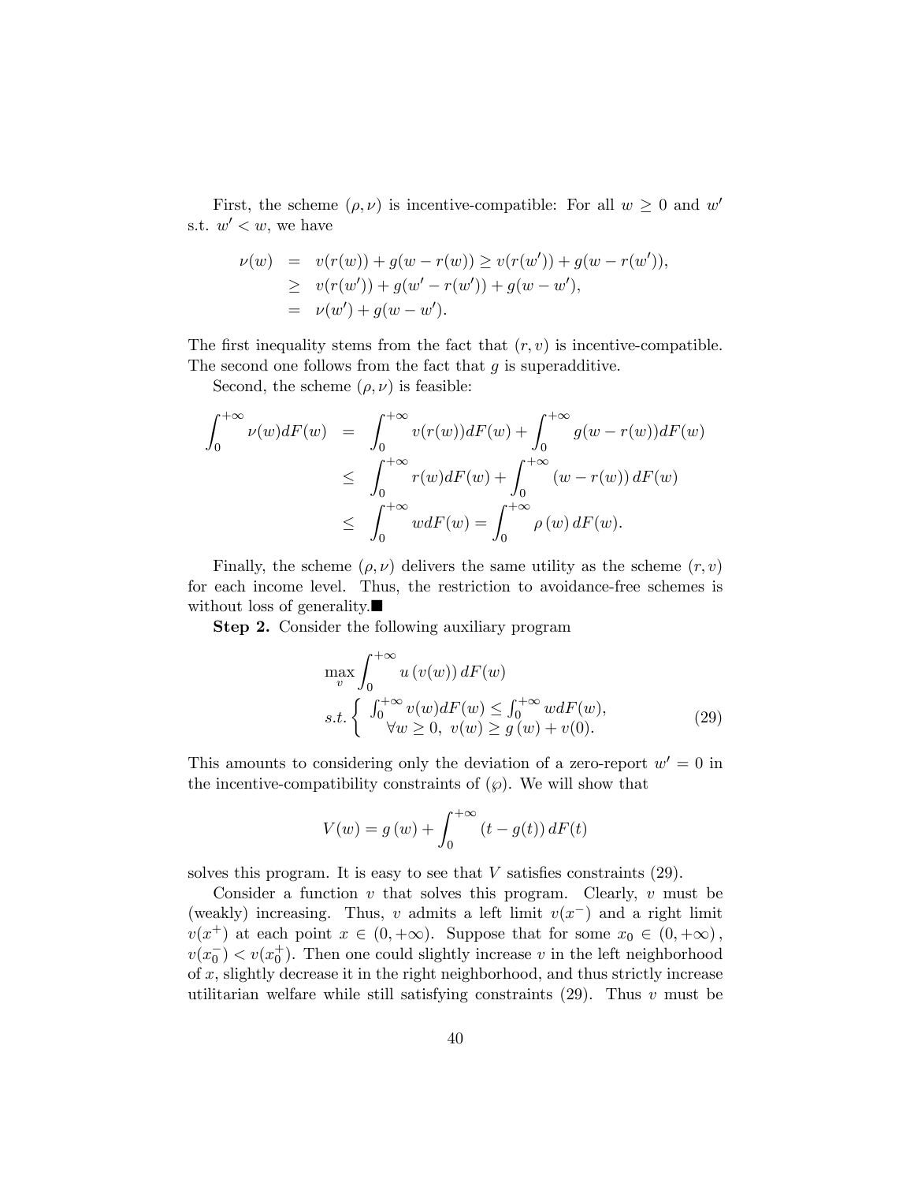First, the scheme $(\rho, \nu)$ is incentive-compatible: For all $w \geq 0$ and $w'$ s.t. $w' < w$, we have

$$
\begin{aligned}
\nu(w) &= v(r(w)) + g(w - r(w)) \geq v(r(w')) + g(w - r(w')), \\
&\geq v(r(w')) + g(w' - r(w')) + g(w - w'), \\
&= \nu(w') + g(w - w').
\end{aligned}
$$

The first inequality stems from the fact that $(r, v)$ is incentive-compatible. The second one follows from the fact that $g$ is superadditive.

Second, the scheme $(\rho, \nu)$ is feasible:

$$
\begin{aligned}
\int_0^{+\infty} \nu(w) dF(w) &= \int_0^{+\infty} v(r(w)) dF(w) + \int_0^{+\infty} g(w - r(w)) dF(w) \\
&\leq \int_0^{+\infty} r(w) dF(w) + \int_0^{+\infty} (w - r(w))\, dF(w) \\
&\leq \int_0^{+\infty} w dF(w) = \int_0^{+\infty} \rho(w)\, dF(w).
\end{aligned}
$$

Finally, the scheme $(\rho, \nu)$ delivers the same utility as the scheme $(r, v)$ for each income level. Thus, the restriction to avoidance-free schemes is without loss of generality.■

**Step 2.** Consider the following auxiliary program

$$
\begin{aligned}
&\max_{v} \int_0^{+\infty} u\,(v(w))\, dF(w) \\
&s.t. \left\{ \begin{array}{c} \int_0^{+\infty} v(w) dF(w) \leq \int_0^{+\infty} w dF(w), \\ \forall w \geq 0,\ v(w) \geq g\,(w) + v(0). \end{array} \right.
\end{aligned}
\tag{29}
$$

This amounts to considering only the deviation of a zero-report $w' = 0$ in the incentive-compatibility constraints of $(\wp)$. We will show that

$$
V(w) = g\,(w) + \int_0^{+\infty} (t - g(t))\, dF(t)
$$

solves this program. It is easy to see that $V$ satisfies constraints (29).

Consider a function $v$ that solves this program. Clearly, $v$ must be (weakly) increasing. Thus, $v$ admits a left limit $v(x^-)$ and a right limit $v(x^+)$ at each point $x \in (0, +\infty)$. Suppose that for some $x_0 \in (0, +\infty)$, $v(x_0^-) < v(x_0^+)$. Then one could slightly increase $v$ in the left neighborhood of $x$, slightly decrease it in the right neighborhood, and thus strictly increase utilitarian welfare while still satisfying constraints (29). Thus $v$ must be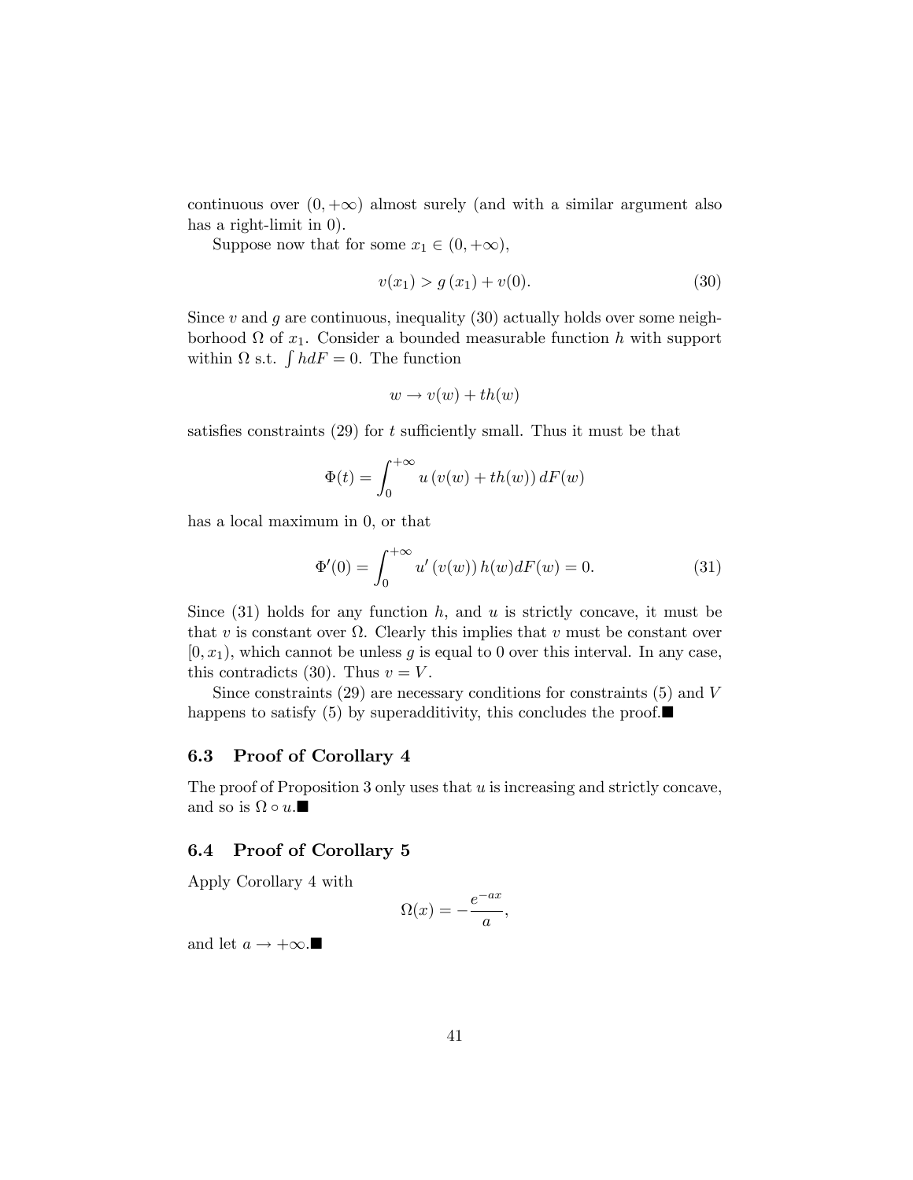continuous over $(0, +\infty)$ almost surely (and with a similar argument also has a right-limit in 0).

Suppose now that for some $x_1 \in (0, +\infty)$,

$$v(x_1) > g(x_1) + v(0). \tag{30}$$

Since $v$ and $g$ are continuous, inequality (30) actually holds over some neighborhood $\Omega$ of $x_1$. Consider a bounded measurable function $h$ with support within $\Omega$ s.t. $\int h dF = 0$. The function

$$w \to v(w) + th(w)$$

satisfies constraints (29) for $t$ sufficiently small. Thus it must be that

$$\Phi(t) = \int_0^{+\infty} u\left(v(w) + th(w)\right) dF(w)$$

has a local maximum in 0, or that

$$\Phi'(0) = \int_0^{+\infty} u'\left(v(w)\right) h(w) dF(w) = 0. \tag{31}$$

Since (31) holds for any function $h$, and $u$ is strictly concave, it must be that $v$ is constant over $\Omega$. Clearly this implies that $v$ must be constant over $[0, x_1)$, which cannot be unless $g$ is equal to 0 over this interval. In any case, this contradicts (30). Thus $v = V$.

Since constraints (29) are necessary conditions for constraints (5) and $V$ happens to satisfy (5) by superadditivity, this concludes the proof.■

### 6.3 Proof of Corollary 4

The proof of Proposition 3 only uses that $u$ is increasing and strictly concave, and so is $\Omega \circ u$.■

### 6.4 Proof of Corollary 5

Apply Corollary 4 with

$$\Omega(x) = -\frac{e^{-ax}}{a},$$

and let $a \to +\infty$.■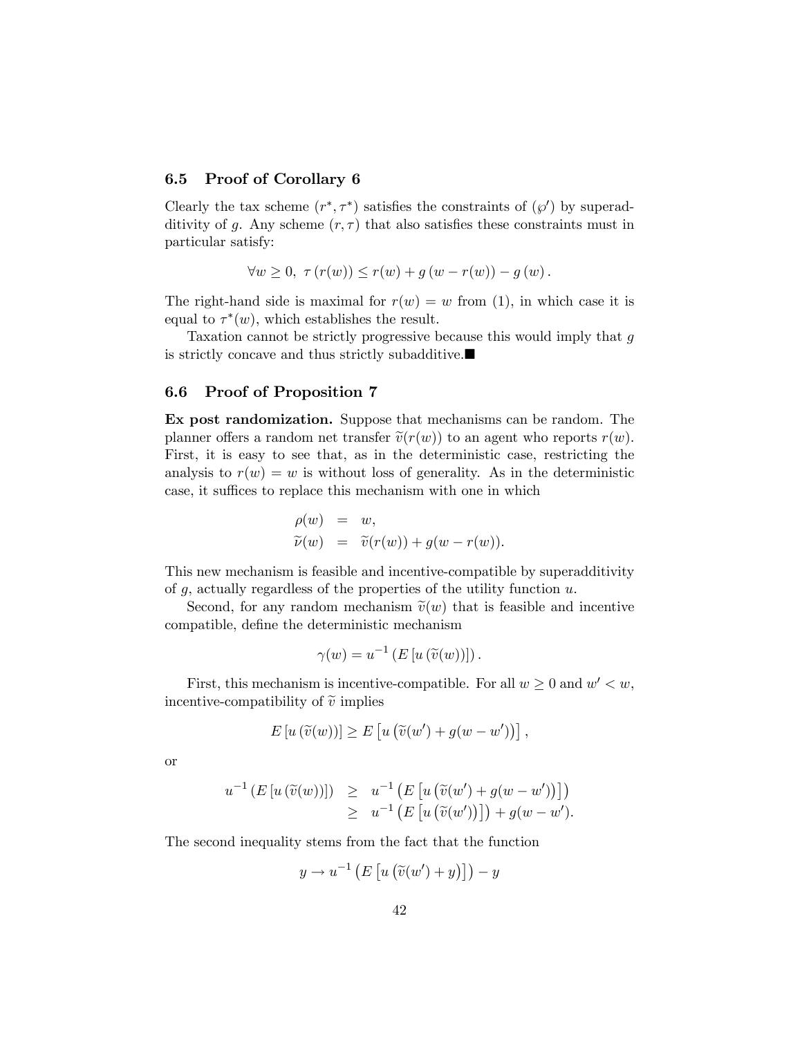### 6.5 Proof of Corollary 6

Clearly the tax scheme $(r^*, \tau^*)$ satisfies the constraints of $(\wp')$ by superadditivity of $g$. Any scheme $(r, \tau)$ that also satisfies these constraints must in particular satisfy:

$$\forall w \geq 0,\ \tau\left(r(w)\right) \leq r(w) + g\left(w - r(w)\right) - g\left(w\right).$$

The right-hand side is maximal for $r(w) = w$ from (1), in which case it is equal to $\tau^*(w)$, which establishes the result.

Taxation cannot be strictly progressive because this would imply that $g$ is strictly concave and thus strictly subadditive.■

### 6.6 Proof of Proposition 7

**Ex post randomization.** Suppose that mechanisms can be random. The planner offers a random net transfer $\widetilde{v}(r(w))$ to an agent who reports $r(w)$. First, it is easy to see that, as in the deterministic case, restricting the analysis to $r(w) = w$ is without loss of generality. As in the deterministic case, it suffices to replace this mechanism with one in which

$$\begin{aligned}
\rho(w) &= w, \\
\widetilde{\nu}(w) &= \widetilde{v}(r(w)) + g(w - r(w)).
\end{aligned}$$

This new mechanism is feasible and incentive-compatible by superadditivity of $g$, actually regardless of the properties of the utility function $u$.

Second, for any random mechanism $\widetilde{v}(w)$ that is feasible and incentive compatible, define the deterministic mechanism

$$\gamma(w) = u^{-1}\left(E\left[u\left(\widetilde{v}(w)\right)\right]\right).$$

First, this mechanism is incentive-compatible. For all $w \geq 0$ and $w' < w$, incentive-compatibility of $\widetilde{v}$ implies

$$E\left[u\left(\widetilde{v}(w)\right)\right] \geq E\left[u\left(\widetilde{v}(w') + g(w - w')\right)\right],$$

or

$$\begin{aligned}
u^{-1}\left(E\left[u\left(\widetilde{v}(w)\right)\right]\right) &\geq u^{-1}\left(E\left[u\left(\widetilde{v}(w') + g(w - w')\right)\right]\right) \\
&\geq u^{-1}\left(E\left[u\left(\widetilde{v}(w')\right)\right]\right) + g(w - w').
\end{aligned}$$

The second inequality stems from the fact that the function

$$y \rightarrow u^{-1}\left(E\left[u\left(\widetilde{v}(w') + y\right)\right]\right) - y$$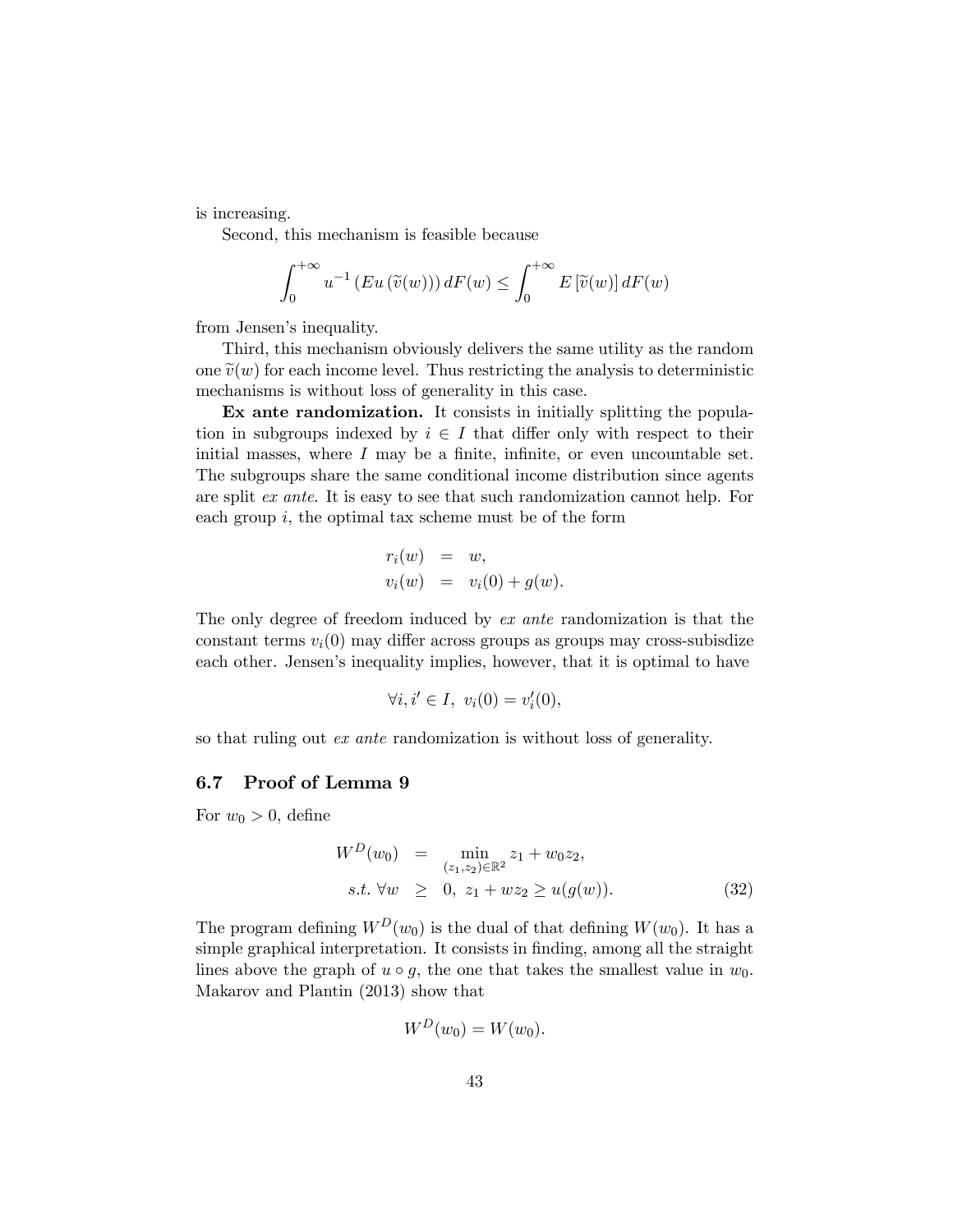is increasing.

Second, this mechanism is feasible because

$$\int_0^{+\infty} u^{-1}\left(Eu\left(\widetilde{v}(w)\right)\right) dF(w) \leq \int_0^{+\infty} E\left[\widetilde{v}(w)\right] dF(w)$$

from Jensen's inequality.

Third, this mechanism obviously delivers the same utility as the random one $\widetilde{v}(w)$ for each income level. Thus restricting the analysis to deterministic mechanisms is without loss of generality in this case.

**Ex ante randomization.** It consists in initially splitting the population in subgroups indexed by $i \in I$ that differ only with respect to their initial masses, where $I$ may be a finite, infinite, or even uncountable set. The subgroups share the same conditional income distribution since agents are split *ex ante*. It is easy to see that such randomization cannot help. For each group $i$, the optimal tax scheme must be of the form

$$\begin{aligned} r_i(w) &= w, \\ v_i(w) &= v_i(0) + g(w). \end{aligned}$$

The only degree of freedom induced by *ex ante* randomization is that the constant terms $v_i(0)$ may differ across groups as groups may cross-subisdize each other. Jensen's inequality implies, however, that it is optimal to have

$$\forall i, i' \in I, \; v_i(0) = v_i'(0),$$

so that ruling out *ex ante* randomization is without loss of generality.

## 6.7 Proof of Lemma 9

For $w_0 > 0$, define

$$\begin{aligned} W^D(w_0) &= \min_{(z_1,z_2)\in\mathbb{R}^2} z_1 + w_0 z_2, \\ s.t. \; \forall w &\geq 0, \; z_1 + w z_2 \geq u(g(w)). \end{aligned} \tag{32}$$

The program defining $W^D(w_0)$ is the dual of that defining $W(w_0)$. It has a simple graphical interpretation. It consists in finding, among all the straight lines above the graph of $u \circ g$, the one that takes the smallest value in $w_0$. Makarov and Plantin (2013) show that

$$W^D(w_0) = W(w_0).$$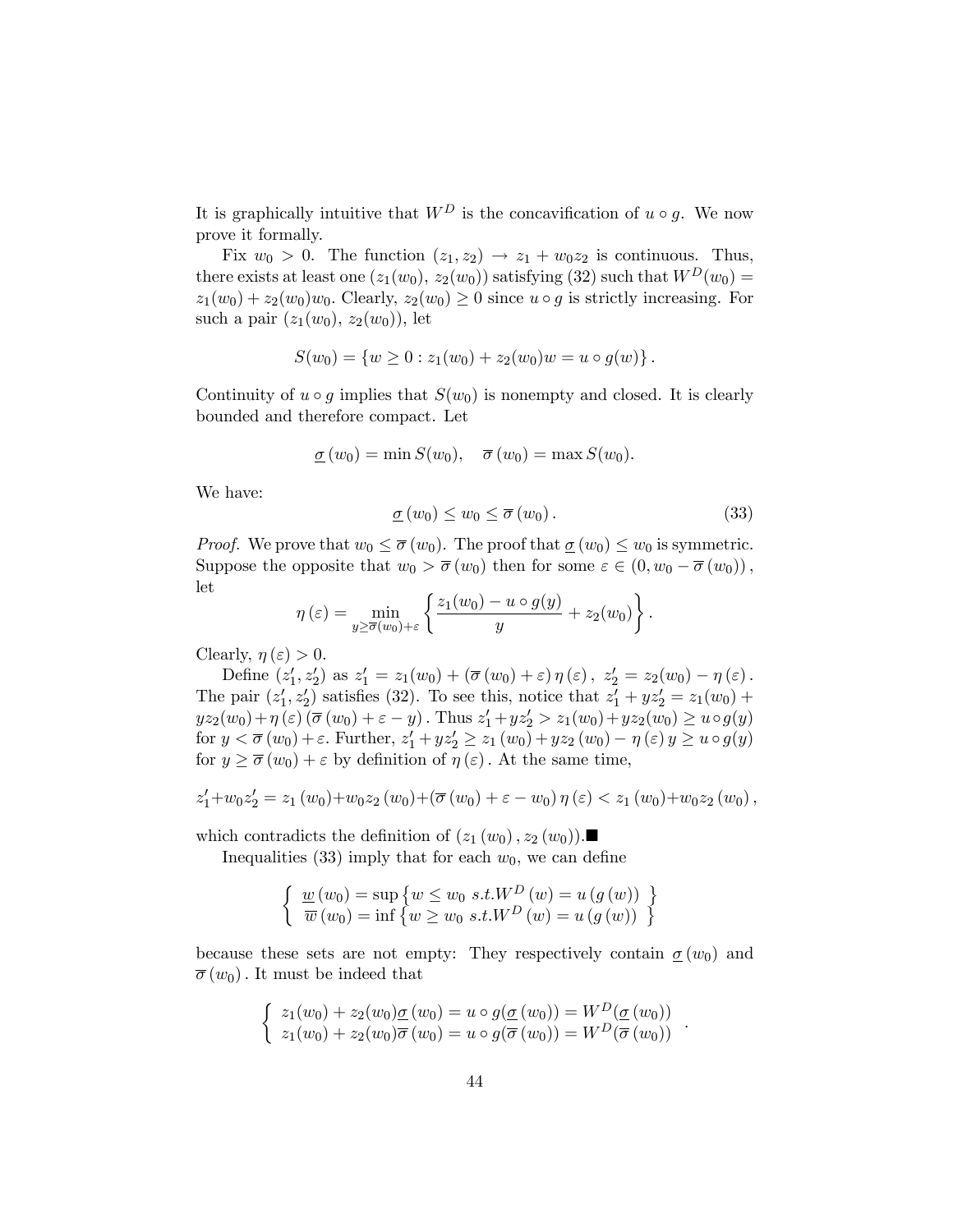It is graphically intuitive that $W^D$ is the concavification of $u \circ g$. We now prove it formally.

Fix $w_0 > 0$. The function $(z_1, z_2) \to z_1 + w_0 z_2$ is continuous. Thus, there exists at least one $(z_1(w_0),\, z_2(w_0))$ satisfying (32) such that $W^D(w_0) = z_1(w_0) + z_2(w_0)w_0$. Clearly, $z_2(w_0) \geq 0$ since $u \circ g$ is strictly increasing. For such a pair $(z_1(w_0),\, z_2(w_0))$, let

$$S(w_0) = \{w \geq 0 : z_1(w_0) + z_2(w_0)w = u \circ g(w)\}.$$

Continuity of $u \circ g$ implies that $S(w_0)$ is nonempty and closed. It is clearly bounded and therefore compact. Let

$$\underline{\sigma}(w_0) = \min S(w_0), \quad \overline{\sigma}(w_0) = \max S(w_0).$$

We have:

$$\underline{\sigma}(w_0) \leq w_0 \leq \overline{\sigma}(w_0). \tag{33}$$

*Proof.* We prove that $w_0 \leq \overline{\sigma}(w_0)$. The proof that $\underline{\sigma}(w_0) \leq w_0$ is symmetric. Suppose the opposite that $w_0 > \overline{\sigma}(w_0)$ then for some $\varepsilon \in (0, w_0 - \overline{\sigma}(w_0))$, let

$$\eta(\varepsilon) = \min_{y \geq \overline{\sigma}(w_0)+\varepsilon} \left\{ \frac{z_1(w_0) - u \circ g(y)}{y} + z_2(w_0) \right\}.$$

Clearly, $\eta(\varepsilon) > 0$.

Define $(z_1', z_2')$ as $z_1' = z_1(w_0) + (\overline{\sigma}(w_0) + \varepsilon)\,\eta(\varepsilon)$, $z_2' = z_2(w_0) - \eta(\varepsilon)$. The pair $(z_1', z_2')$ satisfies (32). To see this, notice that $z_1' + yz_2' = z_1(w_0) + yz_2(w_0) + \eta(\varepsilon)(\overline{\sigma}(w_0) + \varepsilon - y)$. Thus $z_1' + yz_2' > z_1(w_0) + yz_2(w_0) \geq u \circ g(y)$ for $y < \overline{\sigma}(w_0) + \varepsilon$. Further, $z_1' + yz_2' \geq z_1(w_0) + yz_2(w_0) - \eta(\varepsilon)\, y \geq u \circ g(y)$ for $y \geq \overline{\sigma}(w_0) + \varepsilon$ by definition of $\eta(\varepsilon)$. At the same time,

$$z_1' + w_0 z_2' = z_1(w_0) + w_0 z_2(w_0) + (\overline{\sigma}(w_0) + \varepsilon - w_0)\,\eta(\varepsilon) < z_1(w_0) + w_0 z_2(w_0),$$

which contradicts the definition of $(z_1(w_0), z_2(w_0))$.■

Inequalities (33) imply that for each $w_0$, we can define

$$\begin{cases} \underline{w}(w_0) = \sup\left\{w \leq w_0 \ s.t. W^D(w) = u(g(w))\right\} \\ \overline{w}(w_0) = \inf\left\{w \geq w_0 \ s.t. W^D(w) = u(g(w))\right\} \end{cases}$$

because these sets are not empty: They respectively contain $\underline{\sigma}(w_0)$ and $\overline{\sigma}(w_0)$. It must be indeed that

$$\begin{cases} z_1(w_0) + z_2(w_0)\underline{\sigma}(w_0) = u \circ g(\underline{\sigma}(w_0)) = W^D(\underline{\sigma}(w_0)) \\ z_1(w_0) + z_2(w_0)\overline{\sigma}(w_0) = u \circ g(\overline{\sigma}(w_0)) = W^D(\overline{\sigma}(w_0)) \end{cases}.$$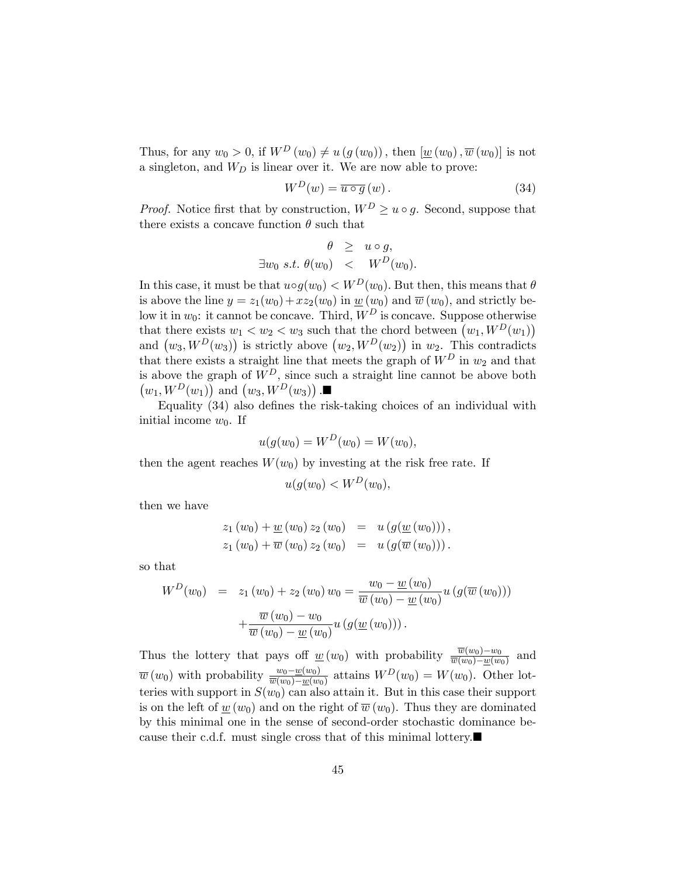Thus, for any $w_0 > 0$, if $W^D(w_0) \neq u(g(w_0))$, then $[\underline{w}(w_0), \overline{w}(w_0)]$ is not a singleton, and $W_D$ is linear over it. We are now able to prove:

$$W^D(w) = \overline{u \circ g}(w). \tag{34}$$

*Proof.* Notice first that by construction, $W^D \geq u \circ g$. Second, suppose that there exists a concave function $\theta$ such that

$$\begin{aligned} \theta &\geq u \circ g, \\ \exists w_0 \ s.t. \ \theta(w_0) &< W^D(w_0). \end{aligned}$$

In this case, it must be that $u \circ g(w_0) < W^D(w_0)$. But then, this means that $\theta$ is above the line $y = z_1(w_0) + x z_2(w_0)$ in $\underline{w}(w_0)$ and $\overline{w}(w_0)$, and strictly below it in $w_0$: it cannot be concave. Third, $W^D$ is concave. Suppose otherwise that there exists $w_1 < w_2 < w_3$ such that the chord between $(w_1, W^D(w_1))$ and $(w_3, W^D(w_3))$ is strictly above $(w_2, W^D(w_2))$ in $w_2$. This contradicts that there exists a straight line that meets the graph of $W^D$ in $w_2$ and that is above the graph of $W^D$, since such a straight line cannot be above both $(w_1, W^D(w_1))$ and $(w_3, W^D(w_3))$.■

Equality (34) also defines the risk-taking choices of an individual with initial income $w_0$. If

$$u(g(w_0) = W^D(w_0) = W(w_0),$$

then the agent reaches $W(w_0)$ by investing at the risk free rate. If

$$u(g(w_0) < W^D(w_0),$$

then we have

$$\begin{aligned} z_1(w_0) + \underline{w}(w_0) z_2(w_0) &= u(g(\underline{w}(w_0))), \\ z_1(w_0) + \overline{w}(w_0) z_2(w_0) &= u(g(\overline{w}(w_0))). \end{aligned}$$

so that

$$\begin{aligned} W^D(w_0) &= z_1(w_0) + z_2(w_0) w_0 = \frac{w_0 - \underline{w}(w_0)}{\overline{w}(w_0) - \underline{w}(w_0)} u(g(\overline{w}(w_0))) \\ &\quad + \frac{\overline{w}(w_0) - w_0}{\overline{w}(w_0) - \underline{w}(w_0)} u(g(\underline{w}(w_0))). \end{aligned}$$

Thus the lottery that pays off $\underline{w}(w_0)$ with probability $\frac{\overline{w}(w_0) - w_0}{\overline{w}(w_0) - \underline{w}(w_0)}$ and $\overline{w}(w_0)$ with probability $\frac{w_0 - \underline{w}(w_0)}{\overline{w}(w_0) - \underline{w}(w_0)}$ attains $W^D(w_0) = W(w_0)$. Other lotteries with support in $S(w_0)$ can also attain it. But in this case their support is on the left of $\underline{w}(w_0)$ and on the right of $\overline{w}(w_0)$. Thus they are dominated by this minimal one in the sense of second-order stochastic dominance because their c.d.f. must single cross that of this minimal lottery.■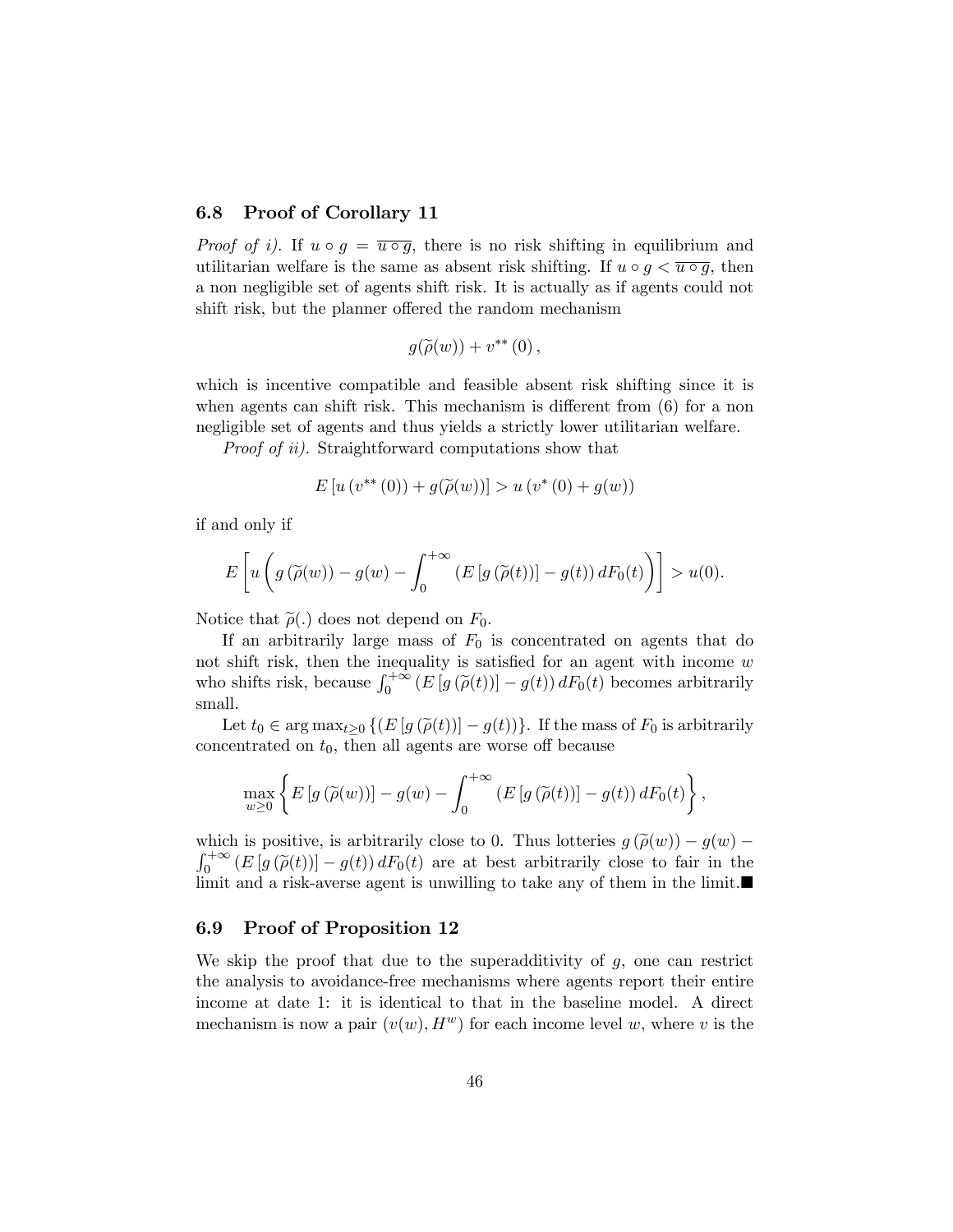### 6.8 Proof of Corollary 11

*Proof of i).* If $u \circ g = \overline{u \circ g}$, there is no risk shifting in equilibrium and utilitarian welfare is the same as absent risk shifting. If $u \circ g < \overline{u \circ g}$, then a non negligible set of agents shift risk. It is actually as if agents could not shift risk, but the planner offered the random mechanism

$$g(\widetilde{\rho}(w)) + v^{**}(0),$$

which is incentive compatible and feasible absent risk shifting since it is when agents can shift risk. This mechanism is different from (6) for a non negligible set of agents and thus yields a strictly lower utilitarian welfare.

*Proof of ii).* Straightforward computations show that

$$E\left[u\left(v^{**}(0)\right) + g(\widetilde{\rho}(w))\right] > u\left(v^{*}(0) + g(w)\right)$$

if and only if

$$E\left[u\left(g\left(\widetilde{\rho}(w)\right) - g(w) - \int_{0}^{+\infty}\left(E\left[g\left(\widetilde{\rho}(t)\right)\right] - g(t)\right)dF_0(t)\right)\right] > u(0).$$

Notice that $\widetilde{\rho}(.)$ does not depend on $F_0$.

If an arbitrarily large mass of $F_0$ is concentrated on agents that do not shift risk, then the inequality is satisfied for an agent with income $w$ who shifts risk, because $\int_0^{+\infty}\left(E\left[g\left(\widetilde{\rho}(t)\right)\right] - g(t)\right)dF_0(t)$ becomes arbitrarily small.

Let $t_0 \in \arg\max_{t \geq 0}\left\{\left(E\left[g\left(\widetilde{\rho}(t)\right)\right] - g(t)\right)\right\}$. If the mass of $F_0$ is arbitrarily concentrated on $t_0$, then all agents are worse off because

$$\max_{w \geq 0}\left\{E\left[g\left(\widetilde{\rho}(w)\right)\right] - g(w) - \int_{0}^{+\infty}\left(E\left[g\left(\widetilde{\rho}(t)\right)\right] - g(t)\right)dF_0(t)\right\},$$

which is positive, is arbitrarily close to 0. Thus lotteries $g\left(\widetilde{\rho}(w)\right) - g(w) - \int_0^{+\infty}\left(E\left[g\left(\widetilde{\rho}(t)\right)\right] - g(t)\right)dF_0(t)$ are at best arbitrarily close to fair in the limit and a risk-averse agent is unwilling to take any of them in the limit.■

### 6.9 Proof of Proposition 12

We skip the proof that due to the superadditivity of $g$, one can restrict the analysis to avoidance-free mechanisms where agents report their entire income at date 1: it is identical to that in the baseline model. A direct mechanism is now a pair $(v(w), H^w)$ for each income level $w$, where $v$ is the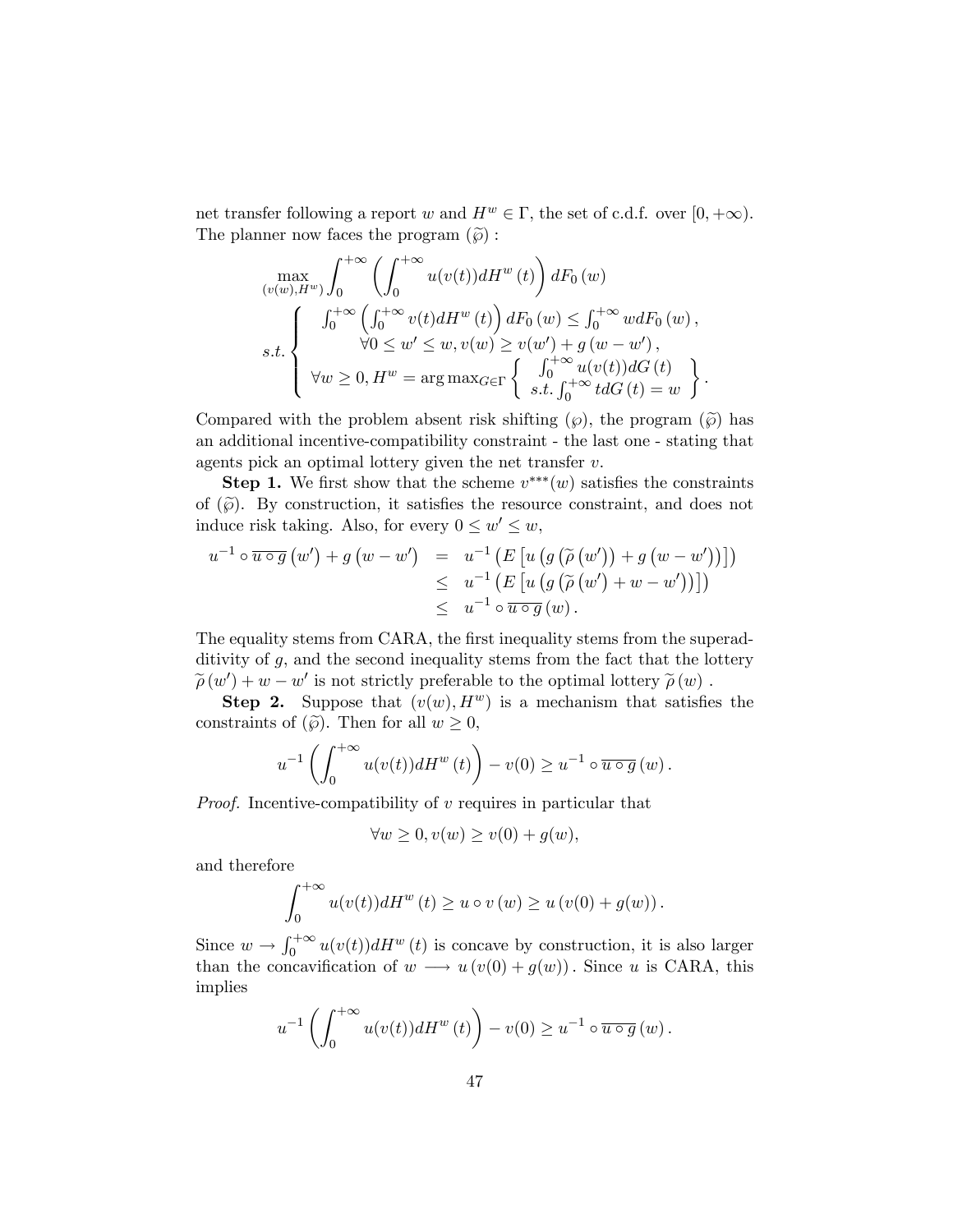net transfer following a report $w$ and $H^w \in \Gamma$, the set of c.d.f. over $[0, +\infty)$. The planner now faces the program $(\widetilde{\wp})$ :

$$
\max_{(v(w),H^w)} \int_0^{+\infty} \left( \int_0^{+\infty} u(v(t)) dH^w(t) \right) dF_0(w)
$$

$$
s.t. \left\{ \begin{array}{c} \int_0^{+\infty} \left( \int_0^{+\infty} v(t) dH^w(t) \right) dF_0(w) \leq \int_0^{+\infty} w dF_0(w), \\ \forall 0 \leq w' \leq w, v(w) \geq v(w') + g(w - w'), \\ \forall w \geq 0, H^w = \arg\max_{G \in \Gamma} \left\{ \begin{array}{c} \int_0^{+\infty} u(v(t)) dG(t) \\ s.t. \int_0^{+\infty} t dG(t) = w \end{array} \right\}. \end{array} \right.
$$

Compared with the problem absent risk shifting $(\wp)$, the program $(\widetilde{\wp})$ has an additional incentive-compatibility constraint - the last one - stating that agents pick an optimal lottery given the net transfer $v$.

**Step 1.** We first show that the scheme $v^{***}(w)$ satisfies the constraints of $(\widetilde{\wp})$. By construction, it satisfies the resource constraint, and does not induce risk taking. Also, for every $0 \leq w' \leq w$,

$$
\begin{aligned}
u^{-1} \circ \overline{u \circ g}(w') + g(w - w') &= u^{-1}\left(E\left[u\left(g\left(\widetilde{\rho}(w')\right) + g(w - w')\right)\right]\right) \\
&\leq u^{-1}\left(E\left[u\left(g\left(\widetilde{\rho}(w') + w - w'\right)\right)\right]\right) \\
&\leq u^{-1} \circ \overline{u \circ g}(w).
\end{aligned}
$$

The equality stems from CARA, the first inequality stems from the superadditivity of $g$, and the second inequality stems from the fact that the lottery $\widetilde{\rho}(w') + w - w'$ is not strictly preferable to the optimal lottery $\widetilde{\rho}(w)$ .

**Step 2.** Suppose that $(v(w), H^w)$ is a mechanism that satisfies the constraints of $(\widetilde{\wp})$. Then for all $w \geq 0$,

$$
u^{-1}\left(\int_0^{+\infty} u(v(t)) dH^w(t)\right) - v(0) \geq u^{-1} \circ \overline{u \circ g}(w).
$$

*Proof.* Incentive-compatibility of $v$ requires in particular that

$$
\forall w \geq 0, v(w) \geq v(0) + g(w),
$$

and therefore

$$
\int_0^{+\infty} u(v(t)) dH^w(t) \geq u \circ v(w) \geq u(v(0) + g(w)).
$$

Since $w \to \int_0^{+\infty} u(v(t)) dH^w(t)$ is concave by construction, it is also larger than the concavification of $w \longrightarrow u(v(0) + g(w))$. Since $u$ is CARA, this implies

$$
u^{-1}\left(\int_0^{+\infty} u(v(t)) dH^w(t)\right) - v(0) \geq u^{-1} \circ \overline{u \circ g}(w).
$$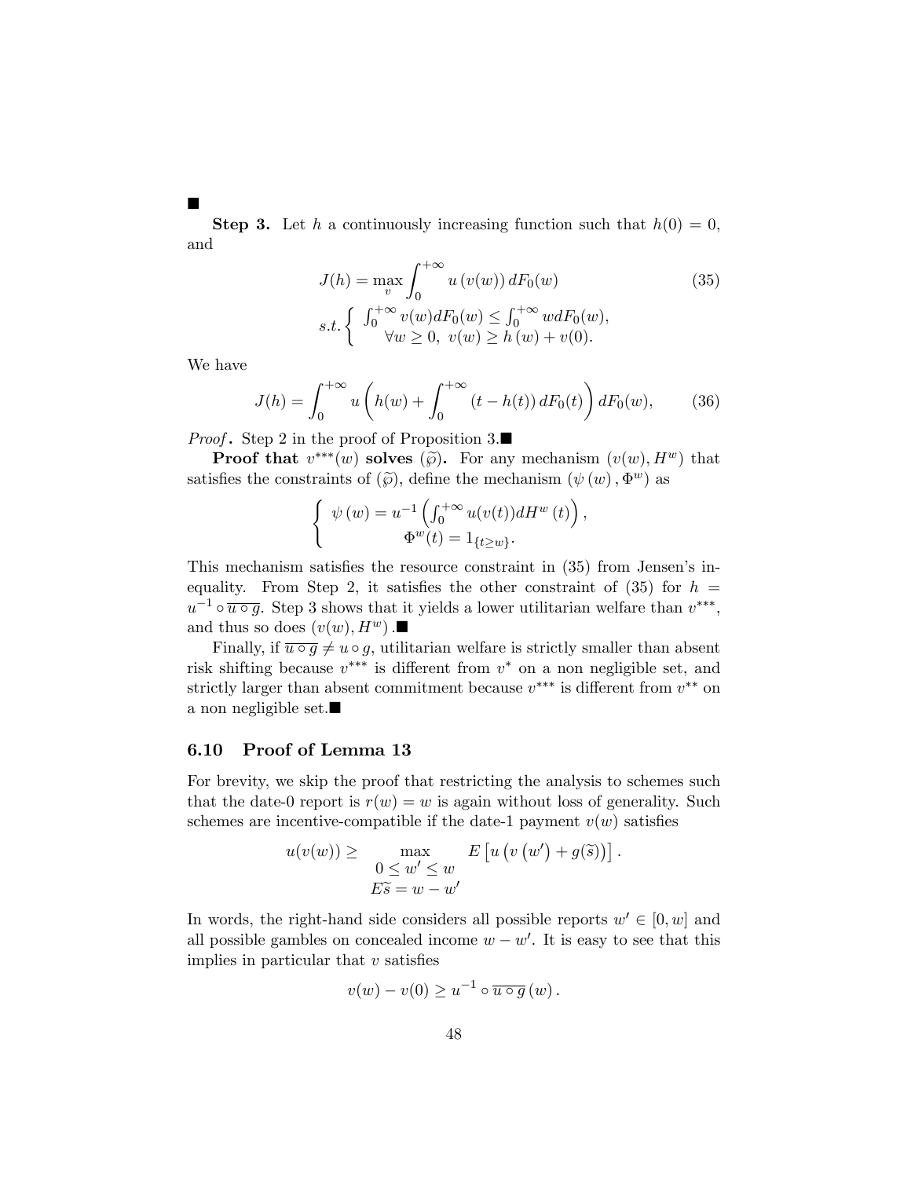■

**Step 3.** Let $h$ a continuously increasing function such that $h(0) = 0$, and

$$J(h) = \max_{v} \int_0^{+\infty} u(v(w)) \, dF_0(w) \tag{35}$$
$$s.t. \left\{ \begin{array}{c} \int_0^{+\infty} v(w) dF_0(w) \leq \int_0^{+\infty} w dF_0(w), \\ \forall w \geq 0, \ v(w) \geq h(w) + v(0). \end{array} \right.$$

We have

$$J(h) = \int_0^{+\infty} u\left(h(w) + \int_0^{+\infty} (t - h(t)) \, dF_0(t)\right) dF_0(w), \tag{36}$$

*Proof.* Step 2 in the proof of Proposition 3.■

**Proof that $v^{***}(w)$ solves $(\widetilde{\wp})$.** For any mechanism $(v(w), H^w)$ that satisfies the constraints of $(\widetilde{\wp})$, define the mechanism $(\psi(w), \Phi^w)$ as

$$\left\{ \begin{array}{c} \psi(w) = u^{-1}\left(\int_0^{+\infty} u(v(t)) dH^w(t)\right), \\ \Phi^w(t) = 1_{\{t \geq w\}}. \end{array} \right.$$

This mechanism satisfies the resource constraint in (35) from Jensen's inequality. From Step 2, it satisfies the other constraint of (35) for $h = u^{-1} \circ \overline{u \circ g}$. Step 3 shows that it yields a lower utilitarian welfare than $v^{***}$, and thus so does $(v(w), H^w)$.■

Finally, if $\overline{u \circ g} \neq u \circ g$, utilitarian welfare is strictly smaller than absent risk shifting because $v^{***}$ is different from $v^*$ on a non negligible set, and strictly larger than absent commitment because $v^{***}$ is different from $v^{**}$ on a non negligible set.■

### 6.10 Proof of Lemma 13

For brevity, we skip the proof that restricting the analysis to schemes such that the date-0 report is $r(w) = w$ is again without loss of generality. Such schemes are incentive-compatible if the date-1 payment $v(w)$ satisfies

$$u(v(w)) \geq \max_{\substack{0 \leq w' \leq w \\ E\widetilde{s} = w - w'}} E\left[u\left(v\left(w'\right) + g(\widetilde{s})\right)\right].$$

In words, the right-hand side considers all possible reports $w' \in [0, w]$ and all possible gambles on concealed income $w - w'$. It is easy to see that this implies in particular that $v$ satisfies

$$v(w) - v(0) \geq u^{-1} \circ \overline{u \circ g}(w).$$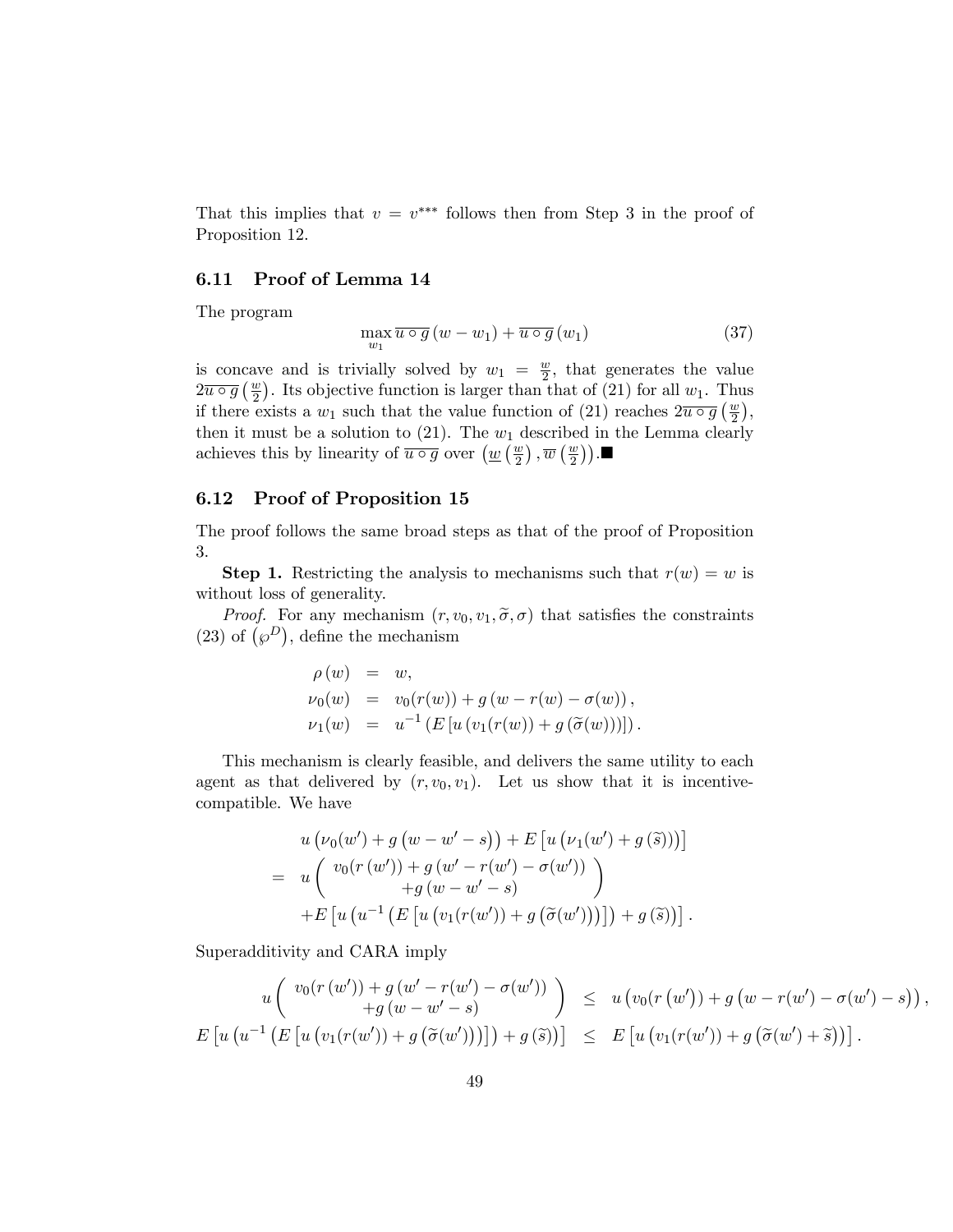That this implies that $v = v^{***}$ follows then from Step 3 in the proof of Proposition 12.

### 6.11 Proof of Lemma 14

The program

$$\max_{w_1} \overline{u \circ g}\,(w - w_1) + \overline{u \circ g}\,(w_1) \tag{37}$$

is concave and is trivially solved by $w_1 = \frac{w}{2}$, that generates the value $2\overline{u \circ g}\left(\frac{w}{2}\right)$. Its objective function is larger than that of (21) for all $w_1$. Thus if there exists a $w_1$ such that the value function of (21) reaches $2\overline{u \circ g}\left(\frac{w}{2}\right)$, then it must be a solution to (21). The $w_1$ described in the Lemma clearly achieves this by linearity of $\overline{u \circ g}$ over $\left(\underline{w}\left(\frac{w}{2}\right), \overline{w}\left(\frac{w}{2}\right)\right)$.■

### 6.12 Proof of Proposition 15

The proof follows the same broad steps as that of the proof of Proposition 3.

**Step 1.** Restricting the analysis to mechanisms such that $r(w) = w$ is without loss of generality.

*Proof.* For any mechanism $(r, v_0, v_1, \widetilde{\sigma}, \sigma)$ that satisfies the constraints (23) of $\left(\wp^D\right)$, define the mechanism

$$\begin{aligned}
\rho(w) &= w, \\
\nu_0(w) &= v_0(r(w)) + g\left(w - r(w) - \sigma(w)\right), \\
\nu_1(w) &= u^{-1}\left(E\left[u\left(v_1(r(w)) + g\left(\widetilde{\sigma}(w)\right)\right)\right]\right).
\end{aligned}$$

This mechanism is clearly feasible, and delivers the same utility to each agent as that delivered by $(r, v_0, v_1)$. Let us show that it is incentive-compatible. We have

$$\begin{aligned}
& u\left(\nu_0(w') + g\left(w - w' - s\right)\right) + E\left[u\left(\nu_1(w') + g\left(\widetilde{s}\right)\right)\right] \\
= \; & u\begin{pmatrix} v_0(r\left(w'\right)) + g\left(w' - r(w') - \sigma(w')\right) \\ +g\left(w - w' - s\right) \end{pmatrix} \\
& + E\left[u\left(u^{-1}\left(E\left[u\left(v_1(r(w')) + g\left(\widetilde{\sigma}(w')\right)\right)\right]\right) + g\left(\widetilde{s}\right)\right)\right].
\end{aligned}$$

Superadditivity and CARA imply

$$\begin{aligned}
u\begin{pmatrix} v_0(r\left(w'\right)) + g\left(w' - r(w') - \sigma(w')\right) \\ +g\left(w - w' - s\right) \end{pmatrix} &\leq u\left(v_0(r\left(w'\right)) + g\left(w - r(w') - \sigma(w') - s\right)\right), \\
E\left[u\left(u^{-1}\left(E\left[u\left(v_1(r(w')) + g\left(\widetilde{\sigma}(w')\right)\right)\right]\right) + g\left(\widetilde{s}\right)\right)\right] &\leq E\left[u\left(v_1(r(w')) + g\left(\widetilde{\sigma}(w') + \widetilde{s}\right)\right)\right].
\end{aligned}$$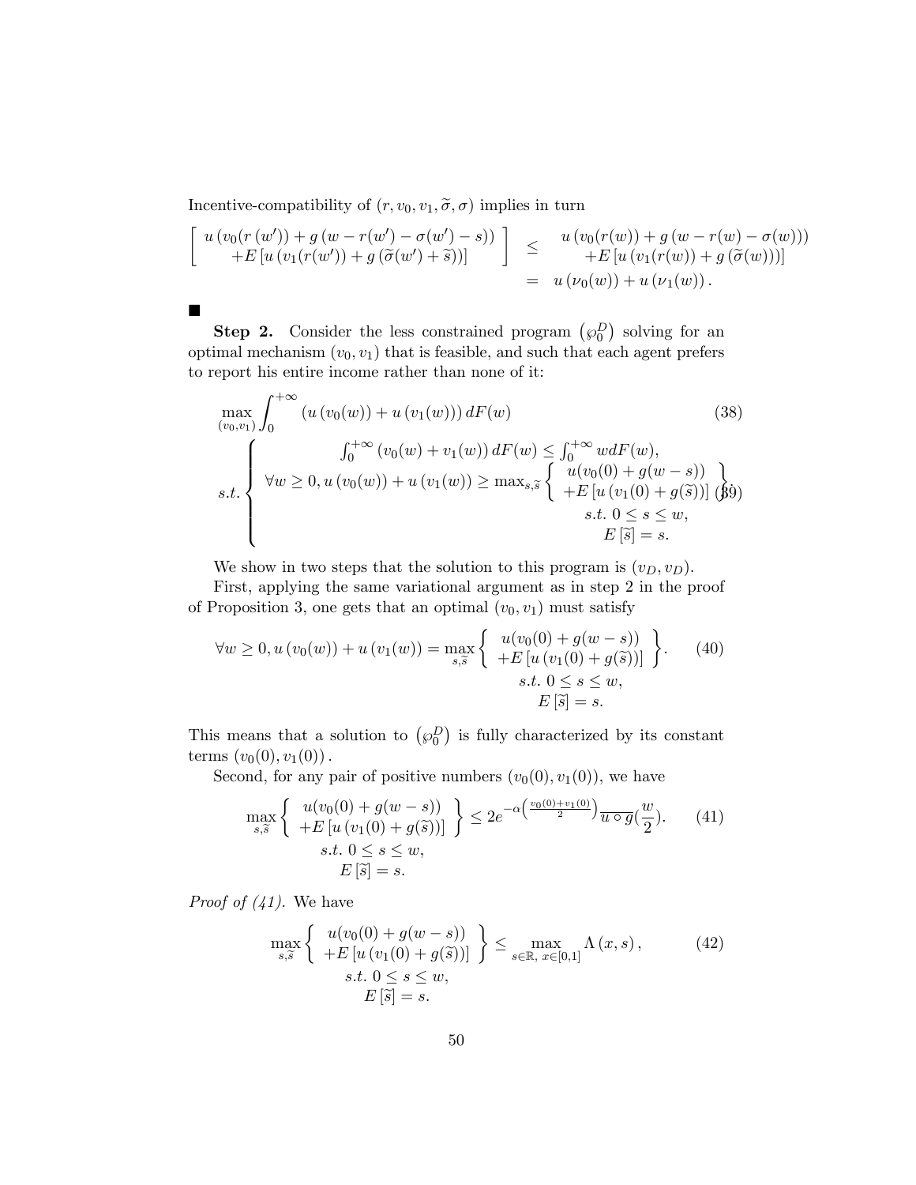Incentive-compatibility of $(r, v_0, v_1, \widetilde{\sigma}, \sigma)$ implies in turn

$$\left[\begin{array}{c} u\left(v_0(r\left(w'\right)) + g\left(w - r(w') - \sigma(w') - s\right)\right) \\ +E\left[u\left(v_1(r(w')) + g\left(\widetilde{\sigma}(w') + \widetilde{s}\right)\right)\right] \end{array}\right] \begin{array}{c} \leq \\ \\ = \end{array} \begin{array}{c} u\left(v_0(r(w)) + g\left(w - r(w) - \sigma(w)\right)\right) \\ +E\left[u\left(v_1(r(w)) + g\left(\widetilde{\sigma}(w)\right)\right)\right] \\ u\left(\nu_0(w)\right) + u\left(\nu_1(w)\right). \end{array}$$

■

**Step 2.** Consider the less constrained program $\left(\wp_0^D\right)$ solving for an optimal mechanism $(v_0, v_1)$ that is feasible, and such that each agent prefers to report his entire income rather than none of it:

$$\max_{(v_0,v_1)} \int_0^{+\infty} \left(u\left(v_0(w)\right) + u\left(v_1(w)\right)\right) dF(w) \tag{38}$$

$$s.t. \left\{ \begin{array}{c} \int_0^{+\infty} \left(v_0(w) + v_1(w)\right) dF(w) \leq \int_0^{+\infty} w dF(w), \\ \forall w \geq 0, u\left(v_0(w)\right) + u\left(v_1(w)\right) \geq \max_{s,\widetilde{s}} \left\{ \begin{array}{c} u(v_0(0) + g(w - s)) \\ +E\left[u\left(v_1(0) + g(\widetilde{s})\right)\right] \end{array} \right\} \\ s.t.\ 0 \leq s \leq w, \\ E\left[\widetilde{s}\right] = s. \end{array} \right. \tag{39}$$

We show in two steps that the solution to this program is $(v_D, v_D)$.

First, applying the same variational argument as in step 2 in the proof of Proposition 3, one gets that an optimal $(v_0, v_1)$ must satisfy

$$\forall w \geq 0, u\left(v_0(w)\right) + u\left(v_1(w)\right) = \max_{s,\widetilde{s}} \left\{ \begin{array}{c} u(v_0(0) + g(w - s)) \\ +E\left[u\left(v_1(0) + g(\widetilde{s})\right)\right] \end{array} \right\}. \quad s.t.\ 0 \leq s \leq w, \quad E\left[\widetilde{s}\right] = s. \tag{40}$$

This means that a solution to $\left(\wp_0^D\right)$ is fully characterized by its constant terms $(v_0(0), v_1(0))$.

Second, for any pair of positive numbers $(v_0(0), v_1(0))$, we have

$$\max_{s,\widetilde{s}} \left\{ \begin{array}{c} u(v_0(0) + g(w - s)) \\ +E\left[u\left(v_1(0) + g(\widetilde{s})\right)\right] \end{array} \right\} \leq 2e^{-\alpha\left(\frac{v_0(0)+v_1(0)}{2}\right)} \overline{u \circ g}\left(\frac{w}{2}\right). \quad s.t.\ 0 \leq s \leq w, \quad E\left[\widetilde{s}\right] = s. \tag{41}$$

*Proof of (41).* We have

$$\max_{s,\widetilde{s}} \left\{ \begin{array}{c} u(v_0(0) + g(w - s)) \\ +E\left[u\left(v_1(0) + g(\widetilde{s})\right)\right] \end{array} \right\} \leq \max_{s \in \mathbb{R},\ x \in [0,1]} \Lambda\left(x, s\right), \quad s.t.\ 0 \leq s \leq w, \quad E\left[\widetilde{s}\right] = s. \tag{42}$$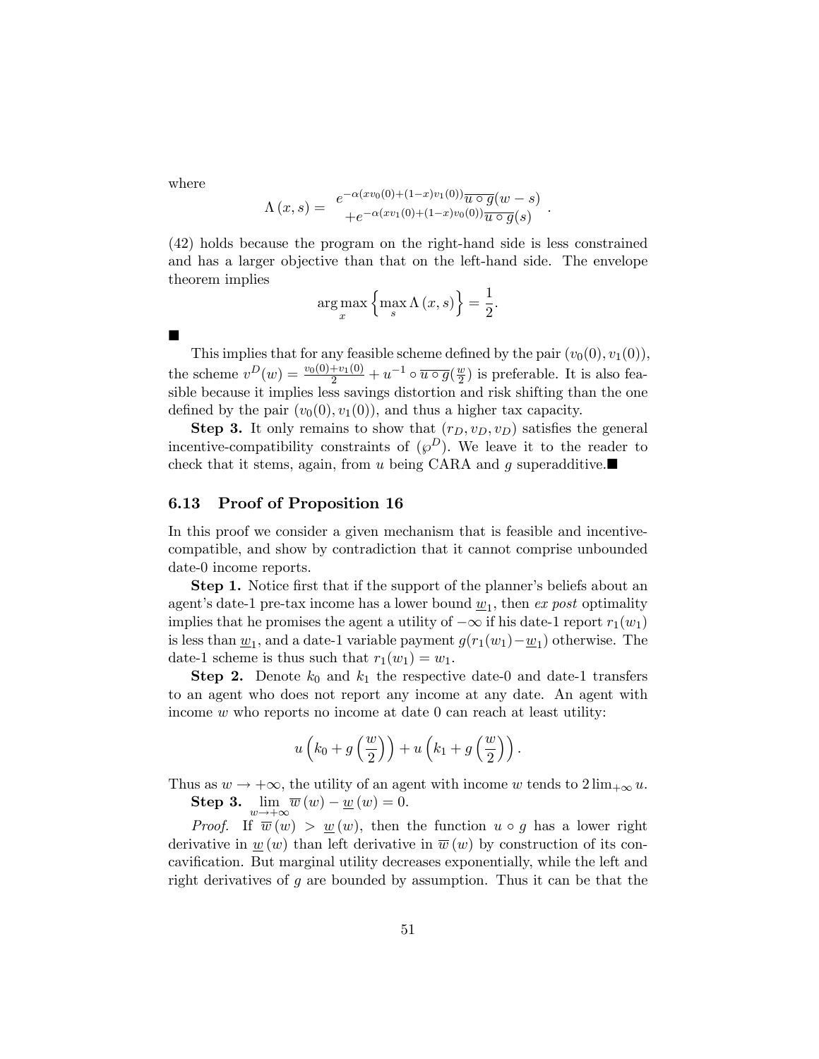where

$$\Lambda(x,s) = \begin{array}{c} e^{-\alpha(xv_0(0)+(1-x)v_1(0))}\overline{u \circ g}(w-s) \\ +e^{-\alpha(xv_1(0)+(1-x)v_0(0))}\overline{u \circ g}(s) \end{array}.$$

(42) holds because the program on the right-hand side is less constrained and has a larger objective than that on the left-hand side. The envelope theorem implies

$$\arg\max_x \left\{ \max_s \Lambda(x,s) \right\} = \frac{1}{2}.$$

■

This implies that for any feasible scheme defined by the pair $(v_0(0), v_1(0))$, the scheme $v^D(w) = \frac{v_0(0)+v_1(0)}{2} + u^{-1} \circ \overline{u \circ g}(\frac{w}{2})$ is preferable. It is also feasible because it implies less savings distortion and risk shifting than the one defined by the pair $(v_0(0), v_1(0))$, and thus a higher tax capacity.

**Step 3.** It only remains to show that $(r_D, v_D, v_D)$ satisfies the general incentive-compatibility constraints of $(\wp^D)$. We leave it to the reader to check that it stems, again, from $u$ being CARA and $g$ superadditive.■

## 6.13 Proof of Proposition 16

In this proof we consider a given mechanism that is feasible and incentive-compatible, and show by contradiction that it cannot comprise unbounded date-0 income reports.

**Step 1.** Notice first that if the support of the planner's beliefs about an agent's date-1 pre-tax income has a lower bound $\underline{w}_1$, then *ex post* optimality implies that he promises the agent a utility of $-\infty$ if his date-1 report $r_1(w_1)$ is less than $\underline{w}_1$, and a date-1 variable payment $g(r_1(w_1) - \underline{w}_1)$ otherwise. The date-1 scheme is thus such that $r_1(w_1) = w_1$.

**Step 2.** Denote $k_0$ and $k_1$ the respective date-0 and date-1 transfers to an agent who does not report any income at any date. An agent with income $w$ who reports no income at date 0 can reach at least utility:

$$u\left(k_0 + g\left(\frac{w}{2}\right)\right) + u\left(k_1 + g\left(\frac{w}{2}\right)\right).$$

Thus as $w \to +\infty$, the utility of an agent with income $w$ tends to $2 \lim_{+\infty} u$.

**Step 3.** $\lim_{w \to +\infty} \overline{w}(w) - \underline{w}(w) = 0$.

*Proof.* If $\overline{w}(w) > \underline{w}(w)$, then the function $u \circ g$ has a lower right derivative in $\underline{w}(w)$ than left derivative in $\overline{w}(w)$ by construction of its concavification. But marginal utility decreases exponentially, while the left and right derivatives of $g$ are bounded by assumption. Thus it can be that the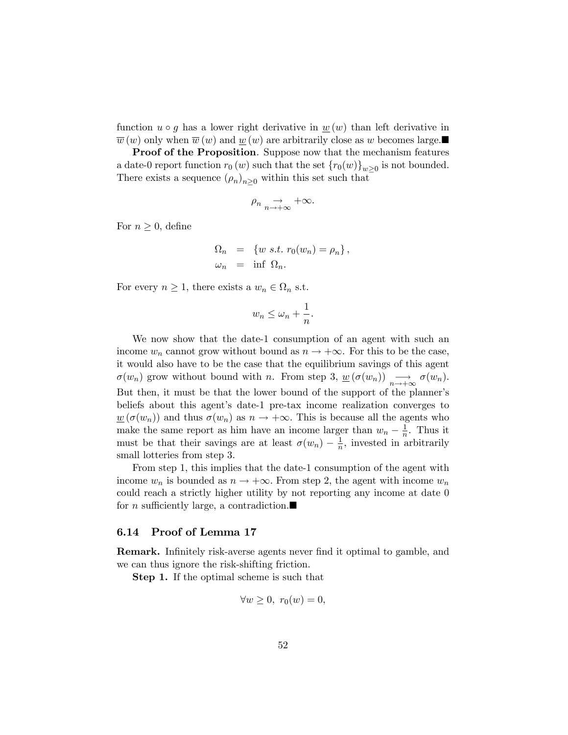function $u \circ g$ has a lower right derivative in $\underline{w}(w)$ than left derivative in $\overline{w}(w)$ only when $\overline{w}(w)$ and $\underline{w}(w)$ are arbitrarily close as $w$ becomes large.■

**Proof of the Proposition**. Suppose now that the mechanism features a date-0 report function $r_0(w)$ such that the set $\{r_0(w)\}_{w \geq 0}$ is not bounded. There exists a sequence $(\rho_n)_{n \geq 0}$ within this set such that

$$\rho_n \underset{n \to +\infty}{\to} +\infty.$$

For $n \geq 0$, define

$$\begin{aligned} \Omega_n &= \{w \ s.t. \ r_0(w_n) = \rho_n\}, \\ \omega_n &= \inf \ \Omega_n. \end{aligned}$$

For every $n \geq 1$, there exists a $w_n \in \Omega_n$ s.t.

$$w_n \leq \omega_n + \frac{1}{n}.$$

We now show that the date-1 consumption of an agent with such an income $w_n$ cannot grow without bound as $n \to +\infty$. For this to be the case, it would also have to be the case that the equilibrium savings of this agent $\sigma(w_n)$ grow without bound with $n$. From step 3, $\underline{w}(\sigma(w_n)) \underset{n \to +\infty}{\longrightarrow} \sigma(w_n)$. But then, it must be that the lower bound of the support of the planner's beliefs about this agent's date-1 pre-tax income realization converges to $\underline{w}(\sigma(w_n))$ and thus $\sigma(w_n)$ as $n \to +\infty$. This is because all the agents who make the same report as him have an income larger than $w_n - \frac{1}{n}$. Thus it must be that their savings are at least $\sigma(w_n) - \frac{1}{n}$, invested in arbitrarily small lotteries from step 3.

From step 1, this implies that the date-1 consumption of the agent with income $w_n$ is bounded as $n \to +\infty$. From step 2, the agent with income $w_n$ could reach a strictly higher utility by not reporting any income at date 0 for $n$ sufficiently large, a contradiction.■

### 6.14 Proof of Lemma 17

**Remark.** Infinitely risk-averse agents never find it optimal to gamble, and we can thus ignore the risk-shifting friction.

**Step 1.** If the optimal scheme is such that

$$\forall w \geq 0, \ r_0(w) = 0,$$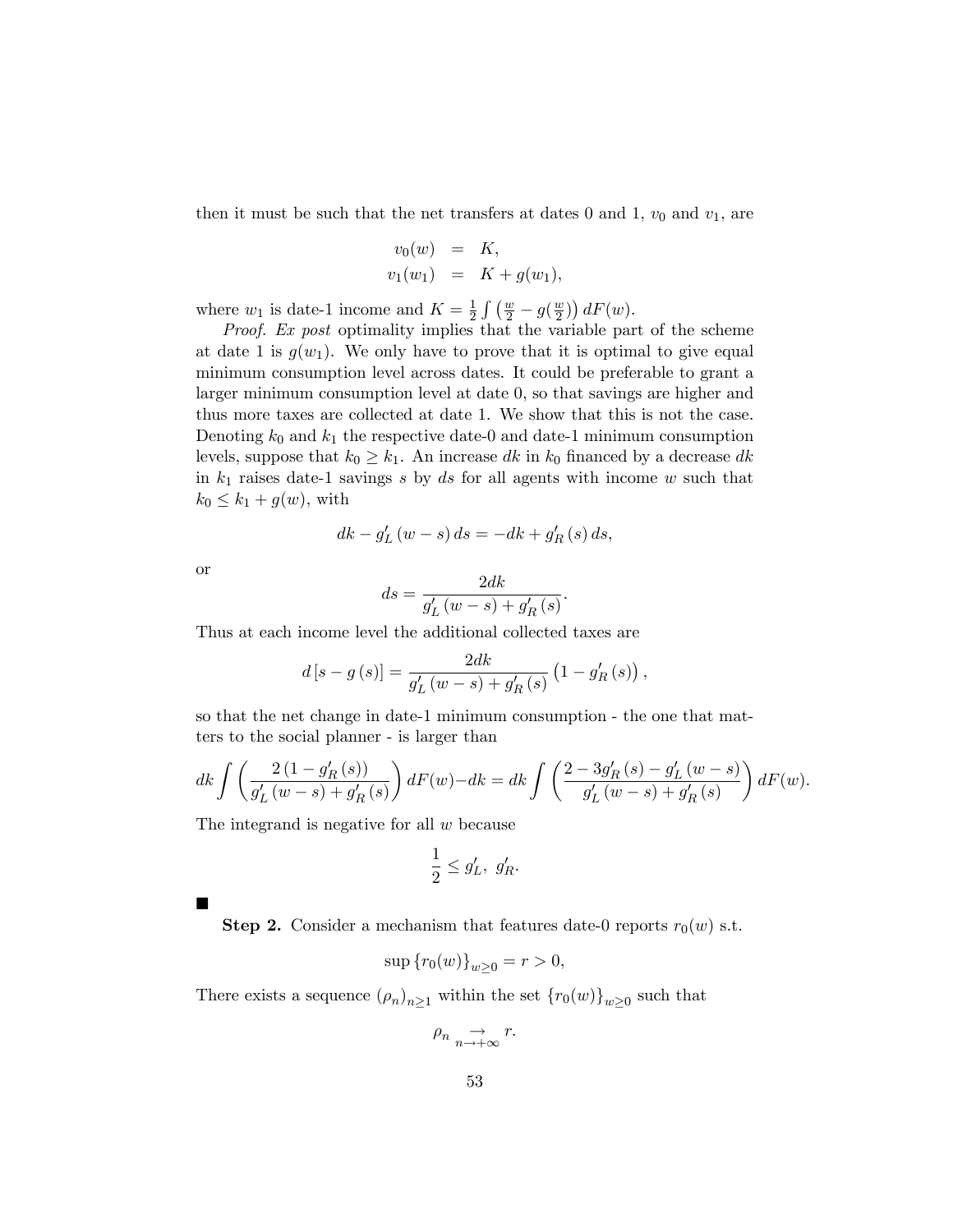then it must be such that the net transfers at dates 0 and 1, $v_0$ and $v_1$, are

$$
\begin{aligned}
v_0(w) &= K, \\
v_1(w_1) &= K + g(w_1),
\end{aligned}
$$

where $w_1$ is date-1 income and $K = \frac{1}{2}\int \left(\frac{w}{2} - g(\frac{w}{2})\right) dF(w)$.

*Proof.* *Ex post* optimality implies that the variable part of the scheme at date 1 is $g(w_1)$. We only have to prove that it is optimal to give equal minimum consumption level across dates. It could be preferable to grant a larger minimum consumption level at date 0, so that savings are higher and thus more taxes are collected at date 1. We show that this is not the case. Denoting $k_0$ and $k_1$ the respective date-0 and date-1 minimum consumption levels, suppose that $k_0 \geq k_1$. An increase $dk$ in $k_0$ financed by a decrease $dk$ in $k_1$ raises date-1 savings $s$ by $ds$ for all agents with income $w$ such that $k_0 \leq k_1 + g(w)$, with

$$
dk - g_L'(w-s)\, ds = -dk + g_R'(s)\, ds,
$$

or

$$
ds = \frac{2dk}{g_L'(w-s) + g_R'(s)}.
$$

Thus at each income level the additional collected taxes are

$$
d\left[s - g(s)\right] = \frac{2dk}{g_L'(w-s) + g_R'(s)}\left(1 - g_R'(s)\right),
$$

so that the net change in date-1 minimum consumption - the one that matters to the social planner - is larger than

$$
dk \int \left(\frac{2\left(1 - g_R'(s)\right)}{g_L'(w-s) + g_R'(s)}\right) dF(w) - dk = dk \int \left(\frac{2 - 3g_R'(s) - g_L'(w-s)}{g_L'(w-s) + g_R'(s)}\right) dF(w).
$$

The integrand is negative for all $w$ because

$$
\frac{1}{2} \leq g_L',\ g_R'.
$$

■

**Step 2.** Consider a mechanism that features date-0 reports $r_0(w)$ s.t.

$$
\sup\left\{r_0(w)\right\}_{w \geq 0} = r > 0,
$$

There exists a sequence $(\rho_n)_{n \geq 1}$ within the set $\{r_0(w)\}_{w \geq 0}$ such that

$$
\rho_n \underset{n \to +\infty}{\to} r.
$$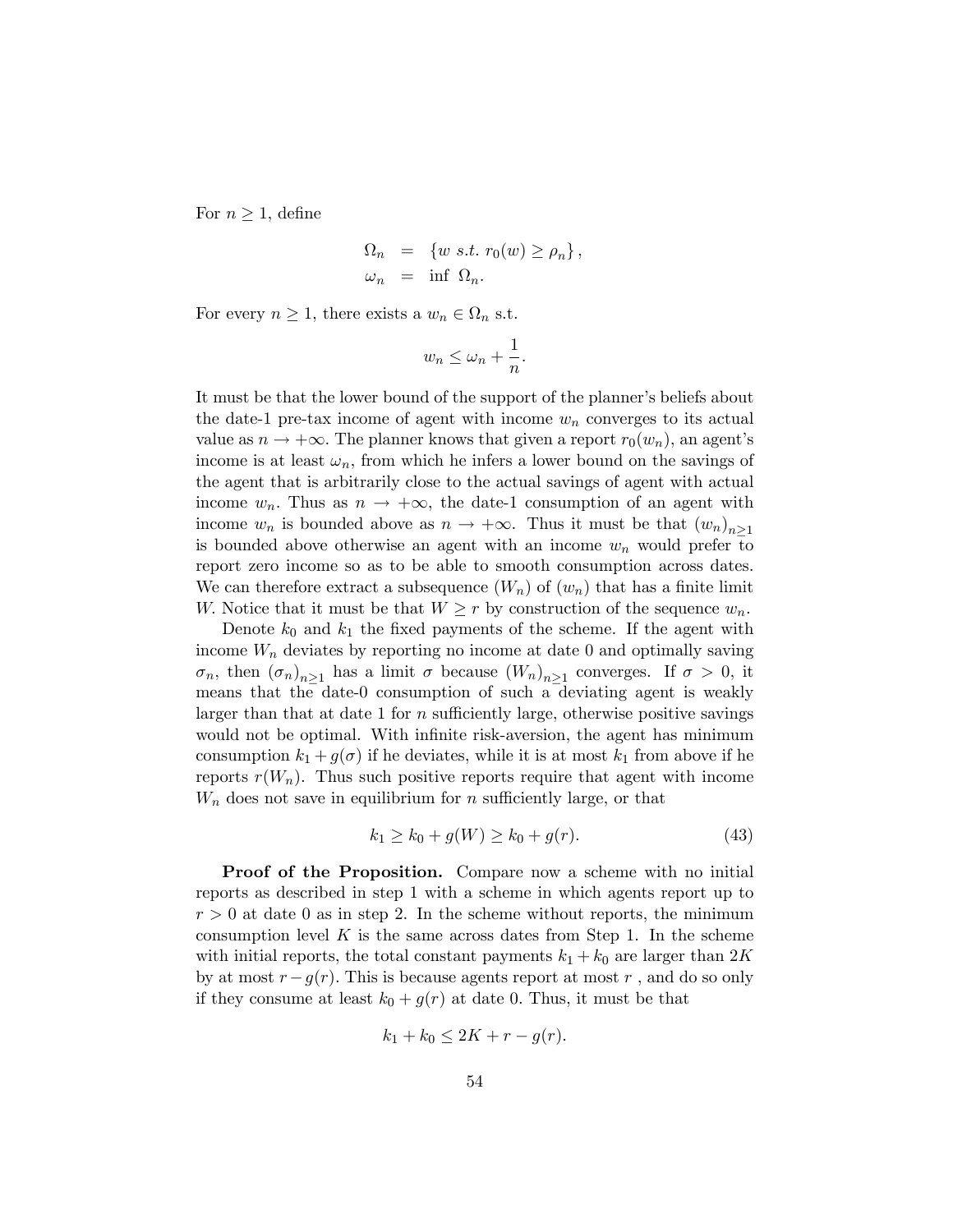For $n \geq 1$, define

$$\begin{aligned}
\Omega_n &= \{w \text{ s.t. } r_0(w) \geq \rho_n\}, \\
\omega_n &= \inf \ \Omega_n.
\end{aligned}$$

For every $n \geq 1$, there exists a $w_n \in \Omega_n$ s.t.

$$w_n \leq \omega_n + \frac{1}{n}.$$

It must be that the lower bound of the support of the planner's beliefs about the date-1 pre-tax income of agent with income $w_n$ converges to its actual value as $n \to +\infty$. The planner knows that given a report $r_0(w_n)$, an agent's income is at least $\omega_n$, from which he infers a lower bound on the savings of the agent that is arbitrarily close to the actual savings of agent with actual income $w_n$. Thus as $n \to +\infty$, the date-1 consumption of an agent with income $w_n$ is bounded above as $n \to +\infty$. Thus it must be that $(w_n)_{n \geq 1}$ is bounded above otherwise an agent with an income $w_n$ would prefer to report zero income so as to be able to smooth consumption across dates. We can therefore extract a subsequence $(W_n)$ of $(w_n)$ that has a finite limit $W$. Notice that it must be that $W \geq r$ by construction of the sequence $w_n$.

Denote $k_0$ and $k_1$ the fixed payments of the scheme. If the agent with income $W_n$ deviates by reporting no income at date 0 and optimally saving $\sigma_n$, then $(\sigma_n)_{n \geq 1}$ has a limit $\sigma$ because $(W_n)_{n \geq 1}$ converges. If $\sigma > 0$, it means that the date-0 consumption of such a deviating agent is weakly larger than that at date 1 for $n$ sufficiently large, otherwise positive savings would not be optimal. With infinite risk-aversion, the agent has minimum consumption $k_1 + g(\sigma)$ if he deviates, while it is at most $k_1$ from above if he reports $r(W_n)$. Thus such positive reports require that agent with income $W_n$ does not save in equilibrium for $n$ sufficiently large, or that

$$k_1 \geq k_0 + g(W) \geq k_0 + g(r). \tag{43}$$

**Proof of the Proposition.** Compare now a scheme with no initial reports as described in step 1 with a scheme in which agents report up to $r > 0$ at date 0 as in step 2. In the scheme without reports, the minimum consumption level $K$ is the same across dates from Step 1. In the scheme with initial reports, the total constant payments $k_1 + k_0$ are larger than $2K$ by at most $r - g(r)$. This is because agents report at most $r$ , and do so only if they consume at least $k_0 + g(r)$ at date 0. Thus, it must be that

$$k_1 + k_0 \leq 2K + r - g(r).$$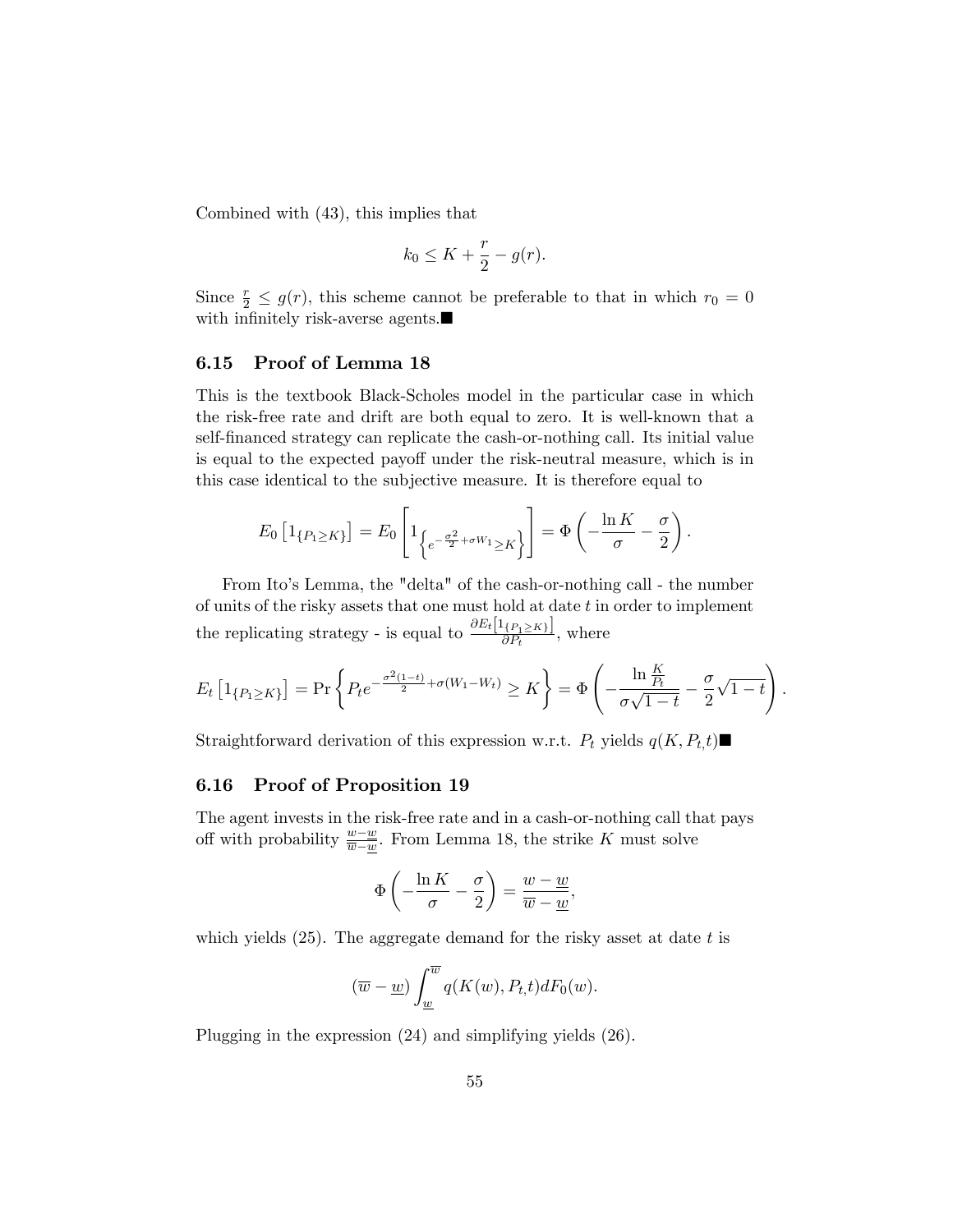Combined with (43), this implies that

$$k_0 \leq K + \frac{r}{2} - g(r).$$

Since $\frac{r}{2} \leq g(r)$, this scheme cannot be preferable to that in which $r_0 = 0$ with infinitely risk-averse agents.■

### 6.15 Proof of Lemma 18

This is the textbook Black-Scholes model in the particular case in which the risk-free rate and drift are both equal to zero. It is well-known that a self-financed strategy can replicate the cash-or-nothing call. Its initial value is equal to the expected payoff under the risk-neutral measure, which is in this case identical to the subjective measure. It is therefore equal to

$$E_0\left[1_{\{P_1 \geq K\}}\right] = E_0\left[1_{\left\{e^{-\frac{\sigma^2}{2}+\sigma W_1} \geq K\right\}}\right] = \Phi\left(-\frac{\ln K}{\sigma} - \frac{\sigma}{2}\right).$$

From Ito's Lemma, the "delta" of the cash-or-nothing call - the number of units of the risky assets that one must hold at date $t$ in order to implement the replicating strategy - is equal to $\frac{\partial E_t\left[1_{\{P_1 \geq K\}}\right]}{\partial P_t}$, where

$$E_t\left[1_{\{P_1 \geq K\}}\right] = \Pr\left\{P_t e^{-\frac{\sigma^2(1-t)}{2}+\sigma(W_1 - W_t)} \geq K\right\} = \Phi\left(-\frac{\ln \frac{K}{P_t}}{\sigma\sqrt{1-t}} - \frac{\sigma}{2}\sqrt{1-t}\right).$$

Straightforward derivation of this expression w.r.t. $P_t$ yields $q(K, P_{t,} t)$■

### 6.16 Proof of Proposition 19

The agent invests in the risk-free rate and in a cash-or-nothing call that pays off with probability $\frac{w - \underline{w}}{\overline{w} - \underline{w}}$. From Lemma 18, the strike $K$ must solve

$$\Phi\left(-\frac{\ln K}{\sigma} - \frac{\sigma}{2}\right) = \frac{w - \underline{w}}{\overline{w} - \underline{w}},$$

which yields (25). The aggregate demand for the risky asset at date $t$ is

$$(\overline{w} - \underline{w})\int_{\underline{w}}^{\overline{w}} q(K(w), P_{t,} t) dF_0(w).$$

Plugging in the expression (24) and simplifying yields (26).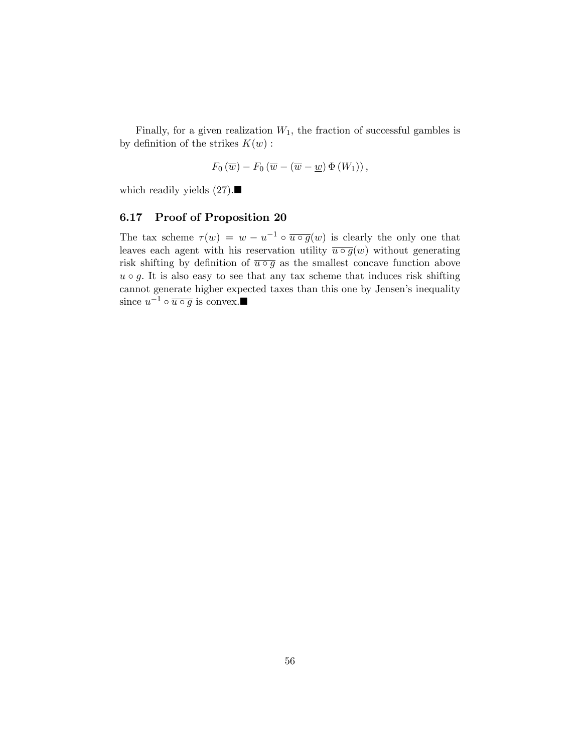Finally, for a given realization $W_1$, the fraction of successful gambles is by definition of the strikes $K(w)$ :

$$F_0(\overline{w}) - F_0(\overline{w} - (\overline{w} - \underline{w})\,\Phi(W_1)),$$

which readily yields (27).■

### 6.17 Proof of Proposition 20

The tax scheme $\tau(w) = w - u^{-1} \circ \overline{u \circ g}(w)$ is clearly the only one that leaves each agent with his reservation utility $\overline{u \circ g}(w)$ without generating risk shifting by definition of $\overline{u \circ g}$ as the smallest concave function above $u \circ g$. It is also easy to see that any tax scheme that induces risk shifting cannot generate higher expected taxes than this one by Jensen's inequality since $u^{-1} \circ \overline{u \circ g}$ is convex.■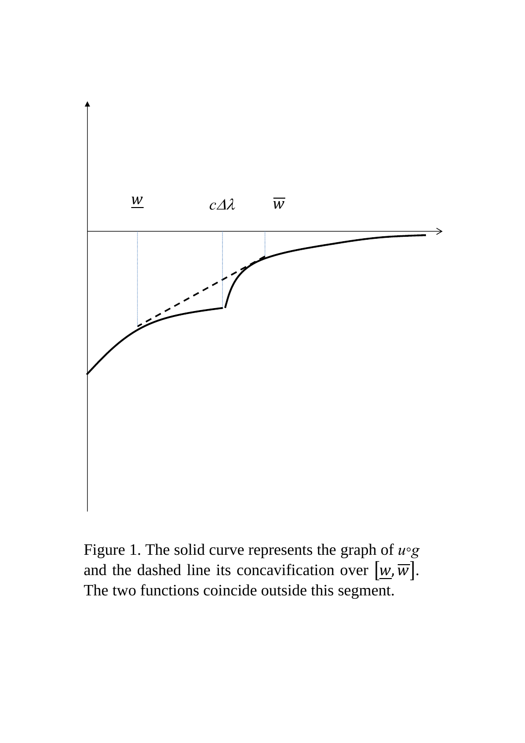Figure 1. The solid curve represents the graph of $u \circ g$ and the dashed line its concavification over $[\underline{w}, \overline{w}]$. The two functions coincide outside this segment.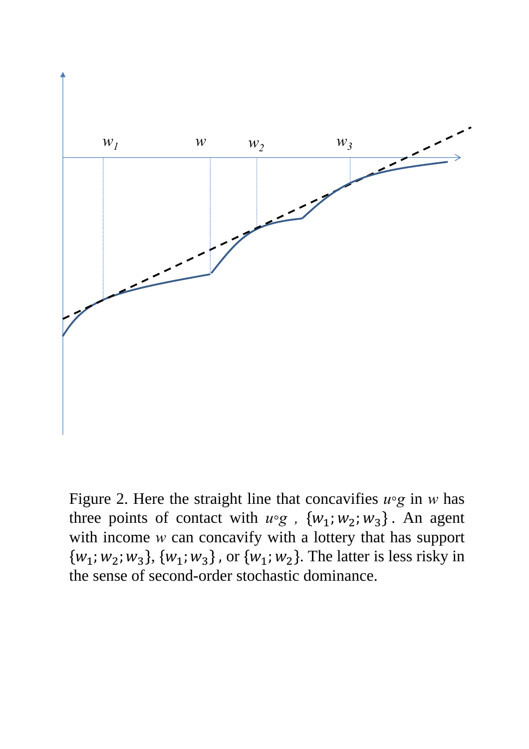$w_1$

$w$

$w_2$

$w_3$

Figure 2. Here the straight line that concavifies $u \circ g$ in $w$ has three points of contact with $u \circ g$ , $\{w_1; w_2; w_3\}$. An agent with income $w$ can concavify with a lottery that has support $\{w_1; w_2; w_3\}$, $\{w_1; w_3\}$, or $\{w_1; w_2\}$. The latter is less risky in the sense of second-order stochastic dominance.